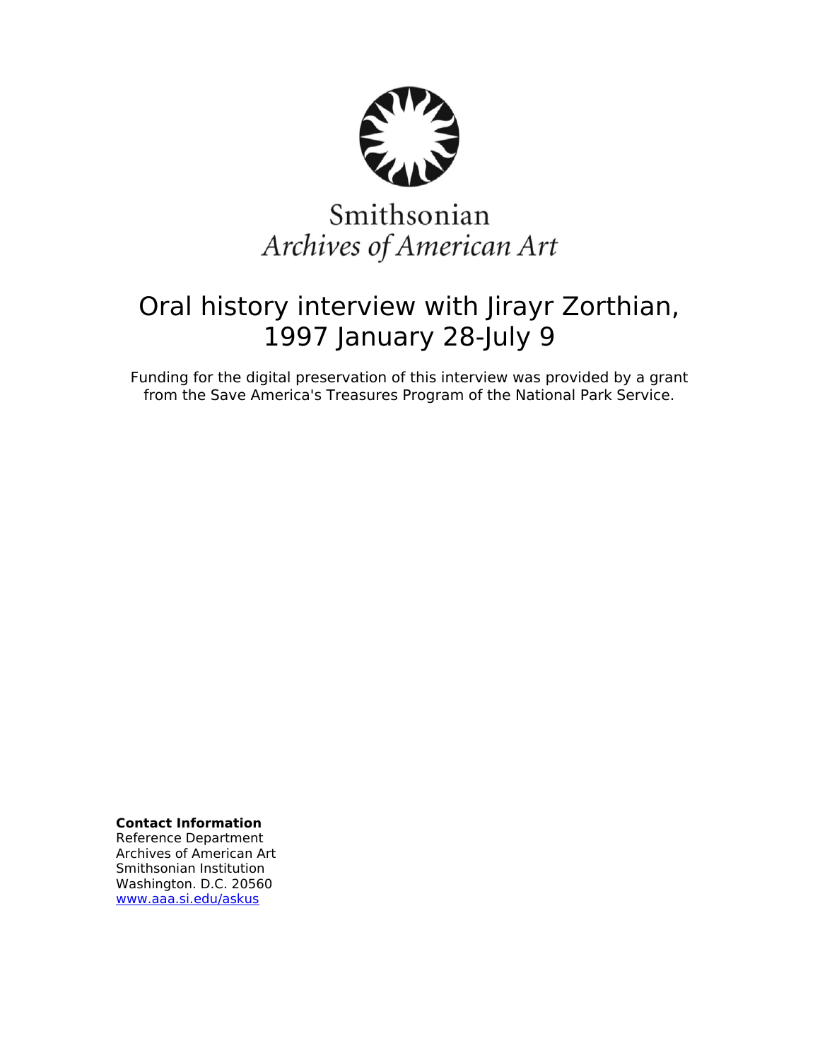Smithsonian
*Archives of American Art*

# Oral history interview with Jirayr Zorthian, 1997 January 28-July 9

Funding for the digital preservation of this interview was provided by a grant from the Save America's Treasures Program of the National Park Service.

**Contact Information**
Reference Department
Archives of American Art
Smithsonian Institution
Washington. D.C. 20560
www.aaa.si.edu/askus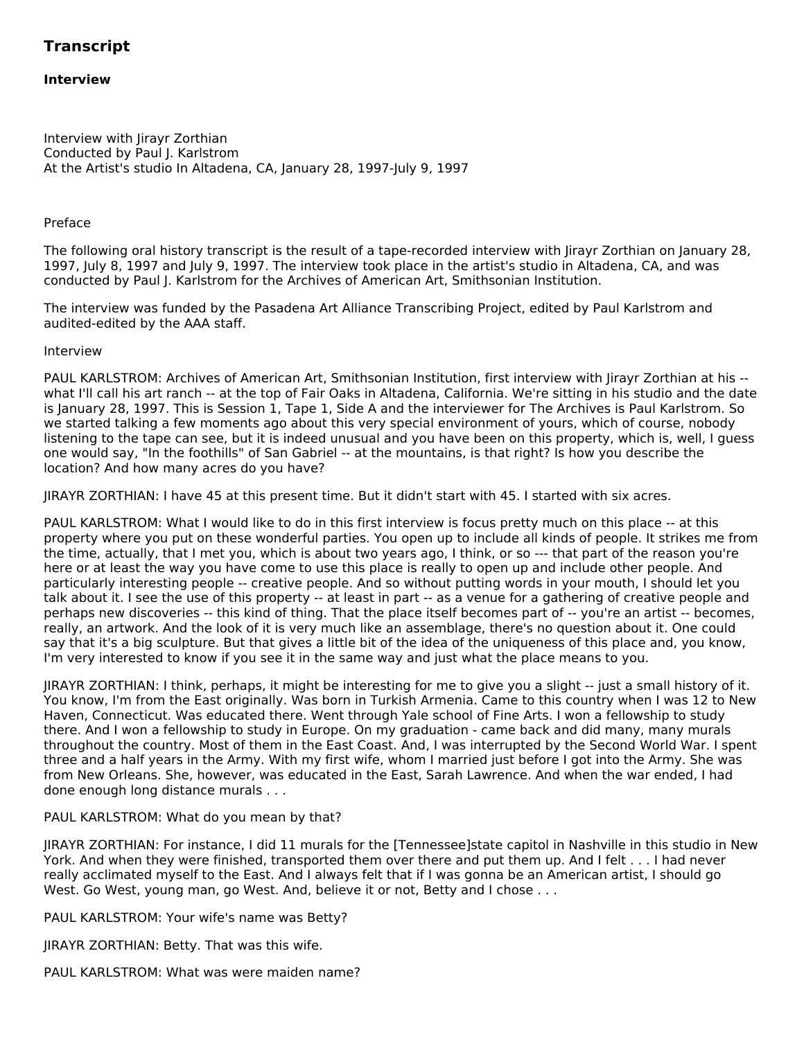# Transcript

### Interview

Interview with Jirayr Zorthian
Conducted by Paul J. Karlstrom
At the Artist's studio In Altadena, CA, January 28, 1997-July 9, 1997

Preface

The following oral history transcript is the result of a tape-recorded interview with Jirayr Zorthian on January 28, 1997, July 8, 1997 and July 9, 1997. The interview took place in the artist's studio in Altadena, CA, and was conducted by Paul J. Karlstrom for the Archives of American Art, Smithsonian Institution.

The interview was funded by the Pasadena Art Alliance Transcribing Project, edited by Paul Karlstrom and audited-edited by the AAA staff.

Interview

PAUL KARLSTROM: Archives of American Art, Smithsonian Institution, first interview with Jirayr Zorthian at his -- what I'll call his art ranch -- at the top of Fair Oaks in Altadena, California. We're sitting in his studio and the date is January 28, 1997. This is Session 1, Tape 1, Side A and the interviewer for The Archives is Paul Karlstrom. So we started talking a few moments ago about this very special environment of yours, which of course, nobody listening to the tape can see, but it is indeed unusual and you have been on this property, which is, well, I guess one would say, "In the foothills" of San Gabriel -- at the mountains, is that right? Is how you describe the location? And how many acres do you have?

JIRAYR ZORTHIAN: I have 45 at this present time. But it didn't start with 45. I started with six acres.

PAUL KARLSTROM: What I would like to do in this first interview is focus pretty much on this place -- at this property where you put on these wonderful parties. You open up to include all kinds of people. It strikes me from the time, actually, that I met you, which is about two years ago, I think, or so --- that part of the reason you're here or at least the way you have come to use this place is really to open up and include other people. And particularly interesting people -- creative people. And so without putting words in your mouth, I should let you talk about it. I see the use of this property -- at least in part -- as a venue for a gathering of creative people and perhaps new discoveries -- this kind of thing. That the place itself becomes part of -- you're an artist -- becomes, really, an artwork. And the look of it is very much like an assemblage, there's no question about it. One could say that it's a big sculpture. But that gives a little bit of the idea of the uniqueness of this place and, you know, I'm very interested to know if you see it in the same way and just what the place means to you.

JIRAYR ZORTHIAN: I think, perhaps, it might be interesting for me to give you a slight -- just a small history of it. You know, I'm from the East originally. Was born in Turkish Armenia. Came to this country when I was 12 to New Haven, Connecticut. Was educated there. Went through Yale school of Fine Arts. I won a fellowship to study there. And I won a fellowship to study in Europe. On my graduation - came back and did many, many murals throughout the country. Most of them in the East Coast. And, I was interrupted by the Second World War. I spent three and a half years in the Army. With my first wife, whom I married just before I got into the Army. She was from New Orleans. She, however, was educated in the East, Sarah Lawrence. And when the war ended, I had done enough long distance murals . . .

PAUL KARLSTROM: What do you mean by that?

JIRAYR ZORTHIAN: For instance, I did 11 murals for the [Tennessee]state capitol in Nashville in this studio in New York. And when they were finished, transported them over there and put them up. And I felt . . . I had never really acclimated myself to the East. And I always felt that if I was gonna be an American artist, I should go West. Go West, young man, go West. And, believe it or not, Betty and I chose . . .

PAUL KARLSTROM: Your wife's name was Betty?

JIRAYR ZORTHIAN: Betty. That was this wife.

PAUL KARLSTROM: What was were maiden name?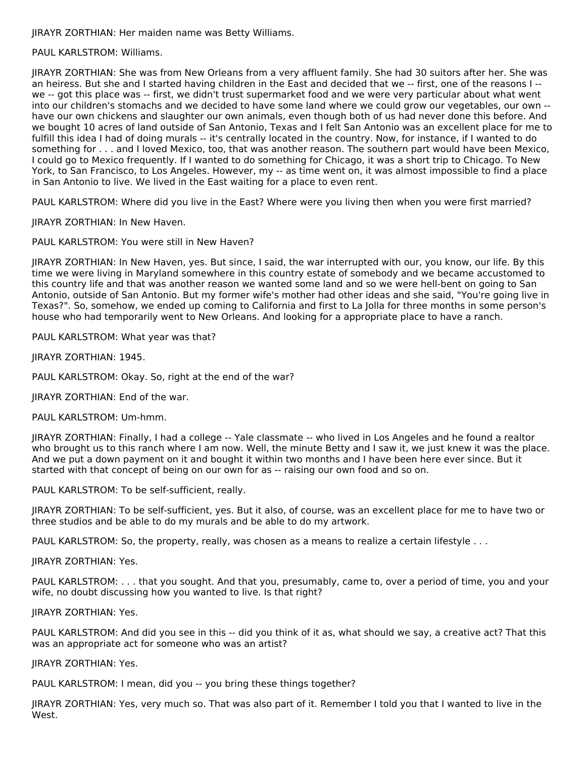JIRAYR ZORTHIAN: Her maiden name was Betty Williams.

PAUL KARLSTROM: Williams.

JIRAYR ZORTHIAN: She was from New Orleans from a very affluent family. She had 30 suitors after her. She was an heiress. But she and I started having children in the East and decided that we -- first, one of the reasons I -- we -- got this place was -- first, we didn't trust supermarket food and we were very particular about what went into our children's stomachs and we decided to have some land where we could grow our vegetables, our own -- have our own chickens and slaughter our own animals, even though both of us had never done this before. And we bought 10 acres of land outside of San Antonio, Texas and I felt San Antonio was an excellent place for me to fulfill this idea I had of doing murals -- it's centrally located in the country. Now, for instance, if I wanted to do something for . . . and I loved Mexico, too, that was another reason. The southern part would have been Mexico, I could go to Mexico frequently. If I wanted to do something for Chicago, it was a short trip to Chicago. To New York, to San Francisco, to Los Angeles. However, my -- as time went on, it was almost impossible to find a place in San Antonio to live. We lived in the East waiting for a place to even rent.

PAUL KARLSTROM: Where did you live in the East? Where were you living then when you were first married?

JIRAYR ZORTHIAN: In New Haven.

PAUL KARLSTROM: You were still in New Haven?

JIRAYR ZORTHIAN: In New Haven, yes. But since, I said, the war interrupted with our, you know, our life. By this time we were living in Maryland somewhere in this country estate of somebody and we became accustomed to this country life and that was another reason we wanted some land and so we were hell-bent on going to San Antonio, outside of San Antonio. But my former wife's mother had other ideas and she said, "You're going live in Texas?". So, somehow, we ended up coming to California and first to La Jolla for three months in some person's house who had temporarily went to New Orleans. And looking for a appropriate place to have a ranch.

PAUL KARLSTROM: What year was that?

JIRAYR ZORTHIAN: 1945.

PAUL KARLSTROM: Okay. So, right at the end of the war?

JIRAYR ZORTHIAN: End of the war.

PAUL KARLSTROM: Um-hmm.

JIRAYR ZORTHIAN: Finally, I had a college -- Yale classmate -- who lived in Los Angeles and he found a realtor who brought us to this ranch where I am now. Well, the minute Betty and I saw it, we just knew it was the place. And we put a down payment on it and bought it within two months and I have been here ever since. But it started with that concept of being on our own for as -- raising our own food and so on.

PAUL KARLSTROM: To be self-sufficient, really.

JIRAYR ZORTHIAN: To be self-sufficient, yes. But it also, of course, was an excellent place for me to have two or three studios and be able to do my murals and be able to do my artwork.

PAUL KARLSTROM: So, the property, really, was chosen as a means to realize a certain lifestyle . . .

JIRAYR ZORTHIAN: Yes.

PAUL KARLSTROM: . . . that you sought. And that you, presumably, came to, over a period of time, you and your wife, no doubt discussing how you wanted to live. Is that right?

JIRAYR ZORTHIAN: Yes.

PAUL KARLSTROM: And did you see in this -- did you think of it as, what should we say, a creative act? That this was an appropriate act for someone who was an artist?

JIRAYR ZORTHIAN: Yes.

PAUL KARLSTROM: I mean, did you -- you bring these things together?

JIRAYR ZORTHIAN: Yes, very much so. That was also part of it. Remember I told you that I wanted to live in the West.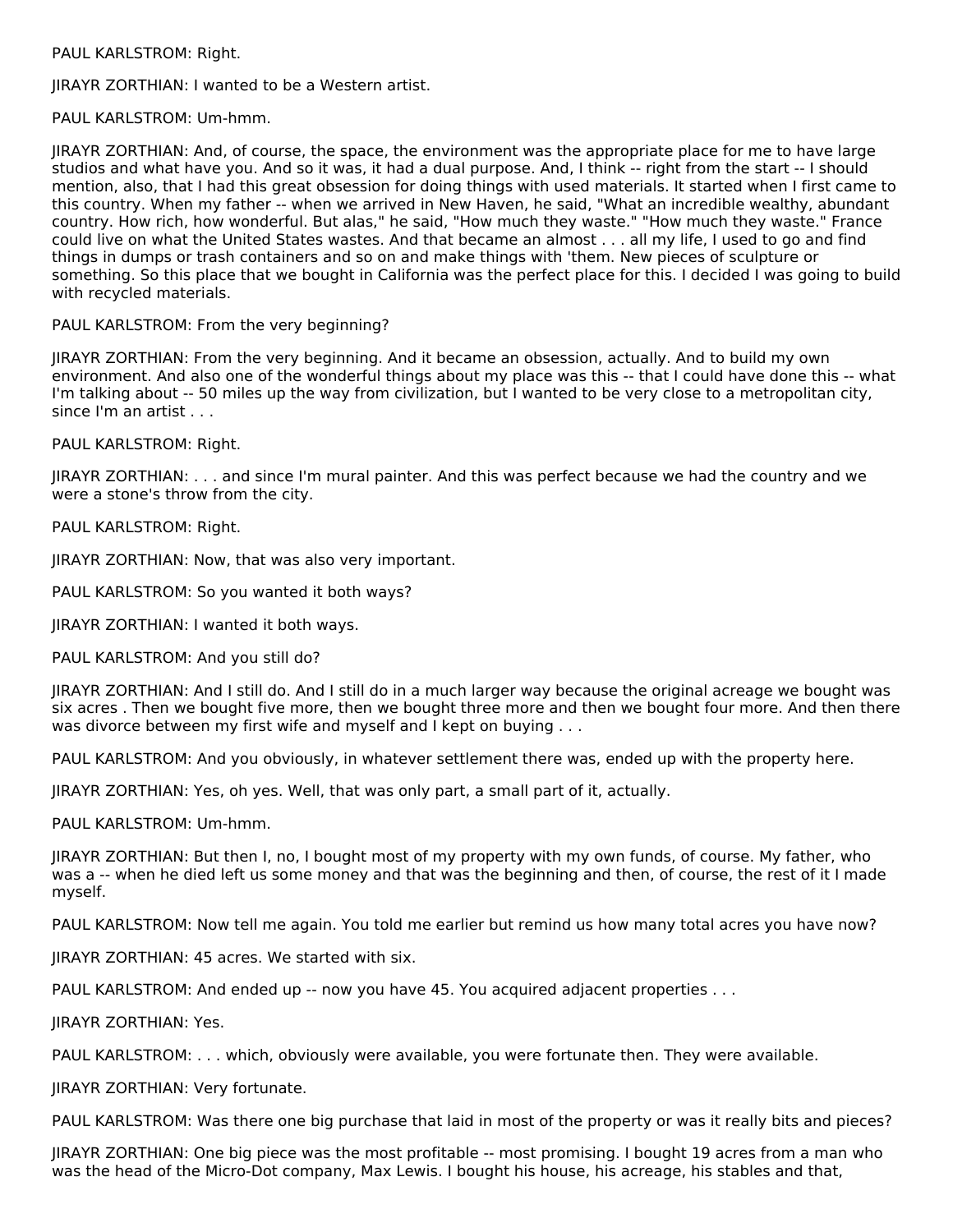PAUL KARLSTROM: Right.

JIRAYR ZORTHIAN: I wanted to be a Western artist.

PAUL KARLSTROM: Um-hmm.

JIRAYR ZORTHIAN: And, of course, the space, the environment was the appropriate place for me to have large studios and what have you. And so it was, it had a dual purpose. And, I think -- right from the start -- I should mention, also, that I had this great obsession for doing things with used materials. It started when I first came to this country. When my father -- when we arrived in New Haven, he said, "What an incredible wealthy, abundant country. How rich, how wonderful. But alas," he said, "How much they waste." "How much they waste." France could live on what the United States wastes. And that became an almost . . . all my life, I used to go and find things in dumps or trash containers and so on and make things with 'them. New pieces of sculpture or something. So this place that we bought in California was the perfect place for this. I decided I was going to build with recycled materials.

PAUL KARLSTROM: From the very beginning?

JIRAYR ZORTHIAN: From the very beginning. And it became an obsession, actually. And to build my own environment. And also one of the wonderful things about my place was this -- that I could have done this -- what I'm talking about -- 50 miles up the way from civilization, but I wanted to be very close to a metropolitan city, since I'm an artist . . .

PAUL KARLSTROM: Right.

JIRAYR ZORTHIAN: . . . and since I'm mural painter. And this was perfect because we had the country and we were a stone's throw from the city.

PAUL KARLSTROM: Right.

JIRAYR ZORTHIAN: Now, that was also very important.

PAUL KARLSTROM: So you wanted it both ways?

JIRAYR ZORTHIAN: I wanted it both ways.

PAUL KARLSTROM: And you still do?

JIRAYR ZORTHIAN: And I still do. And I still do in a much larger way because the original acreage we bought was six acres . Then we bought five more, then we bought three more and then we bought four more. And then there was divorce between my first wife and myself and I kept on buying . . .

PAUL KARLSTROM: And you obviously, in whatever settlement there was, ended up with the property here.

JIRAYR ZORTHIAN: Yes, oh yes. Well, that was only part, a small part of it, actually.

PAUL KARLSTROM: Um-hmm.

JIRAYR ZORTHIAN: But then I, no, I bought most of my property with my own funds, of course. My father, who was a -- when he died left us some money and that was the beginning and then, of course, the rest of it I made myself.

PAUL KARLSTROM: Now tell me again. You told me earlier but remind us how many total acres you have now?

JIRAYR ZORTHIAN: 45 acres. We started with six.

PAUL KARLSTROM: And ended up -- now you have 45. You acquired adjacent properties . . .

JIRAYR ZORTHIAN: Yes.

PAUL KARLSTROM: . . . which, obviously were available, you were fortunate then. They were available.

JIRAYR ZORTHIAN: Very fortunate.

PAUL KARLSTROM: Was there one big purchase that laid in most of the property or was it really bits and pieces?

JIRAYR ZORTHIAN: One big piece was the most profitable -- most promising. I bought 19 acres from a man who was the head of the Micro-Dot company, Max Lewis. I bought his house, his acreage, his stables and that,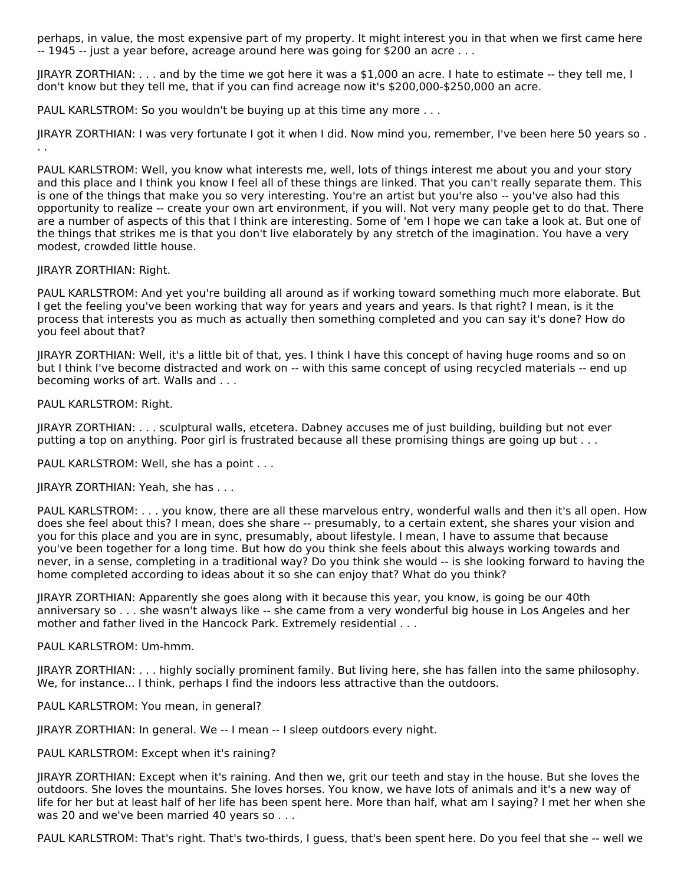perhaps, in value, the most expensive part of my property. It might interest you in that when we first came here -- 1945 -- just a year before, acreage around here was going for $200 an acre . . .

JIRAYR ZORTHIAN: . . . and by the time we got here it was a $1,000 an acre. I hate to estimate -- they tell me, I don't know but they tell me, that if you can find acreage now it's $200,000-$250,000 an acre.

PAUL KARLSTROM: So you wouldn't be buying up at this time any more . . .

JIRAYR ZORTHIAN: I was very fortunate I got it when I did. Now mind you, remember, I've been here 50 years so . . .

PAUL KARLSTROM: Well, you know what interests me, well, lots of things interest me about you and your story and this place and I think you know I feel all of these things are linked. That you can't really separate them. This is one of the things that make you so very interesting. You're an artist but you're also -- you've also had this opportunity to realize -- create your own art environment, if you will. Not very many people get to do that. There are a number of aspects of this that I think are interesting. Some of 'em I hope we can take a look at. But one of the things that strikes me is that you don't live elaborately by any stretch of the imagination. You have a very modest, crowded little house.

JIRAYR ZORTHIAN: Right.

PAUL KARLSTROM: And yet you're building all around as if working toward something much more elaborate. But I get the feeling you've been working that way for years and years and years. Is that right? I mean, is it the process that interests you as much as actually then something completed and you can say it's done? How do you feel about that?

JIRAYR ZORTHIAN: Well, it's a little bit of that, yes. I think I have this concept of having huge rooms and so on but I think I've become distracted and work on -- with this same concept of using recycled materials -- end up becoming works of art. Walls and . . .

PAUL KARLSTROM: Right.

JIRAYR ZORTHIAN: . . . sculptural walls, etcetera. Dabney accuses me of just building, building but not ever putting a top on anything. Poor girl is frustrated because all these promising things are going up but . . .

PAUL KARLSTROM: Well, she has a point . . .

JIRAYR ZORTHIAN: Yeah, she has . . .

PAUL KARLSTROM: . . . you know, there are all these marvelous entry, wonderful walls and then it's all open. How does she feel about this? I mean, does she share -- presumably, to a certain extent, she shares your vision and you for this place and you are in sync, presumably, about lifestyle. I mean, I have to assume that because you've been together for a long time. But how do you think she feels about this always working towards and never, in a sense, completing in a traditional way? Do you think she would -- is she looking forward to having the home completed according to ideas about it so she can enjoy that? What do you think?

JIRAYR ZORTHIAN: Apparently she goes along with it because this year, you know, is going be our 40th anniversary so . . . she wasn't always like -- she came from a very wonderful big house in Los Angeles and her mother and father lived in the Hancock Park. Extremely residential . . .

PAUL KARLSTROM: Um-hmm.

JIRAYR ZORTHIAN: . . . highly socially prominent family. But living here, she has fallen into the same philosophy. We, for instance... I think, perhaps I find the indoors less attractive than the outdoors.

PAUL KARLSTROM: You mean, in general?

JIRAYR ZORTHIAN: In general. We -- I mean -- I sleep outdoors every night.

PAUL KARLSTROM: Except when it's raining?

JIRAYR ZORTHIAN: Except when it's raining. And then we, grit our teeth and stay in the house. But she loves the outdoors. She loves the mountains. She loves horses. You know, we have lots of animals and it's a new way of life for her but at least half of her life has been spent here. More than half, what am I saying? I met her when she was 20 and we've been married 40 years so . . .

PAUL KARLSTROM: That's right. That's two-thirds, I guess, that's been spent here. Do you feel that she -- well we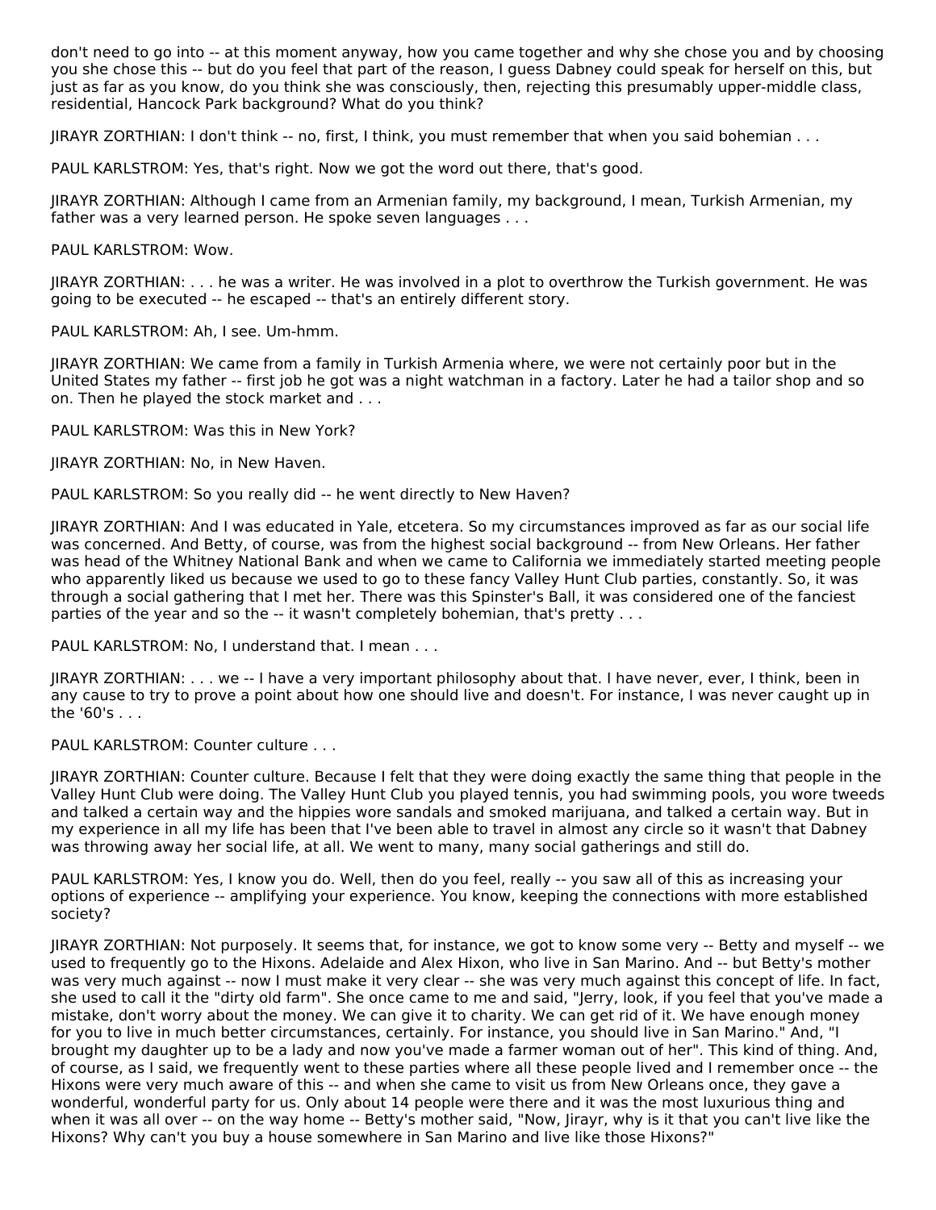don't need to go into -- at this moment anyway, how you came together and why she chose you and by choosing you she chose this -- but do you feel that part of the reason, I guess Dabney could speak for herself on this, but just as far as you know, do you think she was consciously, then, rejecting this presumably upper-middle class, residential, Hancock Park background? What do you think?

JIRAYR ZORTHIAN: I don't think -- no, first, I think, you must remember that when you said bohemian . . .

PAUL KARLSTROM: Yes, that's right. Now we got the word out there, that's good.

JIRAYR ZORTHIAN: Although I came from an Armenian family, my background, I mean, Turkish Armenian, my father was a very learned person. He spoke seven languages . . .

PAUL KARLSTROM: Wow.

JIRAYR ZORTHIAN: . . . he was a writer. He was involved in a plot to overthrow the Turkish government. He was going to be executed -- he escaped -- that's an entirely different story.

PAUL KARLSTROM: Ah, I see. Um-hmm.

JIRAYR ZORTHIAN: We came from a family in Turkish Armenia where, we were not certainly poor but in the United States my father -- first job he got was a night watchman in a factory. Later he had a tailor shop and so on. Then he played the stock market and . . .

PAUL KARLSTROM: Was this in New York?

JIRAYR ZORTHIAN: No, in New Haven.

PAUL KARLSTROM: So you really did -- he went directly to New Haven?

JIRAYR ZORTHIAN: And I was educated in Yale, etcetera. So my circumstances improved as far as our social life was concerned. And Betty, of course, was from the highest social background -- from New Orleans. Her father was head of the Whitney National Bank and when we came to California we immediately started meeting people who apparently liked us because we used to go to these fancy Valley Hunt Club parties, constantly. So, it was through a social gathering that I met her. There was this Spinster's Ball, it was considered one of the fanciest parties of the year and so the -- it wasn't completely bohemian, that's pretty . . .

PAUL KARLSTROM: No, I understand that. I mean . . .

JIRAYR ZORTHIAN: . . . we -- I have a very important philosophy about that. I have never, ever, I think, been in any cause to try to prove a point about how one should live and doesn't. For instance, I was never caught up in the '60's . . .

PAUL KARLSTROM: Counter culture . . .

JIRAYR ZORTHIAN: Counter culture. Because I felt that they were doing exactly the same thing that people in the Valley Hunt Club were doing. The Valley Hunt Club you played tennis, you had swimming pools, you wore tweeds and talked a certain way and the hippies wore sandals and smoked marijuana, and talked a certain way. But in my experience in all my life has been that I've been able to travel in almost any circle so it wasn't that Dabney was throwing away her social life, at all. We went to many, many social gatherings and still do.

PAUL KARLSTROM: Yes, I know you do. Well, then do you feel, really -- you saw all of this as increasing your options of experience -- amplifying your experience. You know, keeping the connections with more established society?

JIRAYR ZORTHIAN: Not purposely. It seems that, for instance, we got to know some very -- Betty and myself -- we used to frequently go to the Hixons. Adelaide and Alex Hixon, who live in San Marino. And -- but Betty's mother was very much against -- now I must make it very clear -- she was very much against this concept of life. In fact, she used to call it the "dirty old farm". She once came to me and said, "Jerry, look, if you feel that you've made a mistake, don't worry about the money. We can give it to charity. We can get rid of it. We have enough money for you to live in much better circumstances, certainly. For instance, you should live in San Marino." And, "I brought my daughter up to be a lady and now you've made a farmer woman out of her". This kind of thing. And, of course, as I said, we frequently went to these parties where all these people lived and I remember once -- the Hixons were very much aware of this -- and when she came to visit us from New Orleans once, they gave a wonderful, wonderful party for us. Only about 14 people were there and it was the most luxurious thing and when it was all over -- on the way home -- Betty's mother said, "Now, Jirayr, why is it that you can't live like the Hixons? Why can't you buy a house somewhere in San Marino and live like those Hixons?"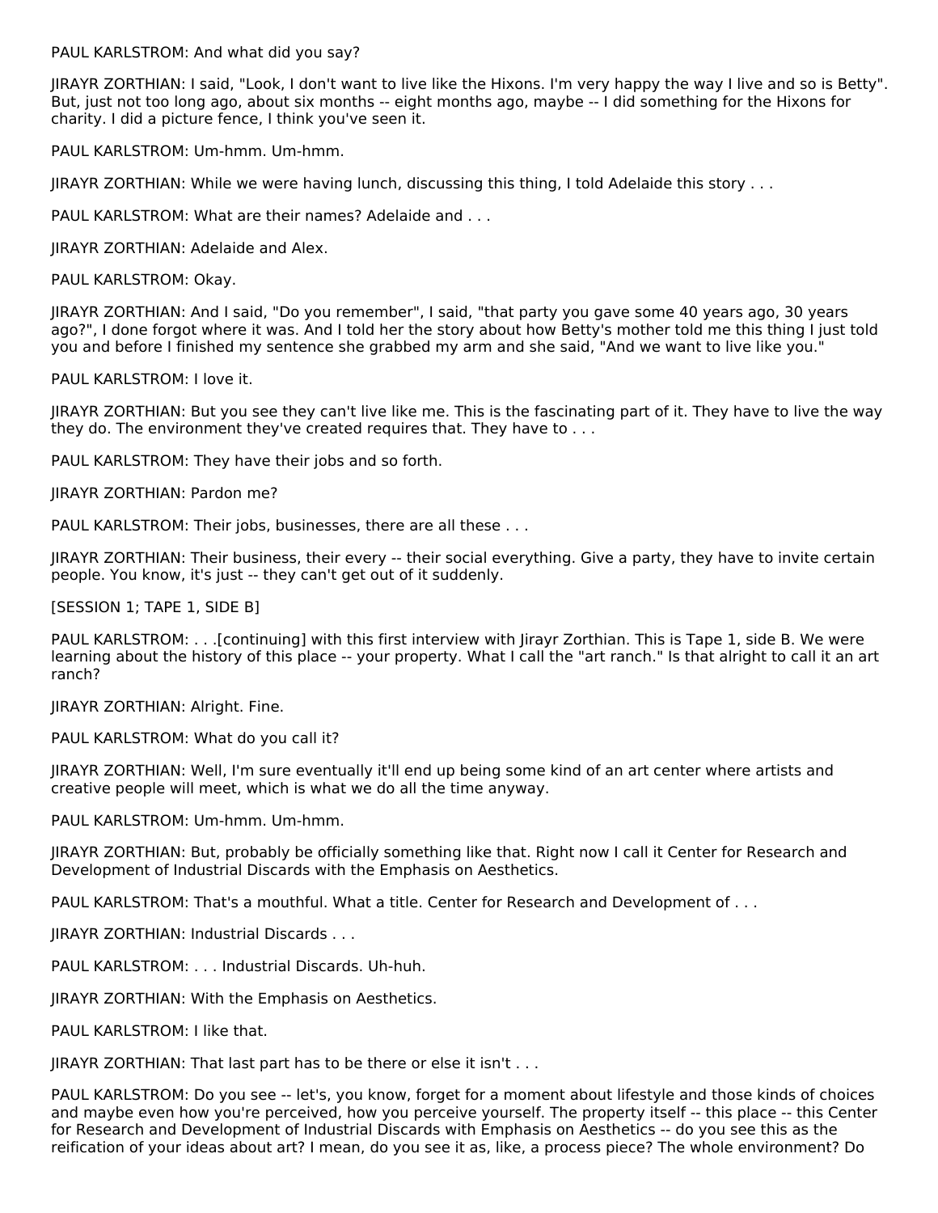PAUL KARLSTROM: And what did you say?

JIRAYR ZORTHIAN: I said, "Look, I don't want to live like the Hixons. I'm very happy the way I live and so is Betty". But, just not too long ago, about six months -- eight months ago, maybe -- I did something for the Hixons for charity. I did a picture fence, I think you've seen it.

PAUL KARLSTROM: Um-hmm. Um-hmm.

JIRAYR ZORTHIAN: While we were having lunch, discussing this thing, I told Adelaide this story . . .

PAUL KARLSTROM: What are their names? Adelaide and . . .

JIRAYR ZORTHIAN: Adelaide and Alex.

PAUL KARLSTROM: Okay.

JIRAYR ZORTHIAN: And I said, "Do you remember", I said, "that party you gave some 40 years ago, 30 years ago?", I done forgot where it was. And I told her the story about how Betty's mother told me this thing I just told you and before I finished my sentence she grabbed my arm and she said, "And we want to live like you."

PAUL KARLSTROM: I love it.

JIRAYR ZORTHIAN: But you see they can't live like me. This is the fascinating part of it. They have to live the way they do. The environment they've created requires that. They have to . . .

PAUL KARLSTROM: They have their jobs and so forth.

JIRAYR ZORTHIAN: Pardon me?

PAUL KARLSTROM: Their jobs, businesses, there are all these . . .

JIRAYR ZORTHIAN: Their business, their every -- their social everything. Give a party, they have to invite certain people. You know, it's just -- they can't get out of it suddenly.

[SESSION 1; TAPE 1, SIDE B]

PAUL KARLSTROM: . . .[continuing] with this first interview with Jirayr Zorthian. This is Tape 1, side B. We were learning about the history of this place -- your property. What I call the "art ranch." Is that alright to call it an art ranch?

JIRAYR ZORTHIAN: Alright. Fine.

PAUL KARLSTROM: What do you call it?

JIRAYR ZORTHIAN: Well, I'm sure eventually it'll end up being some kind of an art center where artists and creative people will meet, which is what we do all the time anyway.

PAUL KARLSTROM: Um-hmm. Um-hmm.

JIRAYR ZORTHIAN: But, probably be officially something like that. Right now I call it Center for Research and Development of Industrial Discards with the Emphasis on Aesthetics.

PAUL KARLSTROM: That's a mouthful. What a title. Center for Research and Development of . . .

JIRAYR ZORTHIAN: Industrial Discards . . .

PAUL KARLSTROM: . . . Industrial Discards. Uh-huh.

JIRAYR ZORTHIAN: With the Emphasis on Aesthetics.

PAUL KARLSTROM: I like that.

JIRAYR ZORTHIAN: That last part has to be there or else it isn't . . .

PAUL KARLSTROM: Do you see -- let's, you know, forget for a moment about lifestyle and those kinds of choices and maybe even how you're perceived, how you perceive yourself. The property itself -- this place -- this Center for Research and Development of Industrial Discards with Emphasis on Aesthetics -- do you see this as the reification of your ideas about art? I mean, do you see it as, like, a process piece? The whole environment? Do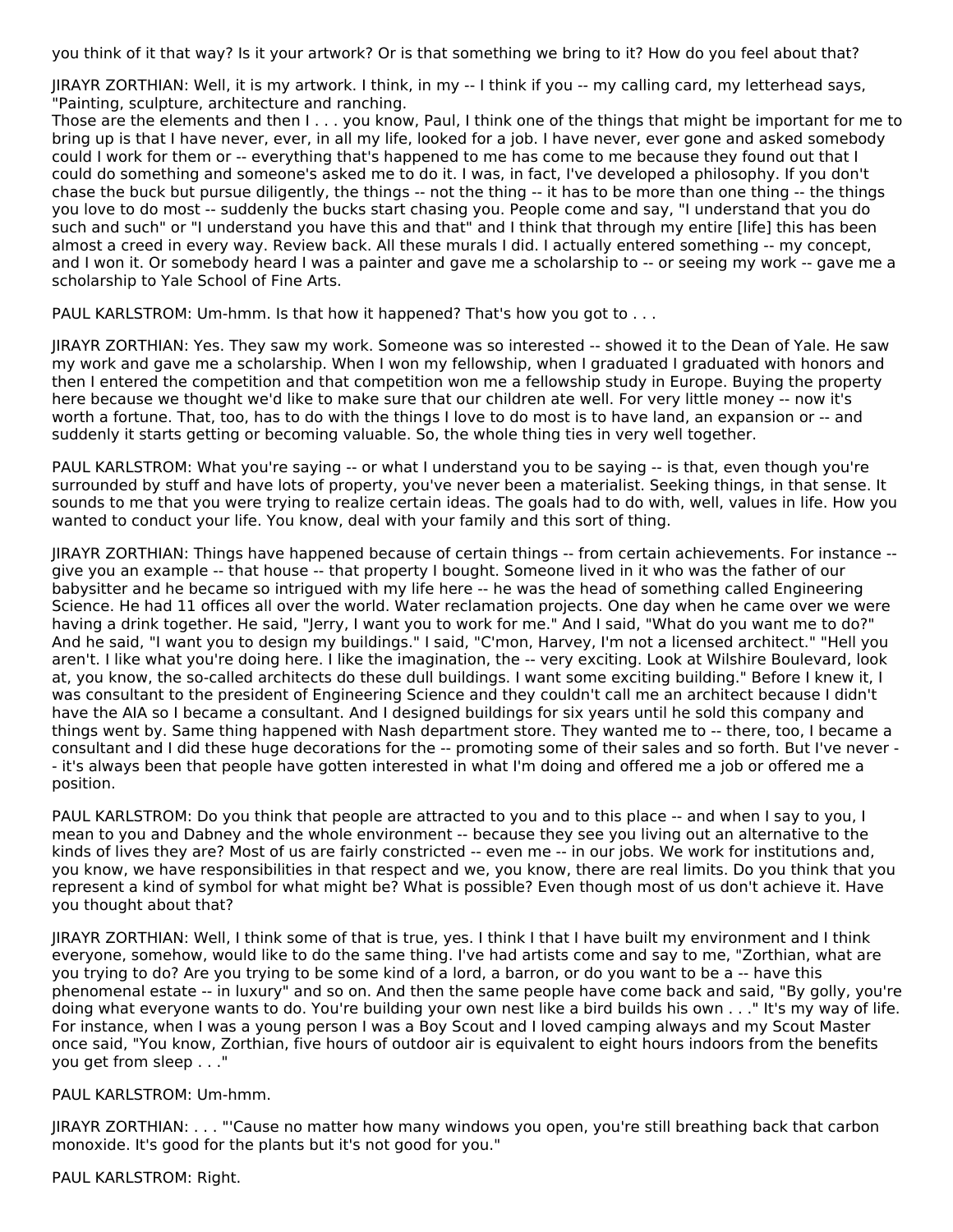you think of it that way? Is it your artwork? Or is that something we bring to it? How do you feel about that?

JIRAYR ZORTHIAN: Well, it is my artwork. I think, in my -- I think if you -- my calling card, my letterhead says, "Painting, sculpture, architecture and ranching.
Those are the elements and then I . . . you know, Paul, I think one of the things that might be important for me to bring up is that I have never, ever, in all my life, looked for a job. I have never, ever gone and asked somebody could I work for them or -- everything that's happened to me has come to me because they found out that I could do something and someone's asked me to do it. I was, in fact, I've developed a philosophy. If you don't chase the buck but pursue diligently, the things -- not the thing -- it has to be more than one thing -- the things you love to do most -- suddenly the bucks start chasing you. People come and say, "I understand that you do such and such" or "I understand you have this and that" and I think that through my entire [life] this has been almost a creed in every way. Review back. All these murals I did. I actually entered something -- my concept, and I won it. Or somebody heard I was a painter and gave me a scholarship to -- or seeing my work -- gave me a scholarship to Yale School of Fine Arts.

PAUL KARLSTROM: Um-hmm. Is that how it happened? That's how you got to . . .

JIRAYR ZORTHIAN: Yes. They saw my work. Someone was so interested -- showed it to the Dean of Yale. He saw my work and gave me a scholarship. When I won my fellowship, when I graduated I graduated with honors and then I entered the competition and that competition won me a fellowship study in Europe. Buying the property here because we thought we'd like to make sure that our children ate well. For very little money -- now it's worth a fortune. That, too, has to do with the things I love to do most is to have land, an expansion or -- and suddenly it starts getting or becoming valuable. So, the whole thing ties in very well together.

PAUL KARLSTROM: What you're saying -- or what I understand you to be saying -- is that, even though you're surrounded by stuff and have lots of property, you've never been a materialist. Seeking things, in that sense. It sounds to me that you were trying to realize certain ideas. The goals had to do with, well, values in life. How you wanted to conduct your life. You know, deal with your family and this sort of thing.

JIRAYR ZORTHIAN: Things have happened because of certain things -- from certain achievements. For instance -- give you an example -- that house -- that property I bought. Someone lived in it who was the father of our babysitter and he became so intrigued with my life here -- he was the head of something called Engineering Science. He had 11 offices all over the world. Water reclamation projects. One day when he came over we were having a drink together. He said, "Jerry, I want you to work for me." And I said, "What do you want me to do?" And he said, "I want you to design my buildings." I said, "C'mon, Harvey, I'm not a licensed architect." "Hell you aren't. I like what you're doing here. I like the imagination, the -- very exciting. Look at Wilshire Boulevard, look at, you know, the so-called architects do these dull buildings. I want some exciting building." Before I knew it, I was consultant to the president of Engineering Science and they couldn't call me an architect because I didn't have the AIA so I became a consultant. And I designed buildings for six years until he sold this company and things went by. Same thing happened with Nash department store. They wanted me to -- there, too, I became a consultant and I did these huge decorations for the -- promoting some of their sales and so forth. But I've never -- it's always been that people have gotten interested in what I'm doing and offered me a job or offered me a position.

PAUL KARLSTROM: Do you think that people are attracted to you and to this place -- and when I say to you, I mean to you and Dabney and the whole environment -- because they see you living out an alternative to the kinds of lives they are? Most of us are fairly constricted -- even me -- in our jobs. We work for institutions and, you know, we have responsibilities in that respect and we, you know, there are real limits. Do you think that you represent a kind of symbol for what might be? What is possible? Even though most of us don't achieve it. Have you thought about that?

JIRAYR ZORTHIAN: Well, I think some of that is true, yes. I think I that I have built my environment and I think everyone, somehow, would like to do the same thing. I've had artists come and say to me, "Zorthian, what are you trying to do? Are you trying to be some kind of a lord, a barron, or do you want to be a -- have this phenomenal estate -- in luxury" and so on. And then the same people have come back and said, "By golly, you're doing what everyone wants to do. You're building your own nest like a bird builds his own . . ." It's my way of life. For instance, when I was a young person I was a Boy Scout and I loved camping always and my Scout Master once said, "You know, Zorthian, five hours of outdoor air is equivalent to eight hours indoors from the benefits you get from sleep . . ."

PAUL KARLSTROM: Um-hmm.

JIRAYR ZORTHIAN: . . . "'Cause no matter how many windows you open, you're still breathing back that carbon monoxide. It's good for the plants but it's not good for you."

PAUL KARLSTROM: Right.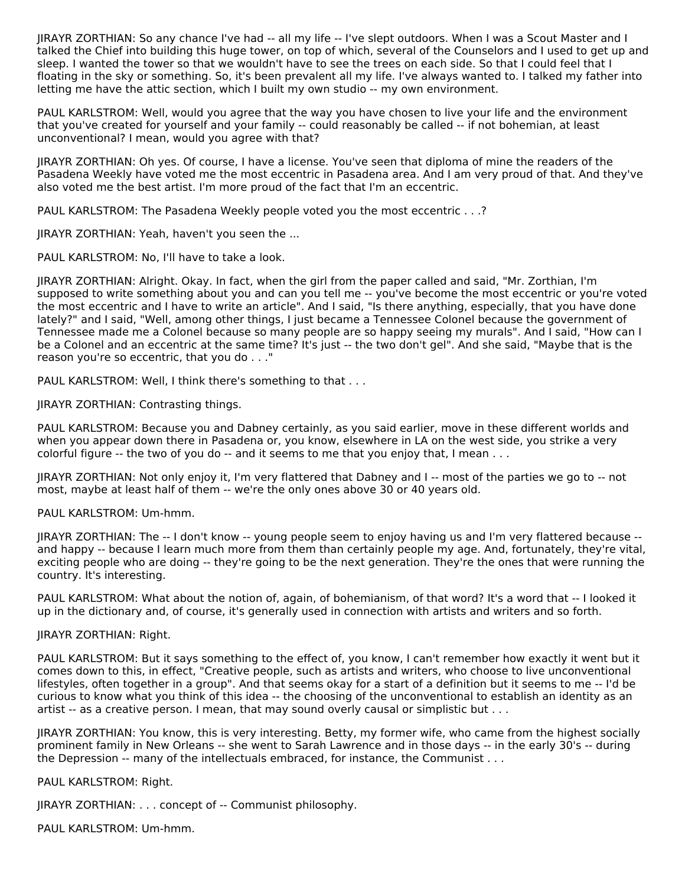JIRAYR ZORTHIAN: So any chance I've had -- all my life -- I've slept outdoors. When I was a Scout Master and I talked the Chief into building this huge tower, on top of which, several of the Counselors and I used to get up and sleep. I wanted the tower so that we wouldn't have to see the trees on each side. So that I could feel that I floating in the sky or something. So, it's been prevalent all my life. I've always wanted to. I talked my father into letting me have the attic section, which I built my own studio -- my own environment.

PAUL KARLSTROM: Well, would you agree that the way you have chosen to live your life and the environment that you've created for yourself and your family -- could reasonably be called -- if not bohemian, at least unconventional? I mean, would you agree with that?

JIRAYR ZORTHIAN: Oh yes. Of course, I have a license. You've seen that diploma of mine the readers of the Pasadena Weekly have voted me the most eccentric in Pasadena area. And I am very proud of that. And they've also voted me the best artist. I'm more proud of the fact that I'm an eccentric.

PAUL KARLSTROM: The Pasadena Weekly people voted you the most eccentric . . .?

JIRAYR ZORTHIAN: Yeah, haven't you seen the ...

PAUL KARLSTROM: No, I'll have to take a look.

JIRAYR ZORTHIAN: Alright. Okay. In fact, when the girl from the paper called and said, "Mr. Zorthian, I'm supposed to write something about you and can you tell me -- you've become the most eccentric or you're voted the most eccentric and I have to write an article". And I said, "Is there anything, especially, that you have done lately?" and I said, "Well, among other things, I just became a Tennessee Colonel because the government of Tennessee made me a Colonel because so many people are so happy seeing my murals". And I said, "How can I be a Colonel and an eccentric at the same time? It's just -- the two don't gel". And she said, "Maybe that is the reason you're so eccentric, that you do . . ."

PAUL KARLSTROM: Well, I think there's something to that . . .

JIRAYR ZORTHIAN: Contrasting things.

PAUL KARLSTROM: Because you and Dabney certainly, as you said earlier, move in these different worlds and when you appear down there in Pasadena or, you know, elsewhere in LA on the west side, you strike a very colorful figure -- the two of you do -- and it seems to me that you enjoy that, I mean . . .

JIRAYR ZORTHIAN: Not only enjoy it, I'm very flattered that Dabney and I -- most of the parties we go to -- not most, maybe at least half of them -- we're the only ones above 30 or 40 years old.

PAUL KARLSTROM: Um-hmm.

JIRAYR ZORTHIAN: The -- I don't know -- young people seem to enjoy having us and I'm very flattered because -- and happy -- because I learn much more from them than certainly people my age. And, fortunately, they're vital, exciting people who are doing -- they're going to be the next generation. They're the ones that were running the country. It's interesting.

PAUL KARLSTROM: What about the notion of, again, of bohemianism, of that word? It's a word that -- I looked it up in the dictionary and, of course, it's generally used in connection with artists and writers and so forth.

JIRAYR ZORTHIAN: Right.

PAUL KARLSTROM: But it says something to the effect of, you know, I can't remember how exactly it went but it comes down to this, in effect, "Creative people, such as artists and writers, who choose to live unconventional lifestyles, often together in a group". And that seems okay for a start of a definition but it seems to me -- I'd be curious to know what you think of this idea -- the choosing of the unconventional to establish an identity as an artist -- as a creative person. I mean, that may sound overly causal or simplistic but . . .

JIRAYR ZORTHIAN: You know, this is very interesting. Betty, my former wife, who came from the highest socially prominent family in New Orleans -- she went to Sarah Lawrence and in those days -- in the early 30's -- during the Depression -- many of the intellectuals embraced, for instance, the Communist . . .

PAUL KARLSTROM: Right.

JIRAYR ZORTHIAN: . . . concept of -- Communist philosophy.

PAUL KARLSTROM: Um-hmm.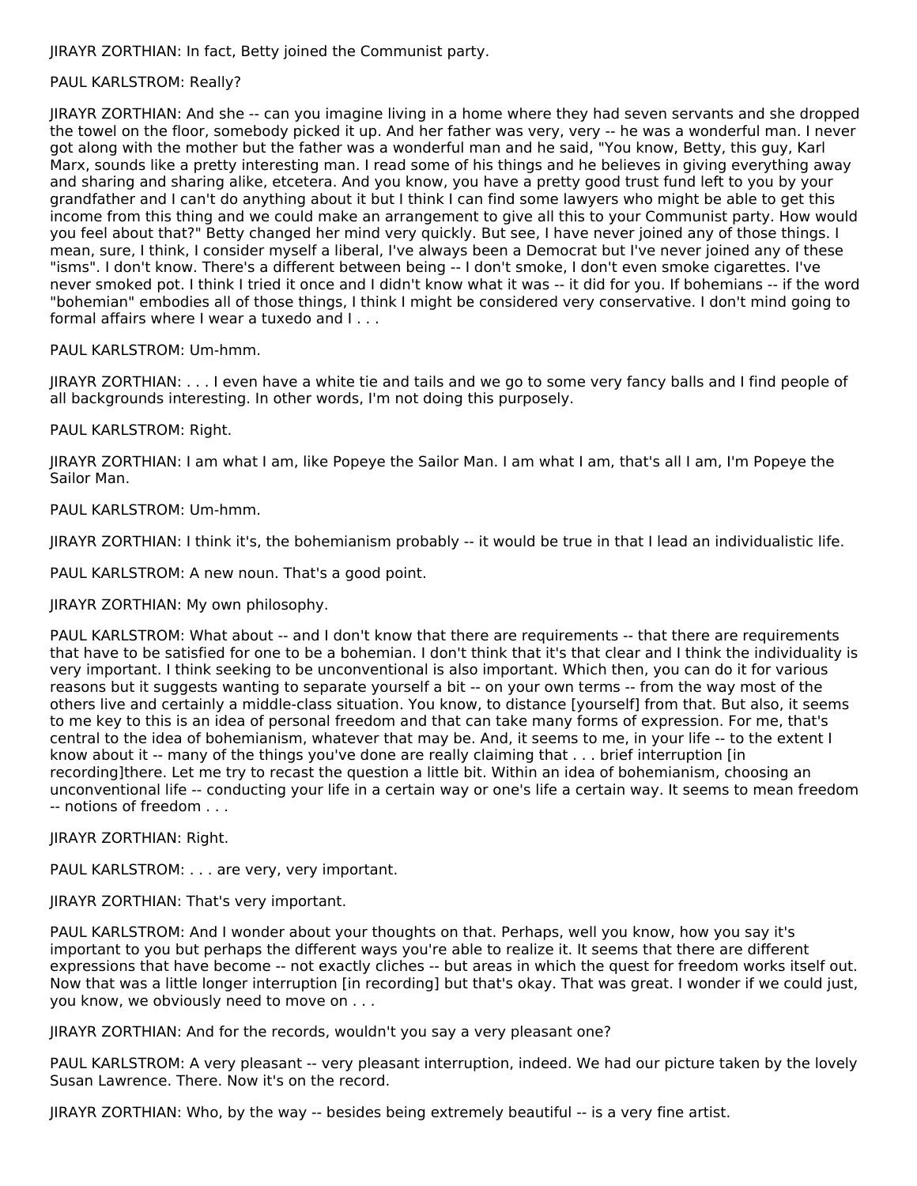JIRAYR ZORTHIAN: In fact, Betty joined the Communist party.

PAUL KARLSTROM: Really?

JIRAYR ZORTHIAN: And she -- can you imagine living in a home where they had seven servants and she dropped the towel on the floor, somebody picked it up. And her father was very, very -- he was a wonderful man. I never got along with the mother but the father was a wonderful man and he said, "You know, Betty, this guy, Karl Marx, sounds like a pretty interesting man. I read some of his things and he believes in giving everything away and sharing and sharing alike, etcetera. And you know, you have a pretty good trust fund left to you by your grandfather and I can't do anything about it but I think I can find some lawyers who might be able to get this income from this thing and we could make an arrangement to give all this to your Communist party. How would you feel about that?" Betty changed her mind very quickly. But see, I have never joined any of those things. I mean, sure, I think, I consider myself a liberal, I've always been a Democrat but I've never joined any of these "isms". I don't know. There's a different between being -- I don't smoke, I don't even smoke cigarettes. I've never smoked pot. I think I tried it once and I didn't know what it was -- it did for you. If bohemians -- if the word "bohemian" embodies all of those things, I think I might be considered very conservative. I don't mind going to formal affairs where I wear a tuxedo and I . . .

PAUL KARLSTROM: Um-hmm.

JIRAYR ZORTHIAN: . . . I even have a white tie and tails and we go to some very fancy balls and I find people of all backgrounds interesting. In other words, I'm not doing this purposely.

PAUL KARLSTROM: Right.

JIRAYR ZORTHIAN: I am what I am, like Popeye the Sailor Man. I am what I am, that's all I am, I'm Popeye the Sailor Man.

PAUL KARLSTROM: Um-hmm.

JIRAYR ZORTHIAN: I think it's, the bohemianism probably -- it would be true in that I lead an individualistic life.

PAUL KARLSTROM: A new noun. That's a good point.

JIRAYR ZORTHIAN: My own philosophy.

PAUL KARLSTROM: What about -- and I don't know that there are requirements -- that there are requirements that have to be satisfied for one to be a bohemian. I don't think that it's that clear and I think the individuality is very important. I think seeking to be unconventional is also important. Which then, you can do it for various reasons but it suggests wanting to separate yourself a bit -- on your own terms -- from the way most of the others live and certainly a middle-class situation. You know, to distance [yourself] from that. But also, it seems to me key to this is an idea of personal freedom and that can take many forms of expression. For me, that's central to the idea of bohemianism, whatever that may be. And, it seems to me, in your life -- to the extent I know about it -- many of the things you've done are really claiming that . . . brief interruption [in recording]there. Let me try to recast the question a little bit. Within an idea of bohemianism, choosing an unconventional life -- conducting your life in a certain way or one's life a certain way. It seems to mean freedom -- notions of freedom . . .

JIRAYR ZORTHIAN: Right.

PAUL KARLSTROM: . . . are very, very important.

JIRAYR ZORTHIAN: That's very important.

PAUL KARLSTROM: And I wonder about your thoughts on that. Perhaps, well you know, how you say it's important to you but perhaps the different ways you're able to realize it. It seems that there are different expressions that have become -- not exactly cliches -- but areas in which the quest for freedom works itself out. Now that was a little longer interruption [in recording] but that's okay. That was great. I wonder if we could just, you know, we obviously need to move on . . .

JIRAYR ZORTHIAN: And for the records, wouldn't you say a very pleasant one?

PAUL KARLSTROM: A very pleasant -- very pleasant interruption, indeed. We had our picture taken by the lovely Susan Lawrence. There. Now it's on the record.

JIRAYR ZORTHIAN: Who, by the way -- besides being extremely beautiful -- is a very fine artist.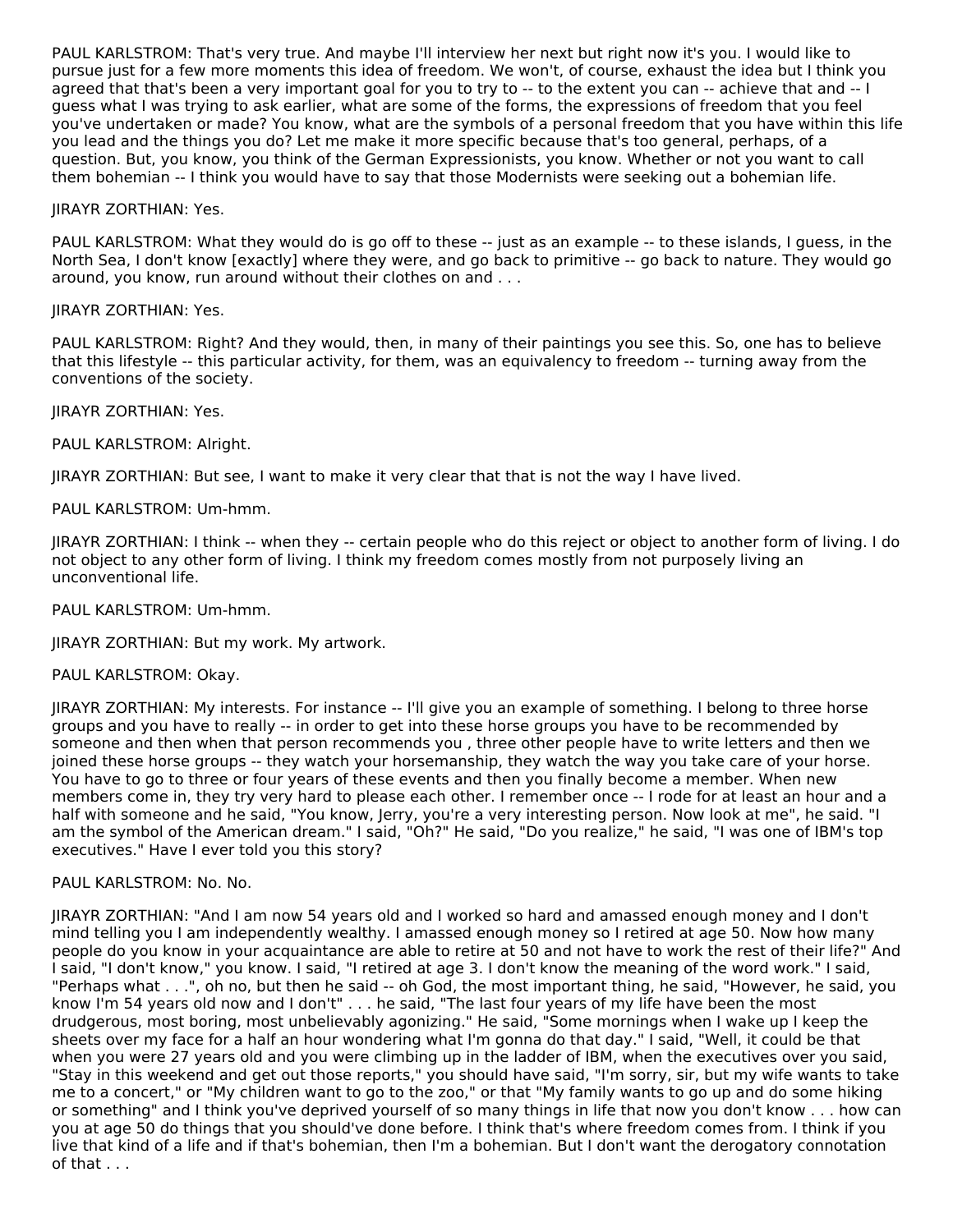PAUL KARLSTROM: That's very true. And maybe I'll interview her next but right now it's you. I would like to pursue just for a few more moments this idea of freedom. We won't, of course, exhaust the idea but I think you agreed that that's been a very important goal for you to try to -- to the extent you can -- achieve that and -- I guess what I was trying to ask earlier, what are some of the forms, the expressions of freedom that you feel you've undertaken or made? You know, what are the symbols of a personal freedom that you have within this life you lead and the things you do? Let me make it more specific because that's too general, perhaps, of a question. But, you know, you think of the German Expressionists, you know. Whether or not you want to call them bohemian -- I think you would have to say that those Modernists were seeking out a bohemian life.

JIRAYR ZORTHIAN: Yes.

PAUL KARLSTROM: What they would do is go off to these -- just as an example -- to these islands, I guess, in the North Sea, I don't know [exactly] where they were, and go back to primitive -- go back to nature. They would go around, you know, run around without their clothes on and . . .

JIRAYR ZORTHIAN: Yes.

PAUL KARLSTROM: Right? And they would, then, in many of their paintings you see this. So, one has to believe that this lifestyle -- this particular activity, for them, was an equivalency to freedom -- turning away from the conventions of the society.

JIRAYR ZORTHIAN: Yes.

PAUL KARLSTROM: Alright.

JIRAYR ZORTHIAN: But see, I want to make it very clear that that is not the way I have lived.

PAUL KARLSTROM: Um-hmm.

JIRAYR ZORTHIAN: I think -- when they -- certain people who do this reject or object to another form of living. I do not object to any other form of living. I think my freedom comes mostly from not purposely living an unconventional life.

PAUL KARLSTROM: Um-hmm.

JIRAYR ZORTHIAN: But my work. My artwork.

PAUL KARLSTROM: Okay.

JIRAYR ZORTHIAN: My interests. For instance -- I'll give you an example of something. I belong to three horse groups and you have to really -- in order to get into these horse groups you have to be recommended by someone and then when that person recommends you , three other people have to write letters and then we joined these horse groups -- they watch your horsemanship, they watch the way you take care of your horse. You have to go to three or four years of these events and then you finally become a member. When new members come in, they try very hard to please each other. I remember once -- I rode for at least an hour and a half with someone and he said, "You know, Jerry, you're a very interesting person. Now look at me", he said. "I am the symbol of the American dream." I said, "Oh?" He said, "Do you realize," he said, "I was one of IBM's top executives." Have I ever told you this story?

PAUL KARLSTROM: No. No.

JIRAYR ZORTHIAN: "And I am now 54 years old and I worked so hard and amassed enough money and I don't mind telling you I am independently wealthy. I amassed enough money so I retired at age 50. Now how many people do you know in your acquaintance are able to retire at 50 and not have to work the rest of their life?" And I said, "I don't know," you know. I said, "I retired at age 3. I don't know the meaning of the word work." I said, "Perhaps what . . .", oh no, but then he said -- oh God, the most important thing, he said, "However, he said, you know I'm 54 years old now and I don't" . . . he said, "The last four years of my life have been the most drudgerous, most boring, most unbelievably agonizing." He said, "Some mornings when I wake up I keep the sheets over my face for a half an hour wondering what I'm gonna do that day." I said, "Well, it could be that when you were 27 years old and you were climbing up in the ladder of IBM, when the executives over you said, "Stay in this weekend and get out those reports," you should have said, "I'm sorry, sir, but my wife wants to take me to a concert," or "My children want to go to the zoo," or that "My family wants to go up and do some hiking or something" and I think you've deprived yourself of so many things in life that now you don't know . . . how can you at age 50 do things that you should've done before. I think that's where freedom comes from. I think if you live that kind of a life and if that's bohemian, then I'm a bohemian. But I don't want the derogatory connotation of that . . .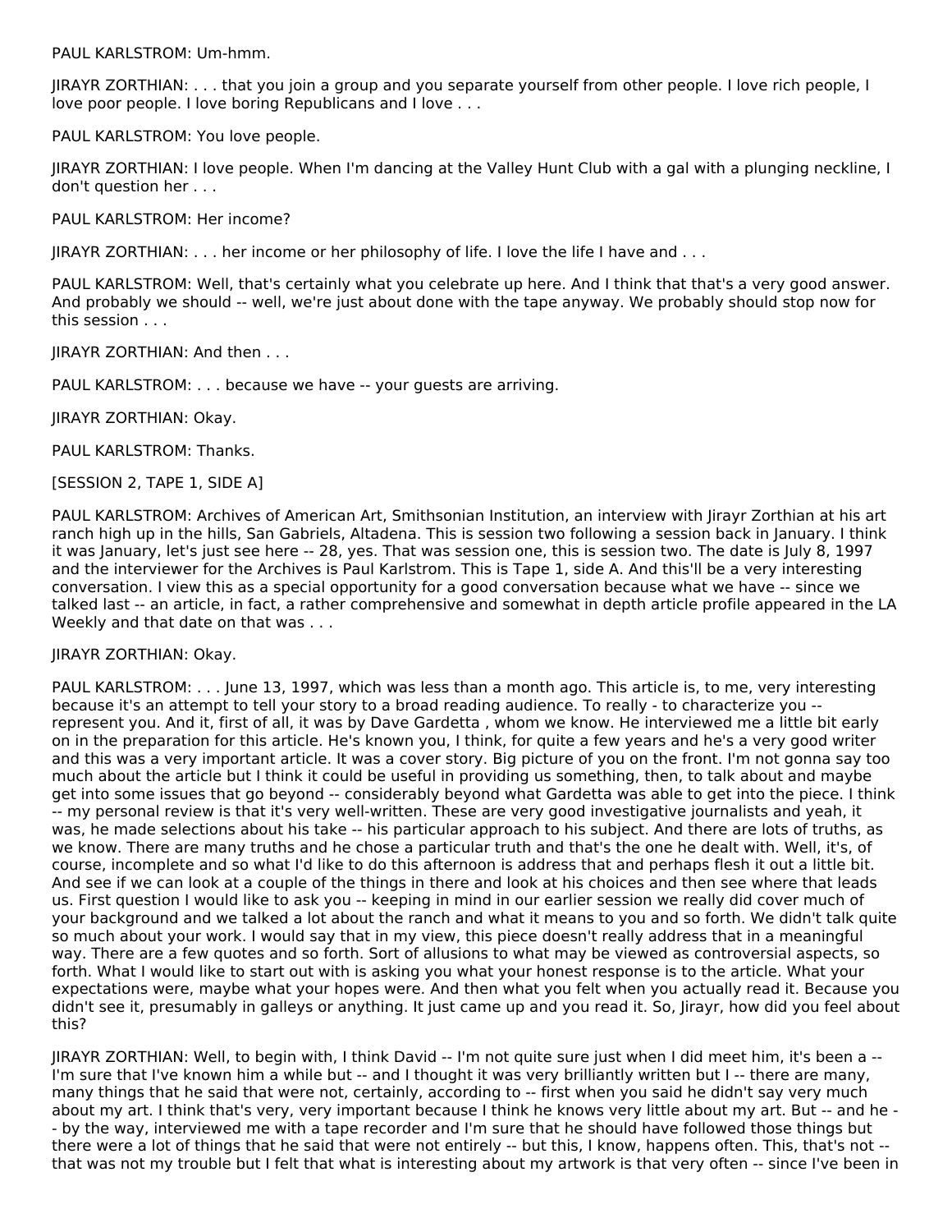PAUL KARLSTROM: Um-hmm.

JIRAYR ZORTHIAN: . . . that you join a group and you separate yourself from other people. I love rich people, I love poor people. I love boring Republicans and I love . . .

PAUL KARLSTROM: You love people.

JIRAYR ZORTHIAN: I love people. When I'm dancing at the Valley Hunt Club with a gal with a plunging neckline, I don't question her . . .

PAUL KARLSTROM: Her income?

JIRAYR ZORTHIAN: . . . her income or her philosophy of life. I love the life I have and . . .

PAUL KARLSTROM: Well, that's certainly what you celebrate up here. And I think that that's a very good answer. And probably we should -- well, we're just about done with the tape anyway. We probably should stop now for this session . . .

JIRAYR ZORTHIAN: And then . . .

PAUL KARLSTROM: . . . because we have -- your guests are arriving.

JIRAYR ZORTHIAN: Okay.

PAUL KARLSTROM: Thanks.

[SESSION 2, TAPE 1, SIDE A]

PAUL KARLSTROM: Archives of American Art, Smithsonian Institution, an interview with Jirayr Zorthian at his art ranch high up in the hills, San Gabriels, Altadena. This is session two following a session back in January. I think it was January, let's just see here -- 28, yes. That was session one, this is session two. The date is July 8, 1997 and the interviewer for the Archives is Paul Karlstrom. This is Tape 1, side A. And this'll be a very interesting conversation. I view this as a special opportunity for a good conversation because what we have -- since we talked last -- an article, in fact, a rather comprehensive and somewhat in depth article profile appeared in the LA Weekly and that date on that was . . .

JIRAYR ZORTHIAN: Okay.

PAUL KARLSTROM: . . . June 13, 1997, which was less than a month ago. This article is, to me, very interesting because it's an attempt to tell your story to a broad reading audience. To really - to characterize you -- represent you. And it, first of all, it was by Dave Gardetta , whom we know. He interviewed me a little bit early on in the preparation for this article. He's known you, I think, for quite a few years and he's a very good writer and this was a very important article. It was a cover story. Big picture of you on the front. I'm not gonna say too much about the article but I think it could be useful in providing us something, then, to talk about and maybe get into some issues that go beyond -- considerably beyond what Gardetta was able to get into the piece. I think -- my personal review is that it's very well-written. These are very good investigative journalists and yeah, it was, he made selections about his take -- his particular approach to his subject. And there are lots of truths, as we know. There are many truths and he chose a particular truth and that's the one he dealt with. Well, it's, of course, incomplete and so what I'd like to do this afternoon is address that and perhaps flesh it out a little bit. And see if we can look at a couple of the things in there and look at his choices and then see where that leads us. First question I would like to ask you -- keeping in mind in our earlier session we really did cover much of your background and we talked a lot about the ranch and what it means to you and so forth. We didn't talk quite so much about your work. I would say that in my view, this piece doesn't really address that in a meaningful way. There are a few quotes and so forth. Sort of allusions to what may be viewed as controversial aspects, so forth. What I would like to start out with is asking you what your honest response is to the article. What your expectations were, maybe what your hopes were. And then what you felt when you actually read it. Because you didn't see it, presumably in galleys or anything. It just came up and you read it. So, Jirayr, how did you feel about this?

JIRAYR ZORTHIAN: Well, to begin with, I think David -- I'm not quite sure just when I did meet him, it's been a -- I'm sure that I've known him a while but -- and I thought it was very brilliantly written but I -- there are many, many things that he said that were not, certainly, according to -- first when you said he didn't say very much about my art. I think that's very, very important because I think he knows very little about my art. But -- and he -- by the way, interviewed me with a tape recorder and I'm sure that he should have followed those things but there were a lot of things that he said that were not entirely -- but this, I know, happens often. This, that's not -- that was not my trouble but I felt that what is interesting about my artwork is that very often -- since I've been in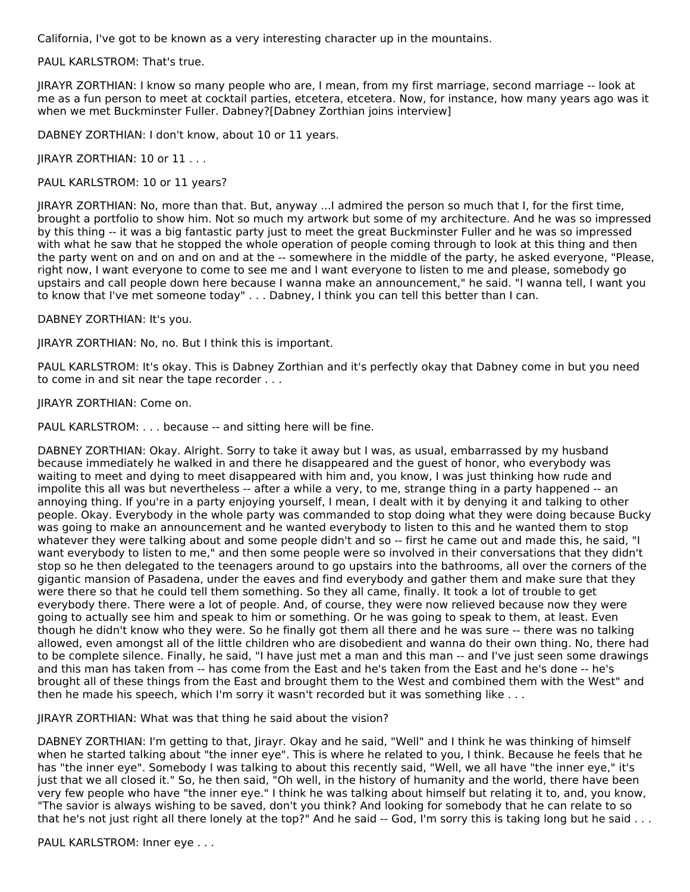California, I've got to be known as a very interesting character up in the mountains.

PAUL KARLSTROM: That's true.

JIRAYR ZORTHIAN: I know so many people who are, I mean, from my first marriage, second marriage -- look at me as a fun person to meet at cocktail parties, etcetera, etcetera. Now, for instance, how many years ago was it when we met Buckminster Fuller. Dabney?[Dabney Zorthian joins interview]

DABNEY ZORTHIAN: I don't know, about 10 or 11 years.

JIRAYR ZORTHIAN: 10 or 11 . . .

PAUL KARLSTROM: 10 or 11 years?

JIRAYR ZORTHIAN: No, more than that. But, anyway ...I admired the person so much that I, for the first time, brought a portfolio to show him. Not so much my artwork but some of my architecture. And he was so impressed by this thing -- it was a big fantastic party just to meet the great Buckminster Fuller and he was so impressed with what he saw that he stopped the whole operation of people coming through to look at this thing and then the party went on and on and on and at the -- somewhere in the middle of the party, he asked everyone, "Please, right now, I want everyone to come to see me and I want everyone to listen to me and please, somebody go upstairs and call people down here because I wanna make an announcement," he said. "I wanna tell, I want you to know that I've met someone today" . . . Dabney, I think you can tell this better than I can.

DABNEY ZORTHIAN: It's you.

JIRAYR ZORTHIAN: No, no. But I think this is important.

PAUL KARLSTROM: It's okay. This is Dabney Zorthian and it's perfectly okay that Dabney come in but you need to come in and sit near the tape recorder . . .

JIRAYR ZORTHIAN: Come on.

PAUL KARLSTROM: . . . because -- and sitting here will be fine.

DABNEY ZORTHIAN: Okay. Alright. Sorry to take it away but I was, as usual, embarrassed by my husband because immediately he walked in and there he disappeared and the guest of honor, who everybody was waiting to meet and dying to meet disappeared with him and, you know, I was just thinking how rude and impolite this all was but nevertheless -- after a while a very, to me, strange thing in a party happened -- an annoying thing. If you're in a party enjoying yourself, I mean, I dealt with it by denying it and talking to other people. Okay. Everybody in the whole party was commanded to stop doing what they were doing because Bucky was going to make an announcement and he wanted everybody to listen to this and he wanted them to stop whatever they were talking about and some people didn't and so -- first he came out and made this, he said, "I want everybody to listen to me," and then some people were so involved in their conversations that they didn't stop so he then delegated to the teenagers around to go upstairs into the bathrooms, all over the corners of the gigantic mansion of Pasadena, under the eaves and find everybody and gather them and make sure that they were there so that he could tell them something. So they all came, finally. It took a lot of trouble to get everybody there. There were a lot of people. And, of course, they were now relieved because now they were going to actually see him and speak to him or something. Or he was going to speak to them, at least. Even though he didn't know who they were. So he finally got them all there and he was sure -- there was no talking allowed, even amongst all of the little children who are disobedient and wanna do their own thing. No, there had to be complete silence. Finally, he said, "I have just met a man and this man -- and I've just seen some drawings and this man has taken from -- has come from the East and he's taken from the East and he's done -- he's brought all of these things from the East and brought them to the West and combined them with the West" and then he made his speech, which I'm sorry it wasn't recorded but it was something like . . .

JIRAYR ZORTHIAN: What was that thing he said about the vision?

DABNEY ZORTHIAN: I'm getting to that, Jirayr. Okay and he said, "Well" and I think he was thinking of himself when he started talking about "the inner eye". This is where he related to you, I think. Because he feels that he has "the inner eye". Somebody I was talking to about this recently said, "Well, we all have "the inner eye," it's just that we all closed it." So, he then said, "Oh well, in the history of humanity and the world, there have been very few people who have "the inner eye." I think he was talking about himself but relating it to, and, you know, "The savior is always wishing to be saved, don't you think? And looking for somebody that he can relate to so that he's not just right all there lonely at the top?" And he said -- God, I'm sorry this is taking long but he said . . .

PAUL KARLSTROM: Inner eye . . .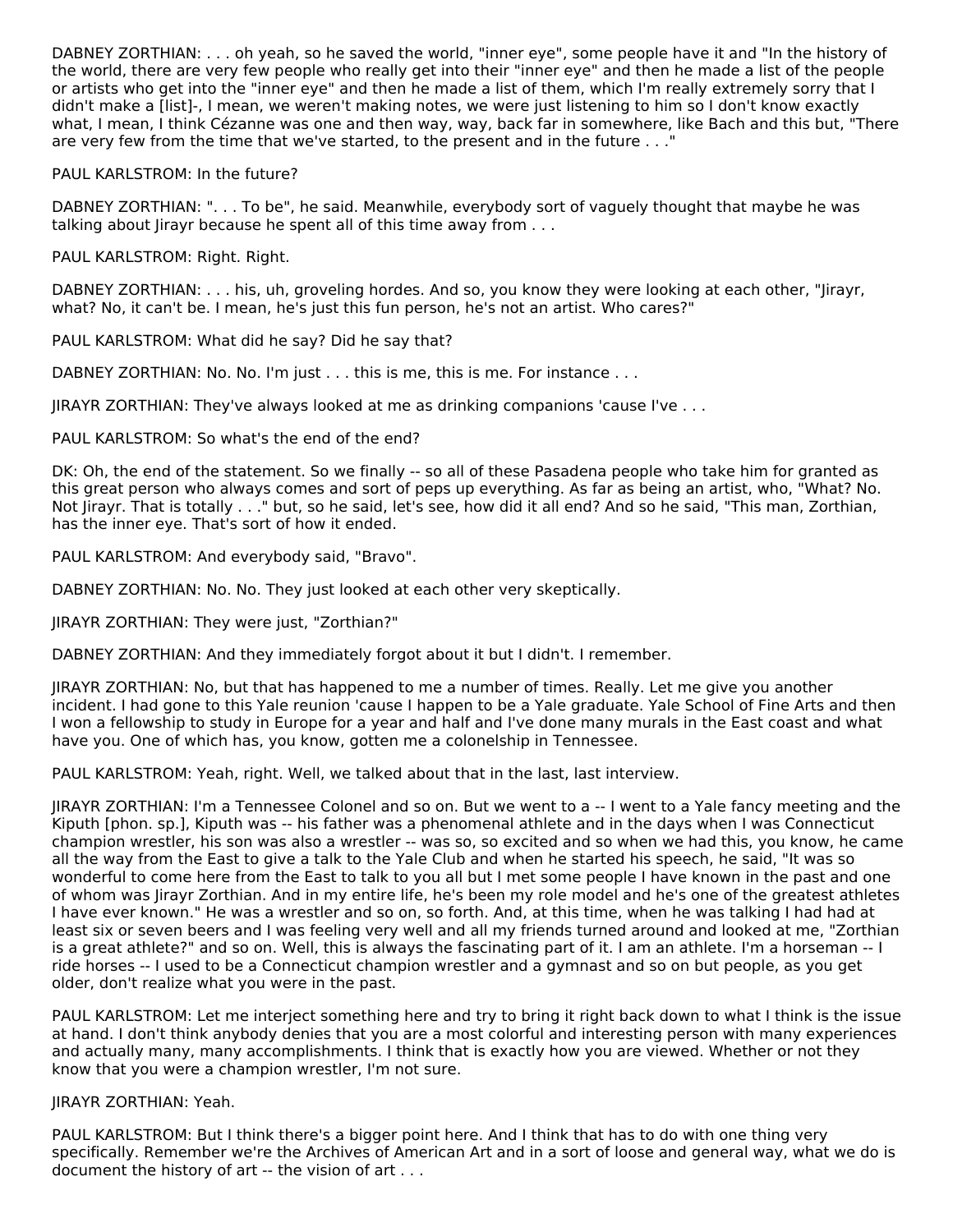DABNEY ZORTHIAN: . . . oh yeah, so he saved the world, "inner eye", some people have it and "In the history of the world, there are very few people who really get into their "inner eye" and then he made a list of the people or artists who get into the "inner eye" and then he made a list of them, which I'm really extremely sorry that I didn't make a [list]-, I mean, we weren't making notes, we were just listening to him so I don't know exactly what, I mean, I think Cézanne was one and then way, way, back far in somewhere, like Bach and this but, "There are very few from the time that we've started, to the present and in the future . . ."

PAUL KARLSTROM: In the future?

DABNEY ZORTHIAN: ". . . To be", he said. Meanwhile, everybody sort of vaguely thought that maybe he was talking about Jirayr because he spent all of this time away from . . .

PAUL KARLSTROM: Right. Right.

DABNEY ZORTHIAN: . . . his, uh, groveling hordes. And so, you know they were looking at each other, "Jirayr, what? No, it can't be. I mean, he's just this fun person, he's not an artist. Who cares?"

PAUL KARLSTROM: What did he say? Did he say that?

DABNEY ZORTHIAN: No. No. I'm just . . . this is me, this is me. For instance . . .

JIRAYR ZORTHIAN: They've always looked at me as drinking companions 'cause I've . . .

PAUL KARLSTROM: So what's the end of the end?

DK: Oh, the end of the statement. So we finally -- so all of these Pasadena people who take him for granted as this great person who always comes and sort of peps up everything. As far as being an artist, who, "What? No. Not Jirayr. That is totally . . ." but, so he said, let's see, how did it all end? And so he said, "This man, Zorthian, has the inner eye. That's sort of how it ended.

PAUL KARLSTROM: And everybody said, "Bravo".

DABNEY ZORTHIAN: No. No. They just looked at each other very skeptically.

JIRAYR ZORTHIAN: They were just, "Zorthian?"

DABNEY ZORTHIAN: And they immediately forgot about it but I didn't. I remember.

JIRAYR ZORTHIAN: No, but that has happened to me a number of times. Really. Let me give you another incident. I had gone to this Yale reunion 'cause I happen to be a Yale graduate. Yale School of Fine Arts and then I won a fellowship to study in Europe for a year and half and I've done many murals in the East coast and what have you. One of which has, you know, gotten me a colonelship in Tennessee.

PAUL KARLSTROM: Yeah, right. Well, we talked about that in the last, last interview.

JIRAYR ZORTHIAN: I'm a Tennessee Colonel and so on. But we went to a -- I went to a Yale fancy meeting and the Kiputh [phon. sp.], Kiputh was -- his father was a phenomenal athlete and in the days when I was Connecticut champion wrestler, his son was also a wrestler -- was so, so excited and so when we had this, you know, he came all the way from the East to give a talk to the Yale Club and when he started his speech, he said, "It was so wonderful to come here from the East to talk to you all but I met some people I have known in the past and one of whom was Jirayr Zorthian. And in my entire life, he's been my role model and he's one of the greatest athletes I have ever known." He was a wrestler and so on, so forth. And, at this time, when he was talking I had had at least six or seven beers and I was feeling very well and all my friends turned around and looked at me, "Zorthian is a great athlete?" and so on. Well, this is always the fascinating part of it. I am an athlete. I'm a horseman -- I ride horses -- I used to be a Connecticut champion wrestler and a gymnast and so on but people, as you get older, don't realize what you were in the past.

PAUL KARLSTROM: Let me interject something here and try to bring it right back down to what I think is the issue at hand. I don't think anybody denies that you are a most colorful and interesting person with many experiences and actually many, many accomplishments. I think that is exactly how you are viewed. Whether or not they know that you were a champion wrestler, I'm not sure.

JIRAYR ZORTHIAN: Yeah.

PAUL KARLSTROM: But I think there's a bigger point here. And I think that has to do with one thing very specifically. Remember we're the Archives of American Art and in a sort of loose and general way, what we do is document the history of art -- the vision of art . . .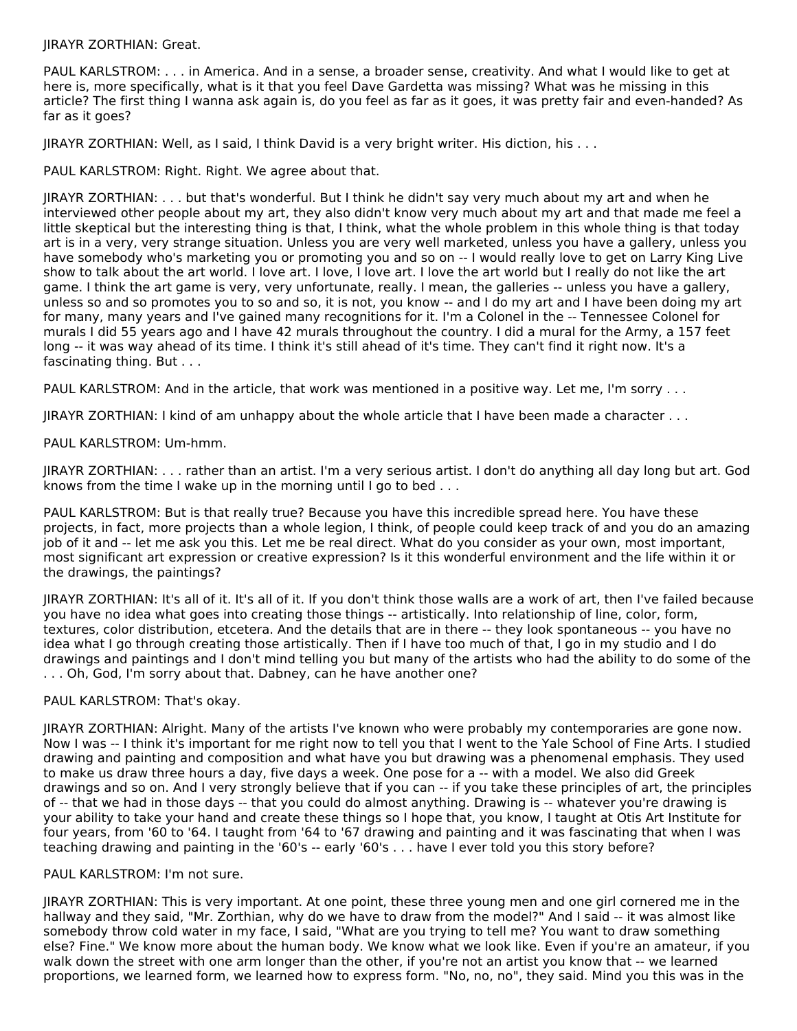JIRAYR ZORTHIAN: Great.

PAUL KARLSTROM: . . . in America. And in a sense, a broader sense, creativity. And what I would like to get at here is, more specifically, what is it that you feel Dave Gardetta was missing? What was he missing in this article? The first thing I wanna ask again is, do you feel as far as it goes, it was pretty fair and even-handed? As far as it goes?

JIRAYR ZORTHIAN: Well, as I said, I think David is a very bright writer. His diction, his . . .

PAUL KARLSTROM: Right. Right. We agree about that.

JIRAYR ZORTHIAN: . . . but that's wonderful. But I think he didn't say very much about my art and when he interviewed other people about my art, they also didn't know very much about my art and that made me feel a little skeptical but the interesting thing is that, I think, what the whole problem in this whole thing is that today art is in a very, very strange situation. Unless you are very well marketed, unless you have a gallery, unless you have somebody who's marketing you or promoting you and so on -- I would really love to get on Larry King Live show to talk about the art world. I love art. I love, I love art. I love the art world but I really do not like the art game. I think the art game is very, very unfortunate, really. I mean, the galleries -- unless you have a gallery, unless so and so promotes you to so and so, it is not, you know -- and I do my art and I have been doing my art for many, many years and I've gained many recognitions for it. I'm a Colonel in the -- Tennessee Colonel for murals I did 55 years ago and I have 42 murals throughout the country. I did a mural for the Army, a 157 feet long -- it was way ahead of its time. I think it's still ahead of it's time. They can't find it right now. It's a fascinating thing. But . . .

PAUL KARLSTROM: And in the article, that work was mentioned in a positive way. Let me, I'm sorry . . .

JIRAYR ZORTHIAN: I kind of am unhappy about the whole article that I have been made a character . . .

PAUL KARLSTROM: Um-hmm.

JIRAYR ZORTHIAN: . . . rather than an artist. I'm a very serious artist. I don't do anything all day long but art. God knows from the time I wake up in the morning until I go to bed . . .

PAUL KARLSTROM: But is that really true? Because you have this incredible spread here. You have these projects, in fact, more projects than a whole legion, I think, of people could keep track of and you do an amazing job of it and -- let me ask you this. Let me be real direct. What do you consider as your own, most important, most significant art expression or creative expression? Is it this wonderful environment and the life within it or the drawings, the paintings?

JIRAYR ZORTHIAN: It's all of it. It's all of it. If you don't think those walls are a work of art, then I've failed because you have no idea what goes into creating those things -- artistically. Into relationship of line, color, form, textures, color distribution, etcetera. And the details that are in there -- they look spontaneous -- you have no idea what I go through creating those artistically. Then if I have too much of that, I go in my studio and I do drawings and paintings and I don't mind telling you but many of the artists who had the ability to do some of the . . . Oh, God, I'm sorry about that. Dabney, can he have another one?

PAUL KARLSTROM: That's okay.

JIRAYR ZORTHIAN: Alright. Many of the artists I've known who were probably my contemporaries are gone now. Now I was -- I think it's important for me right now to tell you that I went to the Yale School of Fine Arts. I studied drawing and painting and composition and what have you but drawing was a phenomenal emphasis. They used to make us draw three hours a day, five days a week. One pose for a -- with a model. We also did Greek drawings and so on. And I very strongly believe that if you can -- if you take these principles of art, the principles of -- that we had in those days -- that you could do almost anything. Drawing is -- whatever you're drawing is your ability to take your hand and create these things so I hope that, you know, I taught at Otis Art Institute for four years, from '60 to '64. I taught from '64 to '67 drawing and painting and it was fascinating that when I was teaching drawing and painting in the '60's -- early '60's . . . have I ever told you this story before?

PAUL KARLSTROM: I'm not sure.

JIRAYR ZORTHIAN: This is very important. At one point, these three young men and one girl cornered me in the hallway and they said, "Mr. Zorthian, why do we have to draw from the model?" And I said -- it was almost like somebody throw cold water in my face, I said, "What are you trying to tell me? You want to draw something else? Fine." We know more about the human body. We know what we look like. Even if you're an amateur, if you walk down the street with one arm longer than the other, if you're not an artist you know that -- we learned proportions, we learned form, we learned how to express form. "No, no, no", they said. Mind you this was in the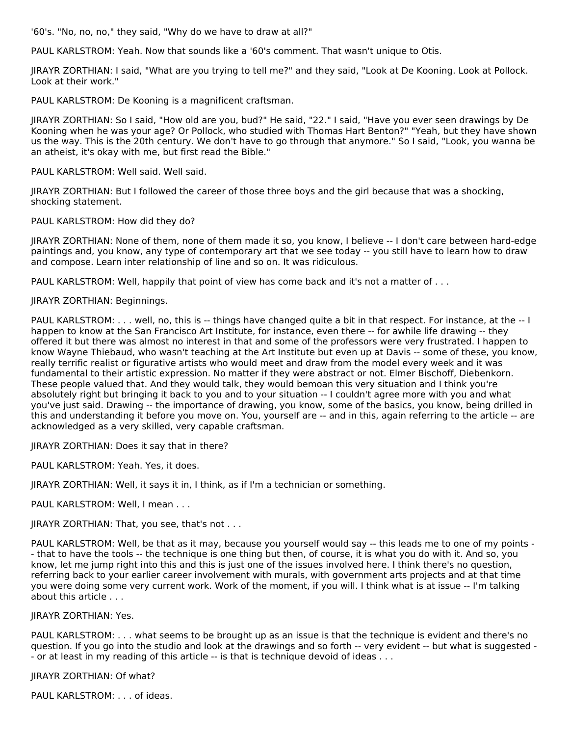'60's. "No, no, no," they said, "Why do we have to draw at all?"

PAUL KARLSTROM: Yeah. Now that sounds like a '60's comment. That wasn't unique to Otis.

JIRAYR ZORTHIAN: I said, "What are you trying to tell me?" and they said, "Look at De Kooning. Look at Pollock. Look at their work."

PAUL KARLSTROM: De Kooning is a magnificent craftsman.

JIRAYR ZORTHIAN: So I said, "How old are you, bud?" He said, "22." I said, "Have you ever seen drawings by De Kooning when he was your age? Or Pollock, who studied with Thomas Hart Benton?" "Yeah, but they have shown us the way. This is the 20th century. We don't have to go through that anymore." So I said, "Look, you wanna be an atheist, it's okay with me, but first read the Bible."

PAUL KARLSTROM: Well said. Well said.

JIRAYR ZORTHIAN: But I followed the career of those three boys and the girl because that was a shocking, shocking statement.

PAUL KARLSTROM: How did they do?

JIRAYR ZORTHIAN: None of them, none of them made it so, you know, I believe -- I don't care between hard-edge paintings and, you know, any type of contemporary art that we see today -- you still have to learn how to draw and compose. Learn inter relationship of line and so on. It was ridiculous.

PAUL KARLSTROM: Well, happily that point of view has come back and it's not a matter of . . .

JIRAYR ZORTHIAN: Beginnings.

PAUL KARLSTROM: . . . well, no, this is -- things have changed quite a bit in that respect. For instance, at the -- I happen to know at the San Francisco Art Institute, for instance, even there -- for awhile life drawing -- they offered it but there was almost no interest in that and some of the professors were very frustrated. I happen to know Wayne Thiebaud, who wasn't teaching at the Art Institute but even up at Davis -- some of these, you know, really terrific realist or figurative artists who would meet and draw from the model every week and it was fundamental to their artistic expression. No matter if they were abstract or not. Elmer Bischoff, Diebenkorn. These people valued that. And they would talk, they would bemoan this very situation and I think you're absolutely right but bringing it back to you and to your situation -- I couldn't agree more with you and what you've just said. Drawing -- the importance of drawing, you know, some of the basics, you know, being drilled in this and understanding it before you move on. You, yourself are -- and in this, again referring to the article -- are acknowledged as a very skilled, very capable craftsman.

JIRAYR ZORTHIAN: Does it say that in there?

PAUL KARLSTROM: Yeah. Yes, it does.

JIRAYR ZORTHIAN: Well, it says it in, I think, as if I'm a technician or something.

PAUL KARLSTROM: Well, I mean . . .

JIRAYR ZORTHIAN: That, you see, that's not . . .

PAUL KARLSTROM: Well, be that as it may, because you yourself would say -- this leads me to one of my points -- that to have the tools -- the technique is one thing but then, of course, it is what you do with it. And so, you know, let me jump right into this and this is just one of the issues involved here. I think there's no question, referring back to your earlier career involvement with murals, with government arts projects and at that time you were doing some very current work. Work of the moment, if you will. I think what is at issue -- I'm talking about this article . . .

JIRAYR ZORTHIAN: Yes.

PAUL KARLSTROM: . . . what seems to be brought up as an issue is that the technique is evident and there's no question. If you go into the studio and look at the drawings and so forth -- very evident -- but what is suggested -- or at least in my reading of this article -- is that is technique devoid of ideas . . .

JIRAYR ZORTHIAN: Of what?

PAUL KARLSTROM: . . . of ideas.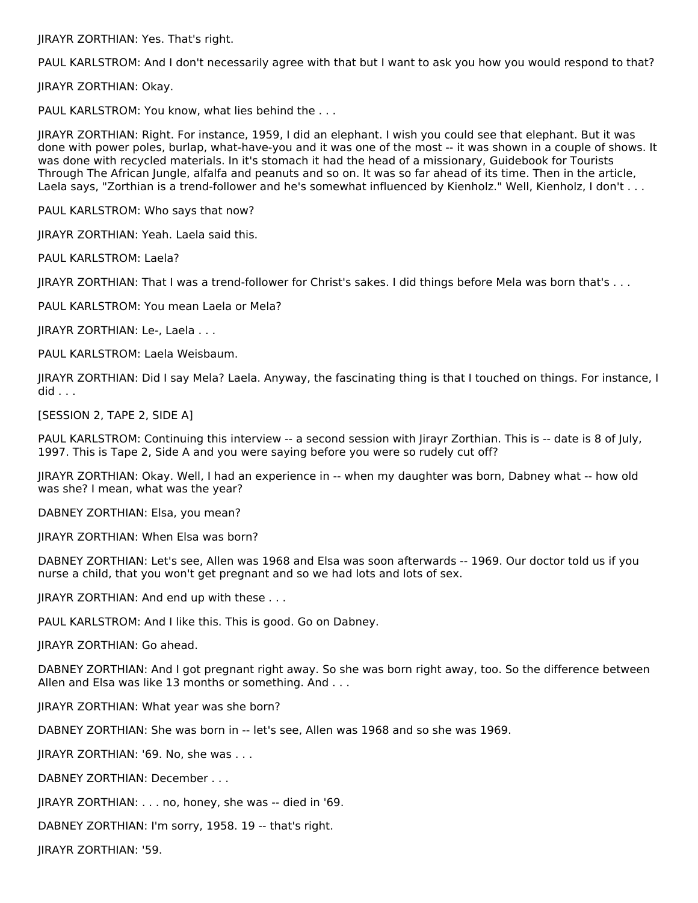JIRAYR ZORTHIAN: Yes. That's right.

PAUL KARLSTROM: And I don't necessarily agree with that but I want to ask you how you would respond to that?

JIRAYR ZORTHIAN: Okay.

PAUL KARLSTROM: You know, what lies behind the . . .

JIRAYR ZORTHIAN: Right. For instance, 1959, I did an elephant. I wish you could see that elephant. But it was done with power poles, burlap, what-have-you and it was one of the most -- it was shown in a couple of shows. It was done with recycled materials. In it's stomach it had the head of a missionary, Guidebook for Tourists Through The African Jungle, alfalfa and peanuts and so on. It was so far ahead of its time. Then in the article, Laela says, "Zorthian is a trend-follower and he's somewhat influenced by Kienholz." Well, Kienholz, I don't . . .

PAUL KARLSTROM: Who says that now?

JIRAYR ZORTHIAN: Yeah. Laela said this.

PAUL KARLSTROM: Laela?

JIRAYR ZORTHIAN: That I was a trend-follower for Christ's sakes. I did things before Mela was born that's . . .

PAUL KARLSTROM: You mean Laela or Mela?

JIRAYR ZORTHIAN: Le-, Laela . . .

PAUL KARLSTROM: Laela Weisbaum.

JIRAYR ZORTHIAN: Did I say Mela? Laela. Anyway, the fascinating thing is that I touched on things. For instance, I did . . .

[SESSION 2, TAPE 2, SIDE A]

PAUL KARLSTROM: Continuing this interview -- a second session with Jirayr Zorthian. This is -- date is 8 of July, 1997. This is Tape 2, Side A and you were saying before you were so rudely cut off?

JIRAYR ZORTHIAN: Okay. Well, I had an experience in -- when my daughter was born, Dabney what -- how old was she? I mean, what was the year?

DABNEY ZORTHIAN: Elsa, you mean?

JIRAYR ZORTHIAN: When Elsa was born?

DABNEY ZORTHIAN: Let's see, Allen was 1968 and Elsa was soon afterwards -- 1969. Our doctor told us if you nurse a child, that you won't get pregnant and so we had lots and lots of sex.

JIRAYR ZORTHIAN: And end up with these . . .

PAUL KARLSTROM: And I like this. This is good. Go on Dabney.

JIRAYR ZORTHIAN: Go ahead.

DABNEY ZORTHIAN: And I got pregnant right away. So she was born right away, too. So the difference between Allen and Elsa was like 13 months or something. And . . .

JIRAYR ZORTHIAN: What year was she born?

DABNEY ZORTHIAN: She was born in -- let's see, Allen was 1968 and so she was 1969.

JIRAYR ZORTHIAN: '69. No, she was . . .

DABNEY ZORTHIAN: December . . .

JIRAYR ZORTHIAN: . . . no, honey, she was -- died in '69.

DABNEY ZORTHIAN: I'm sorry, 1958. 19 -- that's right.

JIRAYR ZORTHIAN: '59.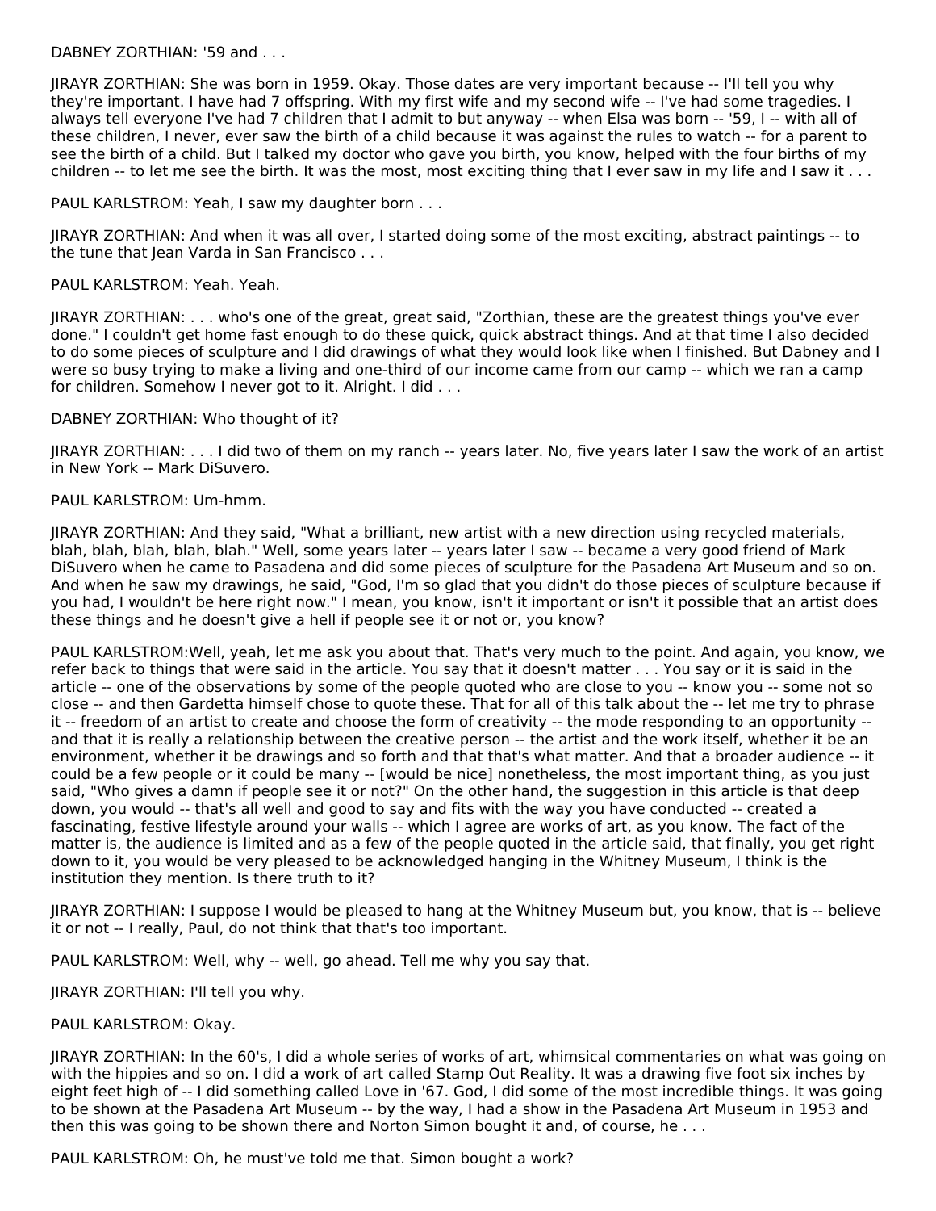DABNEY ZORTHIAN: '59 and . . .

JIRAYR ZORTHIAN: She was born in 1959. Okay. Those dates are very important because -- I'll tell you why they're important. I have had 7 offspring. With my first wife and my second wife -- I've had some tragedies. I always tell everyone I've had 7 children that I admit to but anyway -- when Elsa was born -- '59, I -- with all of these children, I never, ever saw the birth of a child because it was against the rules to watch -- for a parent to see the birth of a child. But I talked my doctor who gave you birth, you know, helped with the four births of my children -- to let me see the birth. It was the most, most exciting thing that I ever saw in my life and I saw it . . .

PAUL KARLSTROM: Yeah, I saw my daughter born . . .

JIRAYR ZORTHIAN: And when it was all over, I started doing some of the most exciting, abstract paintings -- to the tune that Jean Varda in San Francisco . . .

PAUL KARLSTROM: Yeah. Yeah.

JIRAYR ZORTHIAN: . . . who's one of the great, great said, "Zorthian, these are the greatest things you've ever done." I couldn't get home fast enough to do these quick, quick abstract things. And at that time I also decided to do some pieces of sculpture and I did drawings of what they would look like when I finished. But Dabney and I were so busy trying to make a living and one-third of our income came from our camp -- which we ran a camp for children. Somehow I never got to it. Alright. I did . . .

DABNEY ZORTHIAN: Who thought of it?

JIRAYR ZORTHIAN: . . . I did two of them on my ranch -- years later. No, five years later I saw the work of an artist in New York -- Mark DiSuvero.

PAUL KARLSTROM: Um-hmm.

JIRAYR ZORTHIAN: And they said, "What a brilliant, new artist with a new direction using recycled materials, blah, blah, blah, blah, blah." Well, some years later -- years later I saw -- became a very good friend of Mark DiSuvero when he came to Pasadena and did some pieces of sculpture for the Pasadena Art Museum and so on. And when he saw my drawings, he said, "God, I'm so glad that you didn't do those pieces of sculpture because if you had, I wouldn't be here right now." I mean, you know, isn't it important or isn't it possible that an artist does these things and he doesn't give a hell if people see it or not or, you know?

PAUL KARLSTROM:Well, yeah, let me ask you about that. That's very much to the point. And again, you know, we refer back to things that were said in the article. You say that it doesn't matter . . . You say or it is said in the article -- one of the observations by some of the people quoted who are close to you -- know you -- some not so close -- and then Gardetta himself chose to quote these. That for all of this talk about the -- let me try to phrase it -- freedom of an artist to create and choose the form of creativity -- the mode responding to an opportunity -- and that it is really a relationship between the creative person -- the artist and the work itself, whether it be an environment, whether it be drawings and so forth and that that's what matter. And that a broader audience -- it could be a few people or it could be many -- [would be nice] nonetheless, the most important thing, as you just said, "Who gives a damn if people see it or not?" On the other hand, the suggestion in this article is that deep down, you would -- that's all well and good to say and fits with the way you have conducted -- created a fascinating, festive lifestyle around your walls -- which I agree are works of art, as you know. The fact of the matter is, the audience is limited and as a few of the people quoted in the article said, that finally, you get right down to it, you would be very pleased to be acknowledged hanging in the Whitney Museum, I think is the institution they mention. Is there truth to it?

JIRAYR ZORTHIAN: I suppose I would be pleased to hang at the Whitney Museum but, you know, that is -- believe it or not -- I really, Paul, do not think that that's too important.

PAUL KARLSTROM: Well, why -- well, go ahead. Tell me why you say that.

JIRAYR ZORTHIAN: I'll tell you why.

PAUL KARLSTROM: Okay.

JIRAYR ZORTHIAN: In the 60's, I did a whole series of works of art, whimsical commentaries on what was going on with the hippies and so on. I did a work of art called Stamp Out Reality. It was a drawing five foot six inches by eight feet high of -- I did something called Love in '67. God, I did some of the most incredible things. It was going to be shown at the Pasadena Art Museum -- by the way, I had a show in the Pasadena Art Museum in 1953 and then this was going to be shown there and Norton Simon bought it and, of course, he . . .

PAUL KARLSTROM: Oh, he must've told me that. Simon bought a work?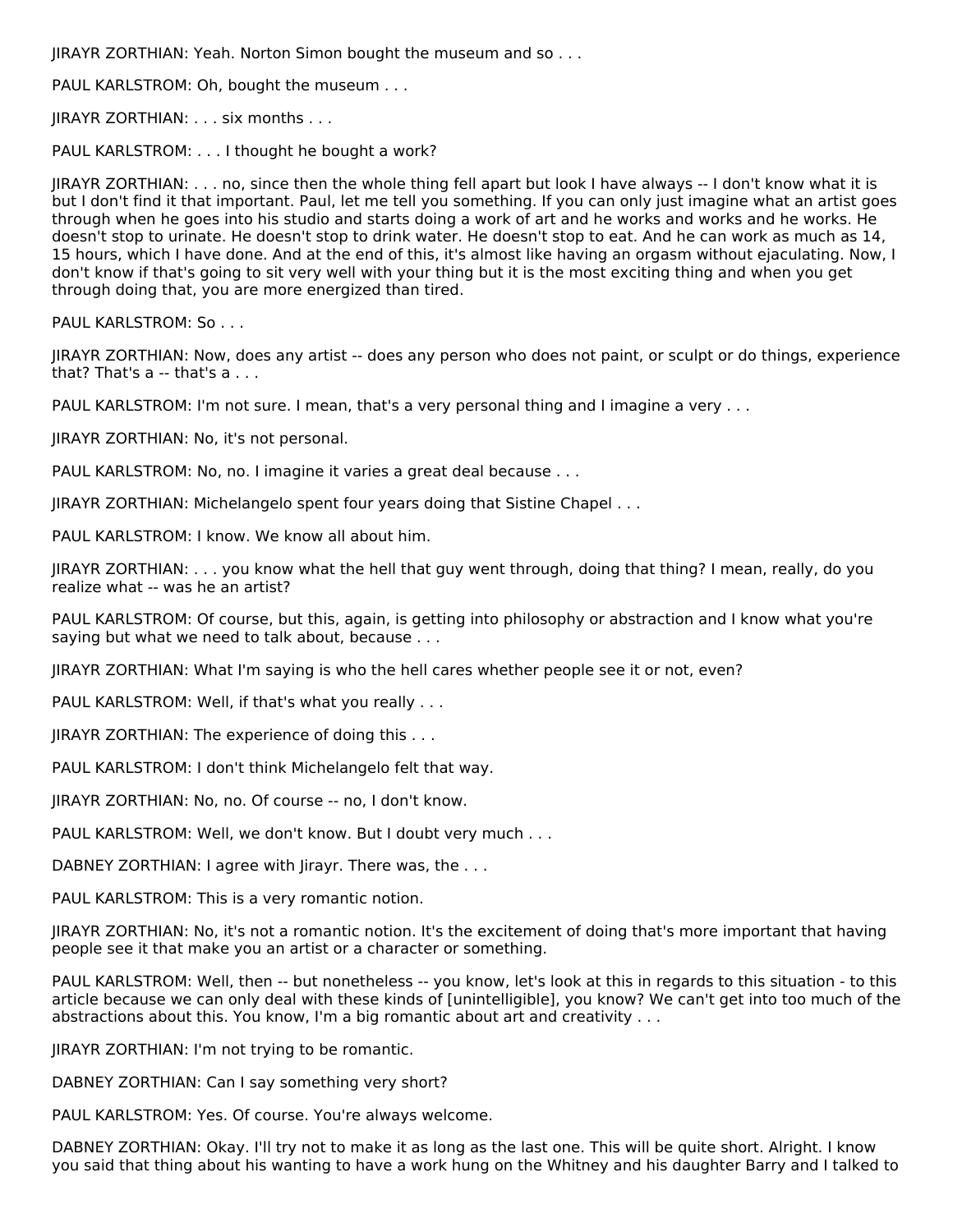JIRAYR ZORTHIAN: Yeah. Norton Simon bought the museum and so . . .

PAUL KARLSTROM: Oh, bought the museum . . .

JIRAYR ZORTHIAN: . . . six months . . .

PAUL KARLSTROM: . . . I thought he bought a work?

JIRAYR ZORTHIAN: . . . no, since then the whole thing fell apart but look I have always -- I don't know what it is but I don't find it that important. Paul, let me tell you something. If you can only just imagine what an artist goes through when he goes into his studio and starts doing a work of art and he works and works and he works. He doesn't stop to urinate. He doesn't stop to drink water. He doesn't stop to eat. And he can work as much as 14, 15 hours, which I have done. And at the end of this, it's almost like having an orgasm without ejaculating. Now, I don't know if that's going to sit very well with your thing but it is the most exciting thing and when you get through doing that, you are more energized than tired.

PAUL KARLSTROM: So . . .

JIRAYR ZORTHIAN: Now, does any artist -- does any person who does not paint, or sculpt or do things, experience that? That's a -- that's a . . .

PAUL KARLSTROM: I'm not sure. I mean, that's a very personal thing and I imagine a very . . .

JIRAYR ZORTHIAN: No, it's not personal.

PAUL KARLSTROM: No, no. I imagine it varies a great deal because . . .

JIRAYR ZORTHIAN: Michelangelo spent four years doing that Sistine Chapel . . .

PAUL KARLSTROM: I know. We know all about him.

JIRAYR ZORTHIAN: . . . you know what the hell that guy went through, doing that thing? I mean, really, do you realize what -- was he an artist?

PAUL KARLSTROM: Of course, but this, again, is getting into philosophy or abstraction and I know what you're saying but what we need to talk about, because . . .

JIRAYR ZORTHIAN: What I'm saying is who the hell cares whether people see it or not, even?

PAUL KARLSTROM: Well, if that's what you really . . .

JIRAYR ZORTHIAN: The experience of doing this . . .

PAUL KARLSTROM: I don't think Michelangelo felt that way.

JIRAYR ZORTHIAN: No, no. Of course -- no, I don't know.

PAUL KARLSTROM: Well, we don't know. But I doubt very much . . .

DABNEY ZORTHIAN: I agree with Jirayr. There was, the . . .

PAUL KARLSTROM: This is a very romantic notion.

JIRAYR ZORTHIAN: No, it's not a romantic notion. It's the excitement of doing that's more important that having people see it that make you an artist or a character or something.

PAUL KARLSTROM: Well, then -- but nonetheless -- you know, let's look at this in regards to this situation - to this article because we can only deal with these kinds of [unintelligible], you know? We can't get into too much of the abstractions about this. You know, I'm a big romantic about art and creativity . . .

JIRAYR ZORTHIAN: I'm not trying to be romantic.

DABNEY ZORTHIAN: Can I say something very short?

PAUL KARLSTROM: Yes. Of course. You're always welcome.

DABNEY ZORTHIAN: Okay. I'll try not to make it as long as the last one. This will be quite short. Alright. I know you said that thing about his wanting to have a work hung on the Whitney and his daughter Barry and I talked to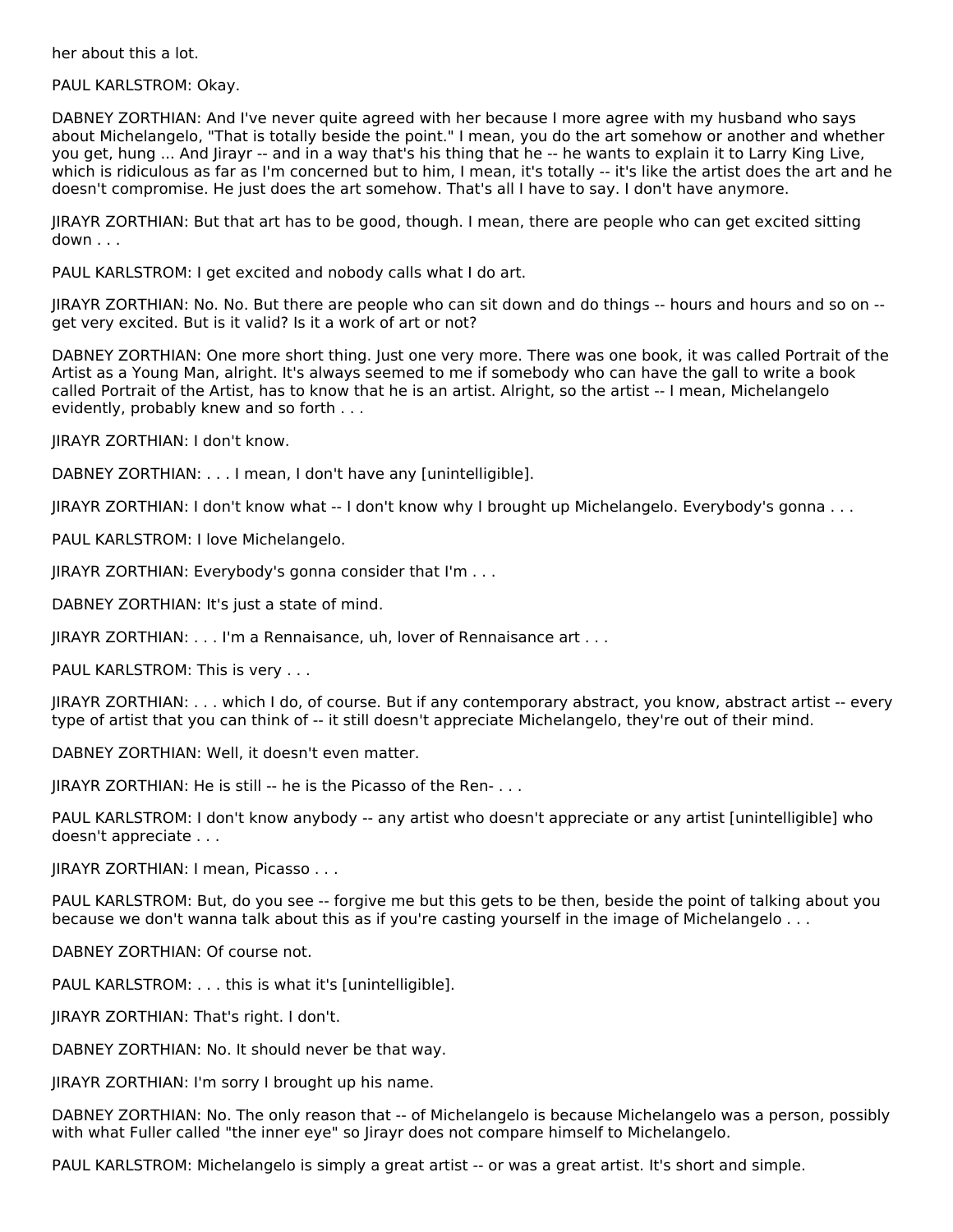her about this a lot.

PAUL KARLSTROM: Okay.

DABNEY ZORTHIAN: And I've never quite agreed with her because I more agree with my husband who says about Michelangelo, "That is totally beside the point." I mean, you do the art somehow or another and whether you get, hung ... And Jirayr -- and in a way that's his thing that he -- he wants to explain it to Larry King Live, which is ridiculous as far as I'm concerned but to him, I mean, it's totally -- it's like the artist does the art and he doesn't compromise. He just does the art somehow. That's all I have to say. I don't have anymore.

JIRAYR ZORTHIAN: But that art has to be good, though. I mean, there are people who can get excited sitting down . . .

PAUL KARLSTROM: I get excited and nobody calls what I do art.

JIRAYR ZORTHIAN: No. No. But there are people who can sit down and do things -- hours and hours and so on -- get very excited. But is it valid? Is it a work of art or not?

DABNEY ZORTHIAN: One more short thing. Just one very more. There was one book, it was called Portrait of the Artist as a Young Man, alright. It's always seemed to me if somebody who can have the gall to write a book called Portrait of the Artist, has to know that he is an artist. Alright, so the artist -- I mean, Michelangelo evidently, probably knew and so forth . . .

JIRAYR ZORTHIAN: I don't know.

DABNEY ZORTHIAN: . . . I mean, I don't have any [unintelligible].

JIRAYR ZORTHIAN: I don't know what -- I don't know why I brought up Michelangelo. Everybody's gonna . . .

PAUL KARLSTROM: I love Michelangelo.

JIRAYR ZORTHIAN: Everybody's gonna consider that I'm . . .

DABNEY ZORTHIAN: It's just a state of mind.

JIRAYR ZORTHIAN: . . . I'm a Rennaisance, uh, lover of Rennaisance art . . .

PAUL KARLSTROM: This is very . . .

JIRAYR ZORTHIAN: . . . which I do, of course. But if any contemporary abstract, you know, abstract artist -- every type of artist that you can think of -- it still doesn't appreciate Michelangelo, they're out of their mind.

DABNEY ZORTHIAN: Well, it doesn't even matter.

JIRAYR ZORTHIAN: He is still -- he is the Picasso of the Ren- . . .

PAUL KARLSTROM: I don't know anybody -- any artist who doesn't appreciate or any artist [unintelligible] who doesn't appreciate . . .

JIRAYR ZORTHIAN: I mean, Picasso . . .

PAUL KARLSTROM: But, do you see -- forgive me but this gets to be then, beside the point of talking about you because we don't wanna talk about this as if you're casting yourself in the image of Michelangelo . . .

DABNEY ZORTHIAN: Of course not.

PAUL KARLSTROM: . . . this is what it's [unintelligible].

JIRAYR ZORTHIAN: That's right. I don't.

DABNEY ZORTHIAN: No. It should never be that way.

JIRAYR ZORTHIAN: I'm sorry I brought up his name.

DABNEY ZORTHIAN: No. The only reason that -- of Michelangelo is because Michelangelo was a person, possibly with what Fuller called "the inner eye" so Jirayr does not compare himself to Michelangelo.

PAUL KARLSTROM: Michelangelo is simply a great artist -- or was a great artist. It's short and simple.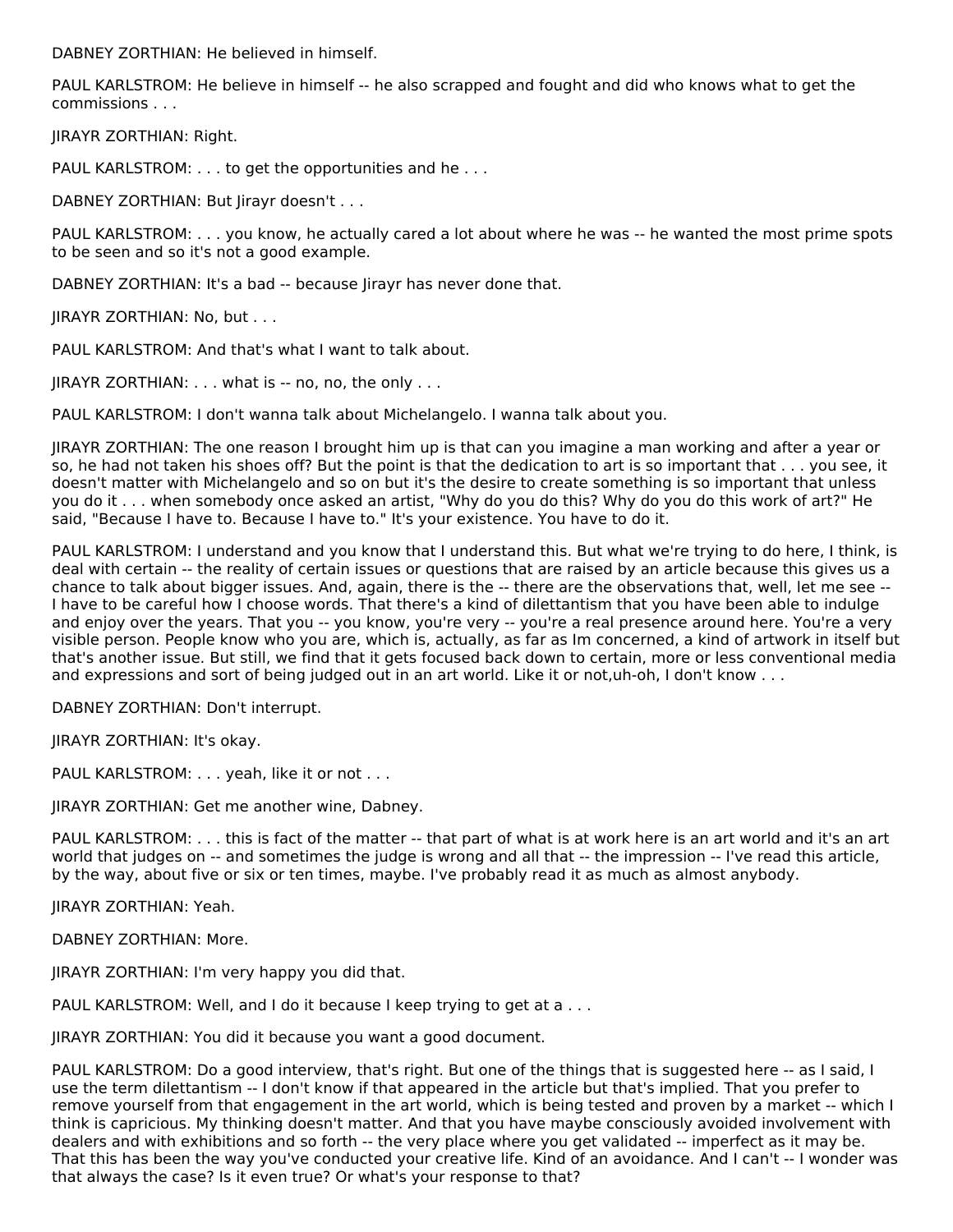DABNEY ZORTHIAN: He believed in himself.

PAUL KARLSTROM: He believe in himself -- he also scrapped and fought and did who knows what to get the commissions . . .

JIRAYR ZORTHIAN: Right.

PAUL KARLSTROM: . . . to get the opportunities and he . . .

DABNEY ZORTHIAN: But Jirayr doesn't . . .

PAUL KARLSTROM: . . . you know, he actually cared a lot about where he was -- he wanted the most prime spots to be seen and so it's not a good example.

DABNEY ZORTHIAN: It's a bad -- because Jirayr has never done that.

JIRAYR ZORTHIAN: No, but . . .

PAUL KARLSTROM: And that's what I want to talk about.

JIRAYR ZORTHIAN: . . . what is -- no, no, the only . . .

PAUL KARLSTROM: I don't wanna talk about Michelangelo. I wanna talk about you.

JIRAYR ZORTHIAN: The one reason I brought him up is that can you imagine a man working and after a year or so, he had not taken his shoes off? But the point is that the dedication to art is so important that . . . you see, it doesn't matter with Michelangelo and so on but it's the desire to create something is so important that unless you do it . . . when somebody once asked an artist, "Why do you do this? Why do you do this work of art?" He said, "Because I have to. Because I have to." It's your existence. You have to do it.

PAUL KARLSTROM: I understand and you know that I understand this. But what we're trying to do here, I think, is deal with certain -- the reality of certain issues or questions that are raised by an article because this gives us a chance to talk about bigger issues. And, again, there is the -- there are the observations that, well, let me see -- I have to be careful how I choose words. That there's a kind of dilettantism that you have been able to indulge and enjoy over the years. That you -- you know, you're very -- you're a real presence around here. You're a very visible person. People know who you are, which is, actually, as far as Im concerned, a kind of artwork in itself but that's another issue. But still, we find that it gets focused back down to certain, more or less conventional media and expressions and sort of being judged out in an art world. Like it or not,uh-oh, I don't know . . .

DABNEY ZORTHIAN: Don't interrupt.

JIRAYR ZORTHIAN: It's okay.

PAUL KARLSTROM: . . . yeah, like it or not . . .

JIRAYR ZORTHIAN: Get me another wine, Dabney.

PAUL KARLSTROM: . . . this is fact of the matter -- that part of what is at work here is an art world and it's an art world that judges on -- and sometimes the judge is wrong and all that -- the impression -- I've read this article, by the way, about five or six or ten times, maybe. I've probably read it as much as almost anybody.

JIRAYR ZORTHIAN: Yeah.

DABNEY ZORTHIAN: More.

JIRAYR ZORTHIAN: I'm very happy you did that.

PAUL KARLSTROM: Well, and I do it because I keep trying to get at a . . .

JIRAYR ZORTHIAN: You did it because you want a good document.

PAUL KARLSTROM: Do a good interview, that's right. But one of the things that is suggested here -- as I said, I use the term dilettantism -- I don't know if that appeared in the article but that's implied. That you prefer to remove yourself from that engagement in the art world, which is being tested and proven by a market -- which I think is capricious. My thinking doesn't matter. And that you have maybe consciously avoided involvement with dealers and with exhibitions and so forth -- the very place where you get validated -- imperfect as it may be. That this has been the way you've conducted your creative life. Kind of an avoidance. And I can't -- I wonder was that always the case? Is it even true? Or what's your response to that?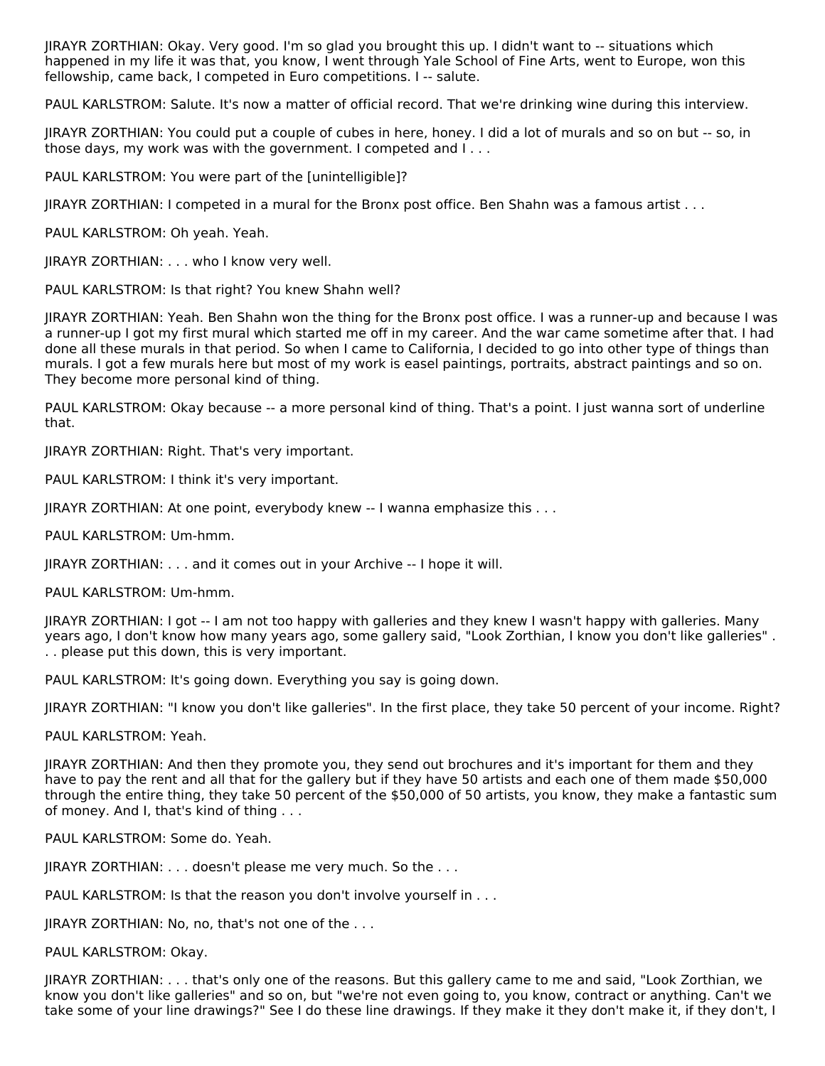JIRAYR ZORTHIAN: Okay. Very good. I'm so glad you brought this up. I didn't want to -- situations which happened in my life it was that, you know, I went through Yale School of Fine Arts, went to Europe, won this fellowship, came back, I competed in Euro competitions. I -- salute.

PAUL KARLSTROM: Salute. It's now a matter of official record. That we're drinking wine during this interview.

JIRAYR ZORTHIAN: You could put a couple of cubes in here, honey. I did a lot of murals and so on but -- so, in those days, my work was with the government. I competed and I . . .

PAUL KARLSTROM: You were part of the [unintelligible]?

JIRAYR ZORTHIAN: I competed in a mural for the Bronx post office. Ben Shahn was a famous artist . . .

PAUL KARLSTROM: Oh yeah. Yeah.

JIRAYR ZORTHIAN: . . . who I know very well.

PAUL KARLSTROM: Is that right? You knew Shahn well?

JIRAYR ZORTHIAN: Yeah. Ben Shahn won the thing for the Bronx post office. I was a runner-up and because I was a runner-up I got my first mural which started me off in my career. And the war came sometime after that. I had done all these murals in that period. So when I came to California, I decided to go into other type of things than murals. I got a few murals here but most of my work is easel paintings, portraits, abstract paintings and so on. They become more personal kind of thing.

PAUL KARLSTROM: Okay because -- a more personal kind of thing. That's a point. I just wanna sort of underline that.

JIRAYR ZORTHIAN: Right. That's very important.

PAUL KARLSTROM: I think it's very important.

JIRAYR ZORTHIAN: At one point, everybody knew -- I wanna emphasize this . . .

PAUL KARLSTROM: Um-hmm.

JIRAYR ZORTHIAN: . . . and it comes out in your Archive -- I hope it will.

PAUL KARLSTROM: Um-hmm.

JIRAYR ZORTHIAN: I got -- I am not too happy with galleries and they knew I wasn't happy with galleries. Many years ago, I don't know how many years ago, some gallery said, "Look Zorthian, I know you don't like galleries" . . . please put this down, this is very important.

PAUL KARLSTROM: It's going down. Everything you say is going down.

JIRAYR ZORTHIAN: "I know you don't like galleries". In the first place, they take 50 percent of your income. Right?

PAUL KARLSTROM: Yeah.

JIRAYR ZORTHIAN: And then they promote you, they send out brochures and it's important for them and they have to pay the rent and all that for the gallery but if they have 50 artists and each one of them made $50,000 through the entire thing, they take 50 percent of the $50,000 of 50 artists, you know, they make a fantastic sum of money. And I, that's kind of thing . . .

PAUL KARLSTROM: Some do. Yeah.

JIRAYR ZORTHIAN: . . . doesn't please me very much. So the . . .

PAUL KARLSTROM: Is that the reason you don't involve yourself in . . .

JIRAYR ZORTHIAN: No, no, that's not one of the . . .

PAUL KARLSTROM: Okay.

JIRAYR ZORTHIAN: . . . that's only one of the reasons. But this gallery came to me and said, "Look Zorthian, we know you don't like galleries" and so on, but "we're not even going to, you know, contract or anything. Can't we take some of your line drawings?" See I do these line drawings. If they make it they don't make it, if they don't, I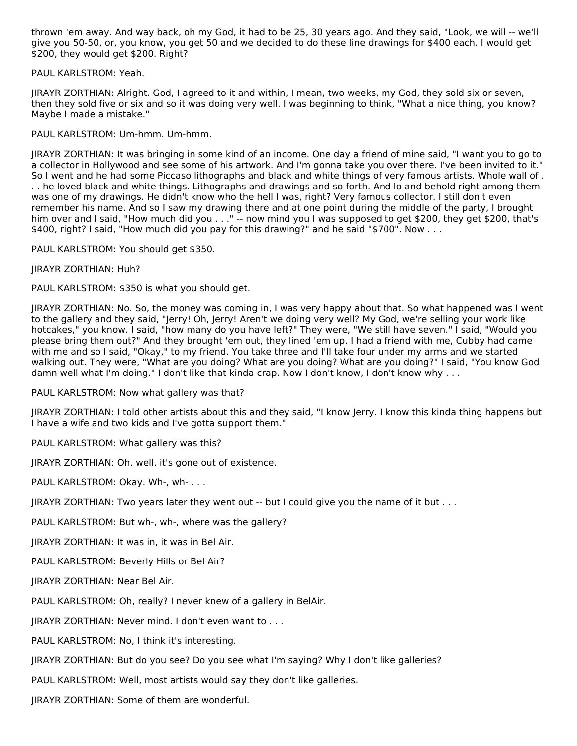thrown 'em away. And way back, oh my God, it had to be 25, 30 years ago. And they said, "Look, we will -- we'll give you 50-50, or, you know, you get 50 and we decided to do these line drawings for $400 each. I would get $200, they would get $200. Right?

PAUL KARLSTROM: Yeah.

JIRAYR ZORTHIAN: Alright. God, I agreed to it and within, I mean, two weeks, my God, they sold six or seven, then they sold five or six and so it was doing very well. I was beginning to think, "What a nice thing, you know? Maybe I made a mistake."

PAUL KARLSTROM: Um-hmm. Um-hmm.

JIRAYR ZORTHIAN: It was bringing in some kind of an income. One day a friend of mine said, "I want you to go to a collector in Hollywood and see some of his artwork. And I'm gonna take you over there. I've been invited to it." So I went and he had some Piccaso lithographs and black and white things of very famous artists. Whole wall of . . . he loved black and white things. Lithographs and drawings and so forth. And lo and behold right among them was one of my drawings. He didn't know who the hell I was, right? Very famous collector. I still don't even remember his name. And so I saw my drawing there and at one point during the middle of the party, I brought him over and I said, "How much did you . . ." -- now mind you I was supposed to get $200, they get $200, that's $400, right? I said, "How much did you pay for this drawing?" and he said "$700". Now . . .

PAUL KARLSTROM: You should get $350.

JIRAYR ZORTHIAN: Huh?

PAUL KARLSTROM: $350 is what you should get.

JIRAYR ZORTHIAN: No. So, the money was coming in, I was very happy about that. So what happened was I went to the gallery and they said, "Jerry! Oh, Jerry! Aren't we doing very well? My God, we're selling your work like hotcakes," you know. I said, "how many do you have left?" They were, "We still have seven." I said, "Would you please bring them out?" And they brought 'em out, they lined 'em up. I had a friend with me, Cubby had came with me and so I said, "Okay," to my friend. You take three and I'll take four under my arms and we started walking out. They were, "What are you doing? What are you doing? What are you doing?" I said, "You know God damn well what I'm doing." I don't like that kinda crap. Now I don't know, I don't know why . . .

PAUL KARLSTROM: Now what gallery was that?

JIRAYR ZORTHIAN: I told other artists about this and they said, "I know Jerry. I know this kinda thing happens but I have a wife and two kids and I've gotta support them."

PAUL KARLSTROM: What gallery was this?

JIRAYR ZORTHIAN: Oh, well, it's gone out of existence.

PAUL KARLSTROM: Okay. Wh-, wh- . . .

JIRAYR ZORTHIAN: Two years later they went out -- but I could give you the name of it but . . .

PAUL KARLSTROM: But wh-, wh-, where was the gallery?

JIRAYR ZORTHIAN: It was in, it was in Bel Air.

PAUL KARLSTROM: Beverly Hills or Bel Air?

JIRAYR ZORTHIAN: Near Bel Air.

PAUL KARLSTROM: Oh, really? I never knew of a gallery in BelAir.

JIRAYR ZORTHIAN: Never mind. I don't even want to . . .

PAUL KARLSTROM: No, I think it's interesting.

JIRAYR ZORTHIAN: But do you see? Do you see what I'm saying? Why I don't like galleries?

PAUL KARLSTROM: Well, most artists would say they don't like galleries.

JIRAYR ZORTHIAN: Some of them are wonderful.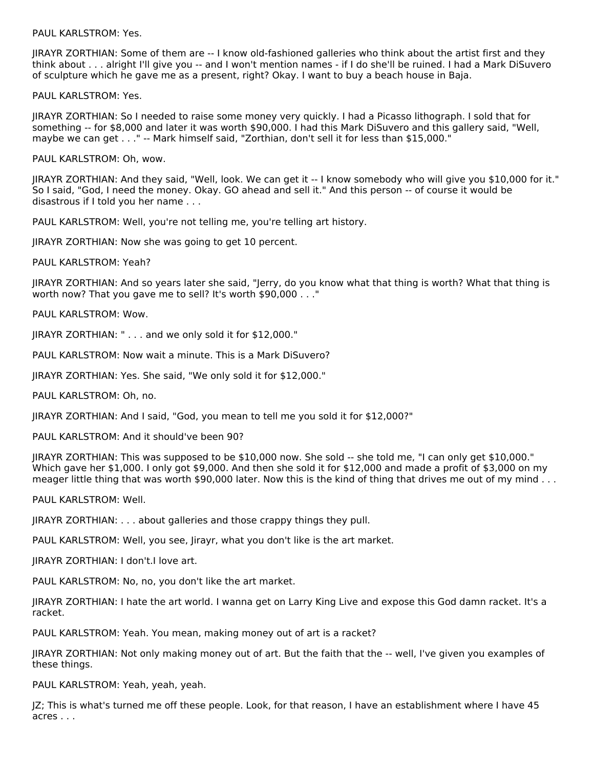PAUL KARLSTROM: Yes.

JIRAYR ZORTHIAN: Some of them are -- I know old-fashioned galleries who think about the artist first and they think about . . . alright I'll give you -- and I won't mention names - if I do she'll be ruined. I had a Mark DiSuvero of sculpture which he gave me as a present, right? Okay. I want to buy a beach house in Baja.

PAUL KARLSTROM: Yes.

JIRAYR ZORTHIAN: So I needed to raise some money very quickly. I had a Picasso lithograph. I sold that for something -- for $8,000 and later it was worth $90,000. I had this Mark DiSuvero and this gallery said, "Well, maybe we can get . . ." -- Mark himself said, "Zorthian, don't sell it for less than $15,000."

PAUL KARLSTROM: Oh, wow.

JIRAYR ZORTHIAN: And they said, "Well, look. We can get it -- I know somebody who will give you $10,000 for it." So I said, "God, I need the money. Okay. GO ahead and sell it." And this person -- of course it would be disastrous if I told you her name . . .

PAUL KARLSTROM: Well, you're not telling me, you're telling art history.

JIRAYR ZORTHIAN: Now she was going to get 10 percent.

PAUL KARLSTROM: Yeah?

JIRAYR ZORTHIAN: And so years later she said, "Jerry, do you know what that thing is worth? What that thing is worth now? That you gave me to sell? It's worth $90,000 . . ."

PAUL KARLSTROM: Wow.

JIRAYR ZORTHIAN: " . . . and we only sold it for $12,000."

PAUL KARLSTROM: Now wait a minute. This is a Mark DiSuvero?

JIRAYR ZORTHIAN: Yes. She said, "We only sold it for $12,000."

PAUL KARLSTROM: Oh, no.

JIRAYR ZORTHIAN: And I said, "God, you mean to tell me you sold it for $12,000?"

PAUL KARLSTROM: And it should've been 90?

JIRAYR ZORTHIAN: This was supposed to be $10,000 now. She sold -- she told me, "I can only get $10,000." Which gave her $1,000. I only got $9,000. And then she sold it for $12,000 and made a profit of $3,000 on my meager little thing that was worth $90,000 later. Now this is the kind of thing that drives me out of my mind . . .

PAUL KARLSTROM: Well.

JIRAYR ZORTHIAN: . . . about galleries and those crappy things they pull.

PAUL KARLSTROM: Well, you see, Jirayr, what you don't like is the art market.

JIRAYR ZORTHIAN: I don't.I love art.

PAUL KARLSTROM: No, no, you don't like the art market.

JIRAYR ZORTHIAN: I hate the art world. I wanna get on Larry King Live and expose this God damn racket. It's a racket.

PAUL KARLSTROM: Yeah. You mean, making money out of art is a racket?

JIRAYR ZORTHIAN: Not only making money out of art. But the faith that the -- well, I've given you examples of these things.

PAUL KARLSTROM: Yeah, yeah, yeah.

JZ; This is what's turned me off these people. Look, for that reason, I have an establishment where I have 45 acres . . .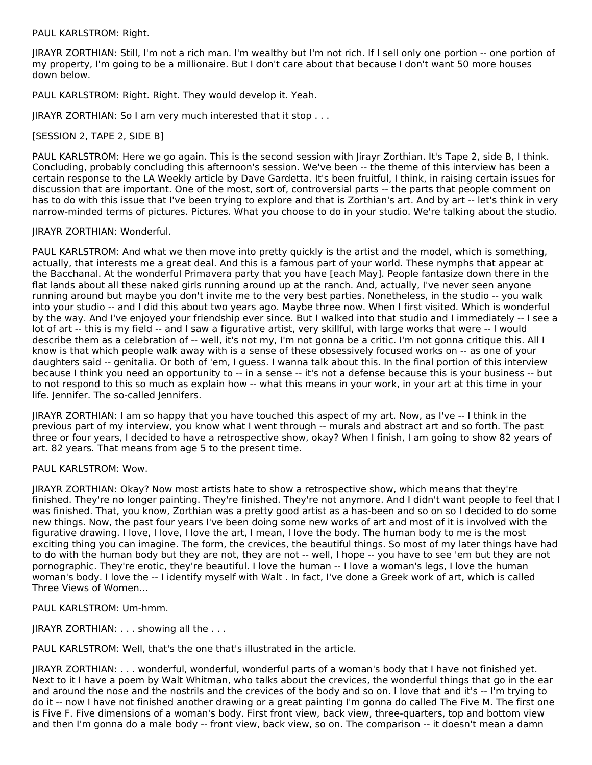PAUL KARLSTROM: Right.

JIRAYR ZORTHIAN: Still, I'm not a rich man. I'm wealthy but I'm not rich. If I sell only one portion -- one portion of my property, I'm going to be a millionaire. But I don't care about that because I don't want 50 more houses down below.

PAUL KARLSTROM: Right. Right. They would develop it. Yeah.

JIRAYR ZORTHIAN: So I am very much interested that it stop . . .

[SESSION 2, TAPE 2, SIDE B]

PAUL KARLSTROM: Here we go again. This is the second session with Jirayr Zorthian. It's Tape 2, side B, I think. Concluding, probably concluding this afternoon's session. We've been -- the theme of this interview has been a certain response to the LA Weekly article by Dave Gardetta. It's been fruitful, I think, in raising certain issues for discussion that are important. One of the most, sort of, controversial parts -- the parts that people comment on has to do with this issue that I've been trying to explore and that is Zorthian's art. And by art -- let's think in very narrow-minded terms of pictures. Pictures. What you choose to do in your studio. We're talking about the studio.

JIRAYR ZORTHIAN: Wonderful.

PAUL KARLSTROM: And what we then move into pretty quickly is the artist and the model, which is something, actually, that interests me a great deal. And this is a famous part of your world. These nymphs that appear at the Bacchanal. At the wonderful Primavera party that you have [each May]. People fantasize down there in the flat lands about all these naked girls running around up at the ranch. And, actually, I've never seen anyone running around but maybe you don't invite me to the very best parties. Nonetheless, in the studio -- you walk into your studio -- and I did this about two years ago. Maybe three now. When I first visited. Which is wonderful by the way. And I've enjoyed your friendship ever since. But I walked into that studio and I immediately -- I see a lot of art -- this is my field -- and I saw a figurative artist, very skillful, with large works that were -- I would describe them as a celebration of -- well, it's not my, I'm not gonna be a critic. I'm not gonna critique this. All I know is that which people walk away with is a sense of these obsessively focused works on -- as one of your daughters said -- genitalia. Or both of 'em, I guess. I wanna talk about this. In the final portion of this interview because I think you need an opportunity to -- in a sense -- it's not a defense because this is your business -- but to not respond to this so much as explain how -- what this means in your work, in your art at this time in your life. Jennifer. The so-called Jennifers.

JIRAYR ZORTHIAN: I am so happy that you have touched this aspect of my art. Now, as I've -- I think in the previous part of my interview, you know what I went through -- murals and abstract art and so forth. The past three or four years, I decided to have a retrospective show, okay? When I finish, I am going to show 82 years of art. 82 years. That means from age 5 to the present time.

PAUL KARLSTROM: Wow.

JIRAYR ZORTHIAN: Okay? Now most artists hate to show a retrospective show, which means that they're finished. They're no longer painting. They're finished. They're not anymore. And I didn't want people to feel that I was finished. That, you know, Zorthian was a pretty good artist as a has-been and so on so I decided to do some new things. Now, the past four years I've been doing some new works of art and most of it is involved with the figurative drawing. I love, I love, I love the art, I mean, I love the body. The human body to me is the most exciting thing you can imagine. The form, the crevices, the beautiful things. So most of my later things have had to do with the human body but they are not, they are not -- well, I hope -- you have to see 'em but they are not pornographic. They're erotic, they're beautiful. I love the human -- I love a woman's legs, I love the human woman's body. I love the -- I identify myself with Walt . In fact, I've done a Greek work of art, which is called Three Views of Women...

PAUL KARLSTROM: Um-hmm.

JIRAYR ZORTHIAN: . . . showing all the . . .

PAUL KARLSTROM: Well, that's the one that's illustrated in the article.

JIRAYR ZORTHIAN: . . . wonderful, wonderful, wonderful parts of a woman's body that I have not finished yet. Next to it I have a poem by Walt Whitman, who talks about the crevices, the wonderful things that go in the ear and around the nose and the nostrils and the crevices of the body and so on. I love that and it's -- I'm trying to do it -- now I have not finished another drawing or a great painting I'm gonna do called The Five M. The first one is Five F. Five dimensions of a woman's body. First front view, back view, three-quarters, top and bottom view and then I'm gonna do a male body -- front view, back view, so on. The comparison -- it doesn't mean a damn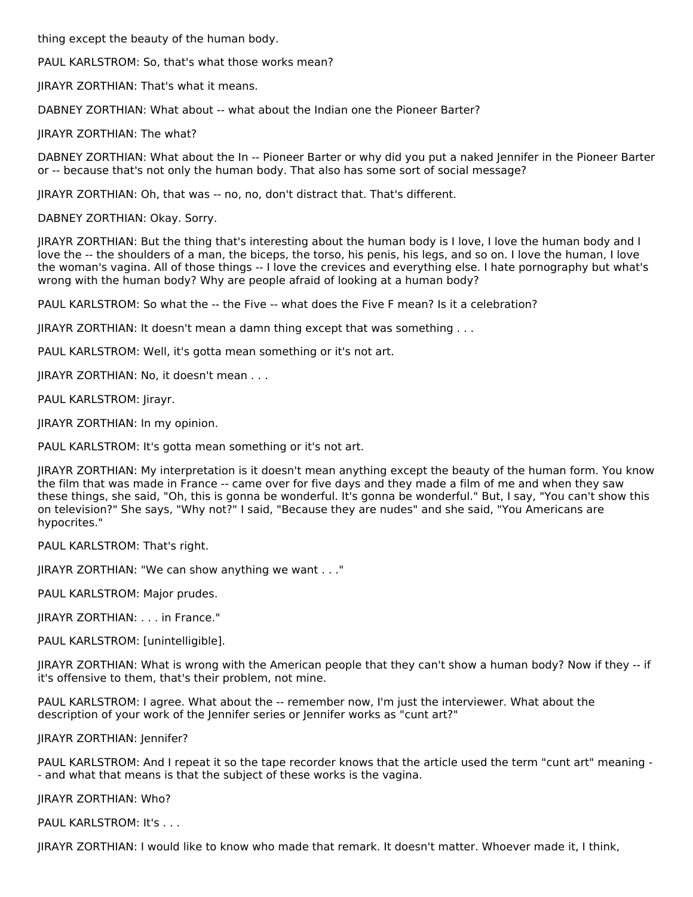thing except the beauty of the human body.

PAUL KARLSTROM: So, that's what those works mean?

JIRAYR ZORTHIAN: That's what it means.

DABNEY ZORTHIAN: What about -- what about the Indian one the Pioneer Barter?

JIRAYR ZORTHIAN: The what?

DABNEY ZORTHIAN: What about the In -- Pioneer Barter or why did you put a naked Jennifer in the Pioneer Barter or -- because that's not only the human body. That also has some sort of social message?

JIRAYR ZORTHIAN: Oh, that was -- no, no, don't distract that. That's different.

DABNEY ZORTHIAN: Okay. Sorry.

JIRAYR ZORTHIAN: But the thing that's interesting about the human body is I love, I love the human body and I love the -- the shoulders of a man, the biceps, the torso, his penis, his legs, and so on. I love the human, I love the woman's vagina. All of those things -- I love the crevices and everything else. I hate pornography but what's wrong with the human body? Why are people afraid of looking at a human body?

PAUL KARLSTROM: So what the -- the Five -- what does the Five F mean? Is it a celebration?

JIRAYR ZORTHIAN: It doesn't mean a damn thing except that was something . . .

PAUL KARLSTROM: Well, it's gotta mean something or it's not art.

JIRAYR ZORTHIAN: No, it doesn't mean . . .

PAUL KARLSTROM: Jirayr.

JIRAYR ZORTHIAN: In my opinion.

PAUL KARLSTROM: It's gotta mean something or it's not art.

JIRAYR ZORTHIAN: My interpretation is it doesn't mean anything except the beauty of the human form. You know the film that was made in France -- came over for five days and they made a film of me and when they saw these things, she said, "Oh, this is gonna be wonderful. It's gonna be wonderful." But, I say, "You can't show this on television?" She says, "Why not?" I said, "Because they are nudes" and she said, "You Americans are hypocrites."

PAUL KARLSTROM: That's right.

JIRAYR ZORTHIAN: "We can show anything we want . . ."

PAUL KARLSTROM: Major prudes.

JIRAYR ZORTHIAN: . . . in France."

PAUL KARLSTROM: [unintelligible].

JIRAYR ZORTHIAN: What is wrong with the American people that they can't show a human body? Now if they -- if it's offensive to them, that's their problem, not mine.

PAUL KARLSTROM: I agree. What about the -- remember now, I'm just the interviewer. What about the description of your work of the Jennifer series or Jennifer works as "cunt art?"

JIRAYR ZORTHIAN: Jennifer?

PAUL KARLSTROM: And I repeat it so the tape recorder knows that the article used the term "cunt art" meaning -- and what that means is that the subject of these works is the vagina.

JIRAYR ZORTHIAN: Who?

PAUL KARLSTROM: It's . . .

JIRAYR ZORTHIAN: I would like to know who made that remark. It doesn't matter. Whoever made it, I think,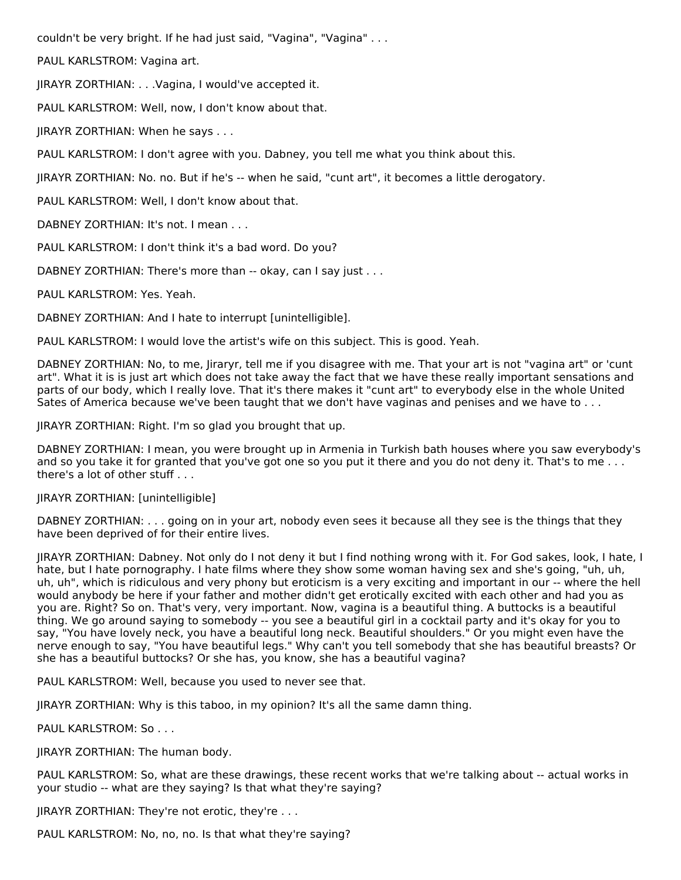couldn't be very bright. If he had just said, "Vagina", "Vagina" . . .

PAUL KARLSTROM: Vagina art.

JIRAYR ZORTHIAN: . . .Vagina, I would've accepted it.

PAUL KARLSTROM: Well, now, I don't know about that.

JIRAYR ZORTHIAN: When he says . . .

PAUL KARLSTROM: I don't agree with you. Dabney, you tell me what you think about this.

JIRAYR ZORTHIAN: No. no. But if he's -- when he said, "cunt art", it becomes a little derogatory.

PAUL KARLSTROM: Well, I don't know about that.

DABNEY ZORTHIAN: It's not. I mean . . .

PAUL KARLSTROM: I don't think it's a bad word. Do you?

DABNEY ZORTHIAN: There's more than -- okay, can I say just . . .

PAUL KARLSTROM: Yes. Yeah.

DABNEY ZORTHIAN: And I hate to interrupt [unintelligible].

PAUL KARLSTROM: I would love the artist's wife on this subject. This is good. Yeah.

DABNEY ZORTHIAN: No, to me, Jiraryr, tell me if you disagree with me. That your art is not "vagina art" or 'cunt art". What it is is just art which does not take away the fact that we have these really important sensations and parts of our body, which I really love. That it's there makes it "cunt art" to everybody else in the whole United Sates of America because we've been taught that we don't have vaginas and penises and we have to . . .

JIRAYR ZORTHIAN: Right. I'm so glad you brought that up.

DABNEY ZORTHIAN: I mean, you were brought up in Armenia in Turkish bath houses where you saw everybody's and so you take it for granted that you've got one so you put it there and you do not deny it. That's to me . . . there's a lot of other stuff . . .

JIRAYR ZORTHIAN: [unintelligible]

DABNEY ZORTHIAN: . . . going on in your art, nobody even sees it because all they see is the things that they have been deprived of for their entire lives.

JIRAYR ZORTHIAN: Dabney. Not only do I not deny it but I find nothing wrong with it. For God sakes, look, I hate, I hate, but I hate pornography. I hate films where they show some woman having sex and she's going, "uh, uh, uh, uh", which is ridiculous and very phony but eroticism is a very exciting and important in our -- where the hell would anybody be here if your father and mother didn't get erotically excited with each other and had you as you are. Right? So on. That's very, very important. Now, vagina is a beautiful thing. A buttocks is a beautiful thing. We go around saying to somebody -- you see a beautiful girl in a cocktail party and it's okay for you to say, "You have lovely neck, you have a beautiful long neck. Beautiful shoulders." Or you might even have the nerve enough to say, "You have beautiful legs." Why can't you tell somebody that she has beautiful breasts? Or she has a beautiful buttocks? Or she has, you know, she has a beautiful vagina?

PAUL KARLSTROM: Well, because you used to never see that.

JIRAYR ZORTHIAN: Why is this taboo, in my opinion? It's all the same damn thing.

PAUL KARLSTROM: So . . .

JIRAYR ZORTHIAN: The human body.

PAUL KARLSTROM: So, what are these drawings, these recent works that we're talking about -- actual works in your studio -- what are they saying? Is that what they're saying?

JIRAYR ZORTHIAN: They're not erotic, they're . . .

PAUL KARLSTROM: No, no, no. Is that what they're saying?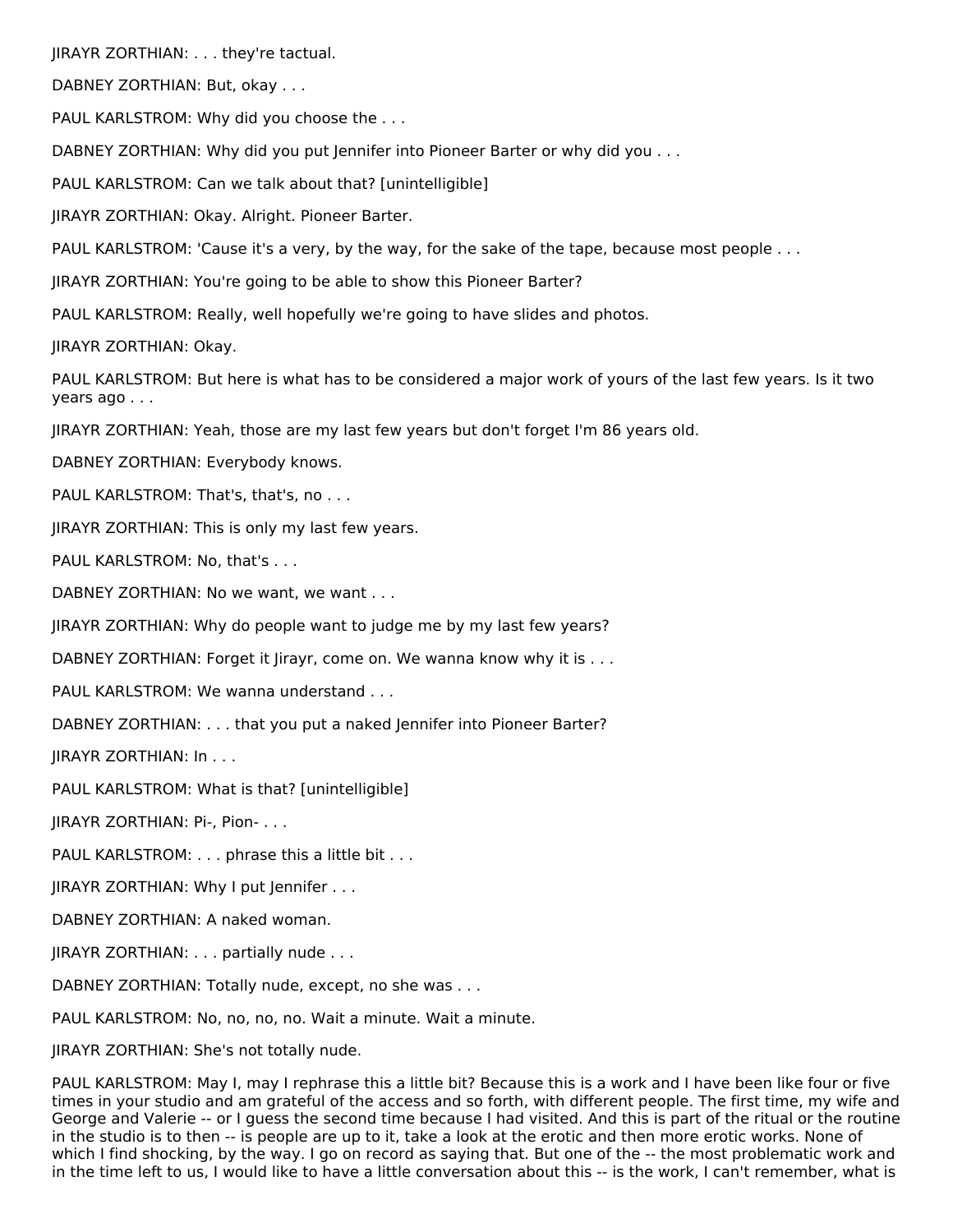JIRAYR ZORTHIAN: . . . they're tactual.

DABNEY ZORTHIAN: But, okay . . .

PAUL KARLSTROM: Why did you choose the . . .

DABNEY ZORTHIAN: Why did you put Jennifer into Pioneer Barter or why did you . . .

PAUL KARLSTROM: Can we talk about that? [unintelligible]

JIRAYR ZORTHIAN: Okay. Alright. Pioneer Barter.

PAUL KARLSTROM: 'Cause it's a very, by the way, for the sake of the tape, because most people . . .

JIRAYR ZORTHIAN: You're going to be able to show this Pioneer Barter?

PAUL KARLSTROM: Really, well hopefully we're going to have slides and photos.

JIRAYR ZORTHIAN: Okay.

PAUL KARLSTROM: But here is what has to be considered a major work of yours of the last few years. Is it two years ago . . .

JIRAYR ZORTHIAN: Yeah, those are my last few years but don't forget I'm 86 years old.

DABNEY ZORTHIAN: Everybody knows.

PAUL KARLSTROM: That's, that's, no . . .

JIRAYR ZORTHIAN: This is only my last few years.

PAUL KARLSTROM: No, that's . . .

DABNEY ZORTHIAN: No we want, we want . . .

JIRAYR ZORTHIAN: Why do people want to judge me by my last few years?

DABNEY ZORTHIAN: Forget it Jirayr, come on. We wanna know why it is . . .

PAUL KARLSTROM: We wanna understand . . .

DABNEY ZORTHIAN: . . . that you put a naked Jennifer into Pioneer Barter?

JIRAYR ZORTHIAN: In . . .

PAUL KARLSTROM: What is that? [unintelligible]

JIRAYR ZORTHIAN: Pi-, Pion- . . .

PAUL KARLSTROM: . . . phrase this a little bit . . .

JIRAYR ZORTHIAN: Why I put Jennifer . . .

DABNEY ZORTHIAN: A naked woman.

JIRAYR ZORTHIAN: . . . partially nude . . .

DABNEY ZORTHIAN: Totally nude, except, no she was . . .

PAUL KARLSTROM: No, no, no, no. Wait a minute. Wait a minute.

JIRAYR ZORTHIAN: She's not totally nude.

PAUL KARLSTROM: May I, may I rephrase this a little bit? Because this is a work and I have been like four or five times in your studio and am grateful of the access and so forth, with different people. The first time, my wife and George and Valerie -- or I guess the second time because I had visited. And this is part of the ritual or the routine in the studio is to then -- is people are up to it, take a look at the erotic and then more erotic works. None of which I find shocking, by the way. I go on record as saying that. But one of the -- the most problematic work and in the time left to us, I would like to have a little conversation about this -- is the work, I can't remember, what is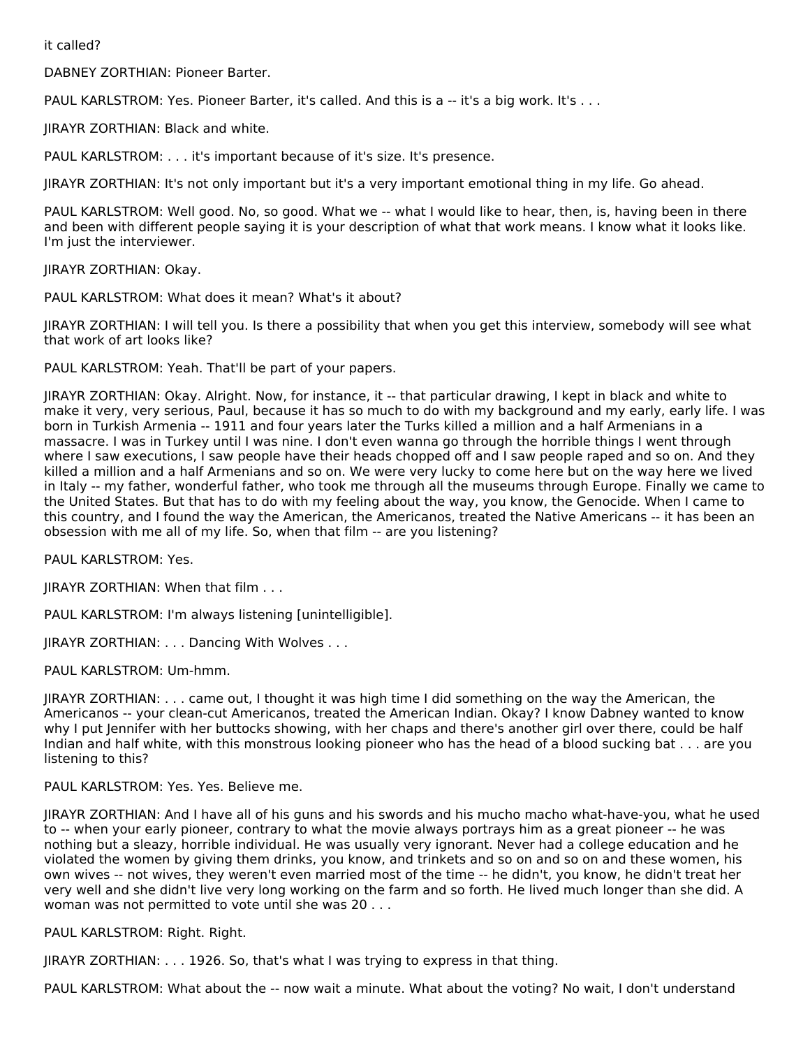it called?

DABNEY ZORTHIAN: Pioneer Barter.

PAUL KARLSTROM: Yes. Pioneer Barter, it's called. And this is a -- it's a big work. It's . . .

JIRAYR ZORTHIAN: Black and white.

PAUL KARLSTROM: . . . it's important because of it's size. It's presence.

JIRAYR ZORTHIAN: It's not only important but it's a very important emotional thing in my life. Go ahead.

PAUL KARLSTROM: Well good. No, so good. What we -- what I would like to hear, then, is, having been in there and been with different people saying it is your description of what that work means. I know what it looks like. I'm just the interviewer.

JIRAYR ZORTHIAN: Okay.

PAUL KARLSTROM: What does it mean? What's it about?

JIRAYR ZORTHIAN: I will tell you. Is there a possibility that when you get this interview, somebody will see what that work of art looks like?

PAUL KARLSTROM: Yeah. That'll be part of your papers.

JIRAYR ZORTHIAN: Okay. Alright. Now, for instance, it -- that particular drawing, I kept in black and white to make it very, very serious, Paul, because it has so much to do with my background and my early, early life. I was born in Turkish Armenia -- 1911 and four years later the Turks killed a million and a half Armenians in a massacre. I was in Turkey until I was nine. I don't even wanna go through the horrible things I went through where I saw executions, I saw people have their heads chopped off and I saw people raped and so on. And they killed a million and a half Armenians and so on. We were very lucky to come here but on the way here we lived in Italy -- my father, wonderful father, who took me through all the museums through Europe. Finally we came to the United States. But that has to do with my feeling about the way, you know, the Genocide. When I came to this country, and I found the way the American, the Americanos, treated the Native Americans -- it has been an obsession with me all of my life. So, when that film -- are you listening?

PAUL KARLSTROM: Yes.

JIRAYR ZORTHIAN: When that film . . .

PAUL KARLSTROM: I'm always listening [unintelligible].

JIRAYR ZORTHIAN: . . . Dancing With Wolves . . .

PAUL KARLSTROM: Um-hmm.

JIRAYR ZORTHIAN: . . . came out, I thought it was high time I did something on the way the American, the Americanos -- your clean-cut Americanos, treated the American Indian. Okay? I know Dabney wanted to know why I put Jennifer with her buttocks showing, with her chaps and there's another girl over there, could be half Indian and half white, with this monstrous looking pioneer who has the head of a blood sucking bat . . . are you listening to this?

PAUL KARLSTROM: Yes. Yes. Believe me.

JIRAYR ZORTHIAN: And I have all of his guns and his swords and his mucho macho what-have-you, what he used to -- when your early pioneer, contrary to what the movie always portrays him as a great pioneer -- he was nothing but a sleazy, horrible individual. He was usually very ignorant. Never had a college education and he violated the women by giving them drinks, you know, and trinkets and so on and so on and these women, his own wives -- not wives, they weren't even married most of the time -- he didn't, you know, he didn't treat her very well and she didn't live very long working on the farm and so forth. He lived much longer than she did. A woman was not permitted to vote until she was 20 . . .

PAUL KARLSTROM: Right. Right.

JIRAYR ZORTHIAN: . . . 1926. So, that's what I was trying to express in that thing.

PAUL KARLSTROM: What about the -- now wait a minute. What about the voting? No wait, I don't understand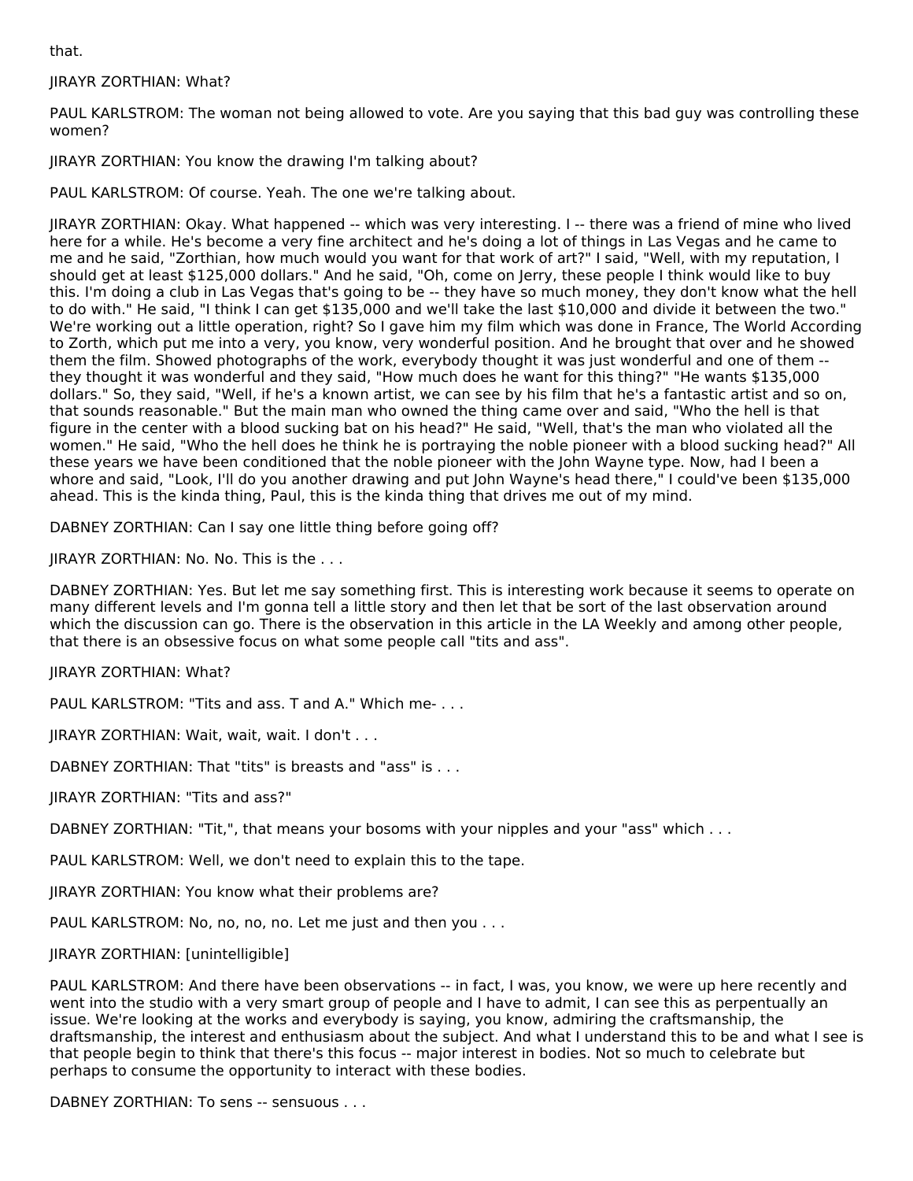that.

JIRAYR ZORTHIAN: What?

PAUL KARLSTROM: The woman not being allowed to vote. Are you saying that this bad guy was controlling these women?

JIRAYR ZORTHIAN: You know the drawing I'm talking about?

PAUL KARLSTROM: Of course. Yeah. The one we're talking about.

JIRAYR ZORTHIAN: Okay. What happened -- which was very interesting. I -- there was a friend of mine who lived here for a while. He's become a very fine architect and he's doing a lot of things in Las Vegas and he came to me and he said, "Zorthian, how much would you want for that work of art?" I said, "Well, with my reputation, I should get at least $125,000 dollars." And he said, "Oh, come on Jerry, these people I think would like to buy this. I'm doing a club in Las Vegas that's going to be -- they have so much money, they don't know what the hell to do with." He said, "I think I can get $135,000 and we'll take the last $10,000 and divide it between the two." We're working out a little operation, right? So I gave him my film which was done in France, The World According to Zorth, which put me into a very, you know, very wonderful position. And he brought that over and he showed them the film. Showed photographs of the work, everybody thought it was just wonderful and one of them -- they thought it was wonderful and they said, "How much does he want for this thing?" "He wants $135,000 dollars." So, they said, "Well, if he's a known artist, we can see by his film that he's a fantastic artist and so on, that sounds reasonable." But the main man who owned the thing came over and said, "Who the hell is that figure in the center with a blood sucking bat on his head?" He said, "Well, that's the man who violated all the women." He said, "Who the hell does he think he is portraying the noble pioneer with a blood sucking head?" All these years we have been conditioned that the noble pioneer with the John Wayne type. Now, had I been a whore and said, "Look, I'll do you another drawing and put John Wayne's head there," I could've been $135,000 ahead. This is the kinda thing, Paul, this is the kinda thing that drives me out of my mind.

DABNEY ZORTHIAN: Can I say one little thing before going off?

JIRAYR ZORTHIAN: No. No. This is the . . .

DABNEY ZORTHIAN: Yes. But let me say something first. This is interesting work because it seems to operate on many different levels and I'm gonna tell a little story and then let that be sort of the last observation around which the discussion can go. There is the observation in this article in the LA Weekly and among other people, that there is an obsessive focus on what some people call "tits and ass".

JIRAYR ZORTHIAN: What?

PAUL KARLSTROM: "Tits and ass. T and A." Which me- . . .

JIRAYR ZORTHIAN: Wait, wait, wait. I don't . . .

DABNEY ZORTHIAN: That "tits" is breasts and "ass" is . . .

JIRAYR ZORTHIAN: "Tits and ass?"

DABNEY ZORTHIAN: "Tit,", that means your bosoms with your nipples and your "ass" which . . .

PAUL KARLSTROM: Well, we don't need to explain this to the tape.

JIRAYR ZORTHIAN: You know what their problems are?

PAUL KARLSTROM: No, no, no, no. Let me just and then you . . .

JIRAYR ZORTHIAN: [unintelligible]

PAUL KARLSTROM: And there have been observations -- in fact, I was, you know, we were up here recently and went into the studio with a very smart group of people and I have to admit, I can see this as perpentually an issue. We're looking at the works and everybody is saying, you know, admiring the craftsmanship, the draftsmanship, the interest and enthusiasm about the subject. And what I understand this to be and what I see is that people begin to think that there's this focus -- major interest in bodies. Not so much to celebrate but perhaps to consume the opportunity to interact with these bodies.

DABNEY ZORTHIAN: To sens -- sensuous . . .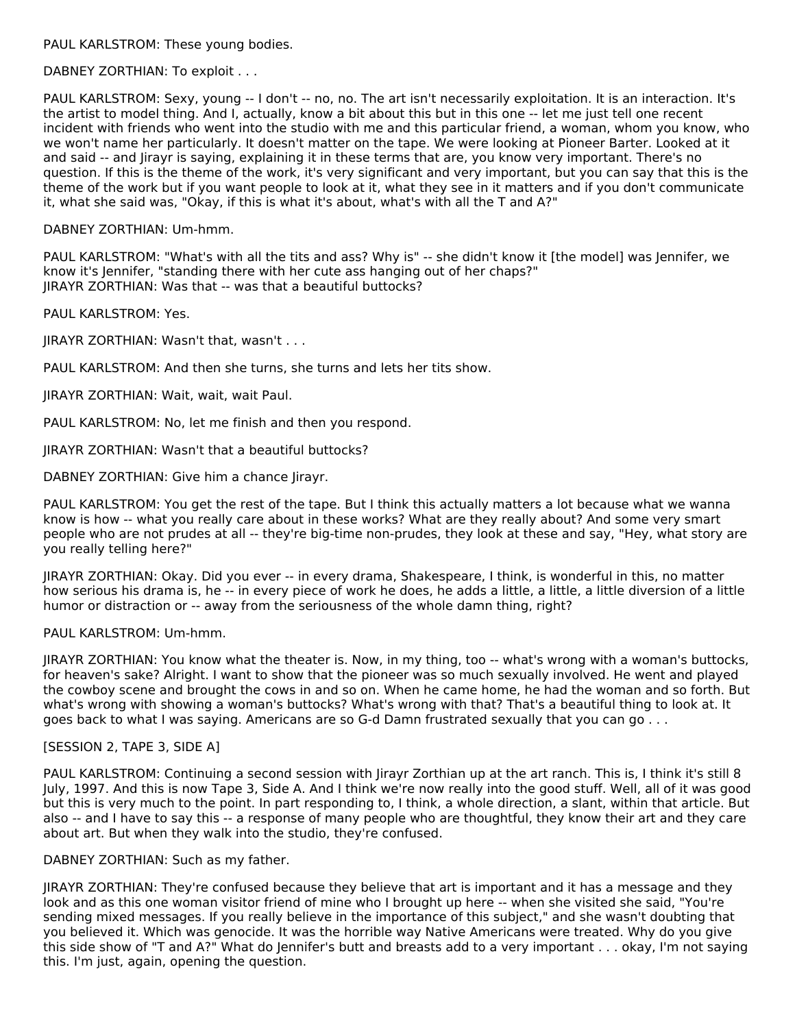PAUL KARLSTROM: These young bodies.

DABNEY ZORTHIAN: To exploit . . .

PAUL KARLSTROM: Sexy, young -- I don't -- no, no. The art isn't necessarily exploitation. It is an interaction. It's the artist to model thing. And I, actually, know a bit about this but in this one -- let me just tell one recent incident with friends who went into the studio with me and this particular friend, a woman, whom you know, who we won't name her particularly. It doesn't matter on the tape. We were looking at Pioneer Barter. Looked at it and said -- and Jirayr is saying, explaining it in these terms that are, you know very important. There's no question. If this is the theme of the work, it's very significant and very important, but you can say that this is the theme of the work but if you want people to look at it, what they see in it matters and if you don't communicate it, what she said was, "Okay, if this is what it's about, what's with all the T and A?"

DABNEY ZORTHIAN: Um-hmm.

PAUL KARLSTROM: "What's with all the tits and ass? Why is" -- she didn't know it [the model] was Jennifer, we know it's Jennifer, "standing there with her cute ass hanging out of her chaps?"
JIRAYR ZORTHIAN: Was that -- was that a beautiful buttocks?

PAUL KARLSTROM: Yes.

JIRAYR ZORTHIAN: Wasn't that, wasn't . . .

PAUL KARLSTROM: And then she turns, she turns and lets her tits show.

JIRAYR ZORTHIAN: Wait, wait, wait Paul.

PAUL KARLSTROM: No, let me finish and then you respond.

JIRAYR ZORTHIAN: Wasn't that a beautiful buttocks?

DABNEY ZORTHIAN: Give him a chance Jirayr.

PAUL KARLSTROM: You get the rest of the tape. But I think this actually matters a lot because what we wanna know is how -- what you really care about in these works? What are they really about? And some very smart people who are not prudes at all -- they're big-time non-prudes, they look at these and say, "Hey, what story are you really telling here?"

JIRAYR ZORTHIAN: Okay. Did you ever -- in every drama, Shakespeare, I think, is wonderful in this, no matter how serious his drama is, he -- in every piece of work he does, he adds a little, a little, a little diversion of a little humor or distraction or -- away from the seriousness of the whole damn thing, right?

PAUL KARLSTROM: Um-hmm.

JIRAYR ZORTHIAN: You know what the theater is. Now, in my thing, too -- what's wrong with a woman's buttocks, for heaven's sake? Alright. I want to show that the pioneer was so much sexually involved. He went and played the cowboy scene and brought the cows in and so on. When he came home, he had the woman and so forth. But what's wrong with showing a woman's buttocks? What's wrong with that? That's a beautiful thing to look at. It goes back to what I was saying. Americans are so G-d Damn frustrated sexually that you can go . . .

[SESSION 2, TAPE 3, SIDE A]

PAUL KARLSTROM: Continuing a second session with Jirayr Zorthian up at the art ranch. This is, I think it's still 8 July, 1997. And this is now Tape 3, Side A. And I think we're now really into the good stuff. Well, all of it was good but this is very much to the point. In part responding to, I think, a whole direction, a slant, within that article. But also -- and I have to say this -- a response of many people who are thoughtful, they know their art and they care about art. But when they walk into the studio, they're confused.

DABNEY ZORTHIAN: Such as my father.

JIRAYR ZORTHIAN: They're confused because they believe that art is important and it has a message and they look and as this one woman visitor friend of mine who I brought up here -- when she visited she said, "You're sending mixed messages. If you really believe in the importance of this subject," and she wasn't doubting that you believed it. Which was genocide. It was the horrible way Native Americans were treated. Why do you give this side show of "T and A?" What do Jennifer's butt and breasts add to a very important . . . okay, I'm not saying this. I'm just, again, opening the question.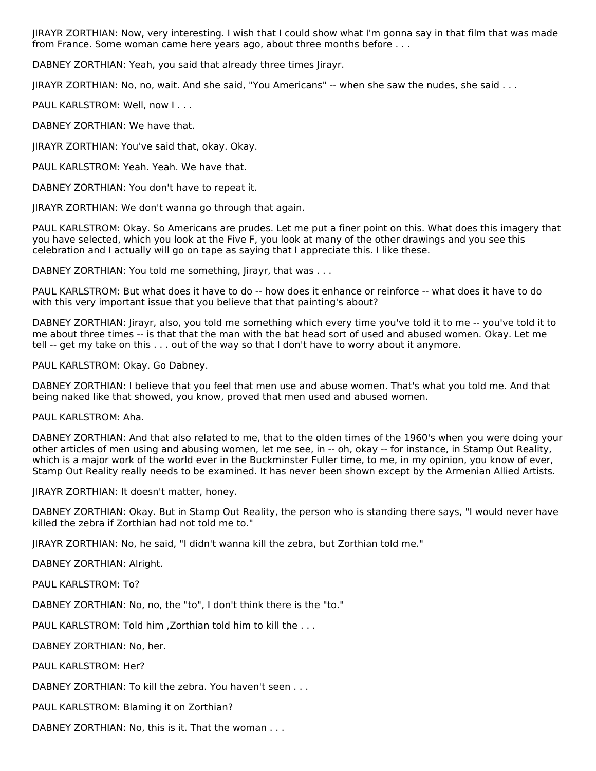JIRAYR ZORTHIAN: Now, very interesting. I wish that I could show what I'm gonna say in that film that was made from France. Some woman came here years ago, about three months before . . .

DABNEY ZORTHIAN: Yeah, you said that already three times Jirayr.

JIRAYR ZORTHIAN: No, no, wait. And she said, "You Americans" -- when she saw the nudes, she said . . .

PAUL KARLSTROM: Well, now I . . .

DABNEY ZORTHIAN: We have that.

JIRAYR ZORTHIAN: You've said that, okay. Okay.

PAUL KARLSTROM: Yeah. Yeah. We have that.

DABNEY ZORTHIAN: You don't have to repeat it.

JIRAYR ZORTHIAN: We don't wanna go through that again.

PAUL KARLSTROM: Okay. So Americans are prudes. Let me put a finer point on this. What does this imagery that you have selected, which you look at the Five F, you look at many of the other drawings and you see this celebration and I actually will go on tape as saying that I appreciate this. I like these.

DABNEY ZORTHIAN: You told me something, Jirayr, that was . . .

PAUL KARLSTROM: But what does it have to do -- how does it enhance or reinforce -- what does it have to do with this very important issue that you believe that that painting's about?

DABNEY ZORTHIAN: Jirayr, also, you told me something which every time you've told it to me -- you've told it to me about three times -- is that that the man with the bat head sort of used and abused women. Okay. Let me tell -- get my take on this . . . out of the way so that I don't have to worry about it anymore.

PAUL KARLSTROM: Okay. Go Dabney.

DABNEY ZORTHIAN: I believe that you feel that men use and abuse women. That's what you told me. And that being naked like that showed, you know, proved that men used and abused women.

PAUL KARLSTROM: Aha.

DABNEY ZORTHIAN: And that also related to me, that to the olden times of the 1960's when you were doing your other articles of men using and abusing women, let me see, in -- oh, okay -- for instance, in Stamp Out Reality, which is a major work of the world ever in the Buckminster Fuller time, to me, in my opinion, you know of ever, Stamp Out Reality really needs to be examined. It has never been shown except by the Armenian Allied Artists.

JIRAYR ZORTHIAN: It doesn't matter, honey.

DABNEY ZORTHIAN: Okay. But in Stamp Out Reality, the person who is standing there says, "I would never have killed the zebra if Zorthian had not told me to."

JIRAYR ZORTHIAN: No, he said, "I didn't wanna kill the zebra, but Zorthian told me."

DABNEY ZORTHIAN: Alright.

PAUL KARLSTROM: To?

DABNEY ZORTHIAN: No, no, the "to", I don't think there is the "to."

PAUL KARLSTROM: Told him ,Zorthian told him to kill the . . .

DABNEY ZORTHIAN: No, her.

PAUL KARLSTROM: Her?

DABNEY ZORTHIAN: To kill the zebra. You haven't seen . . .

PAUL KARLSTROM: Blaming it on Zorthian?

DABNEY ZORTHIAN: No, this is it. That the woman . . .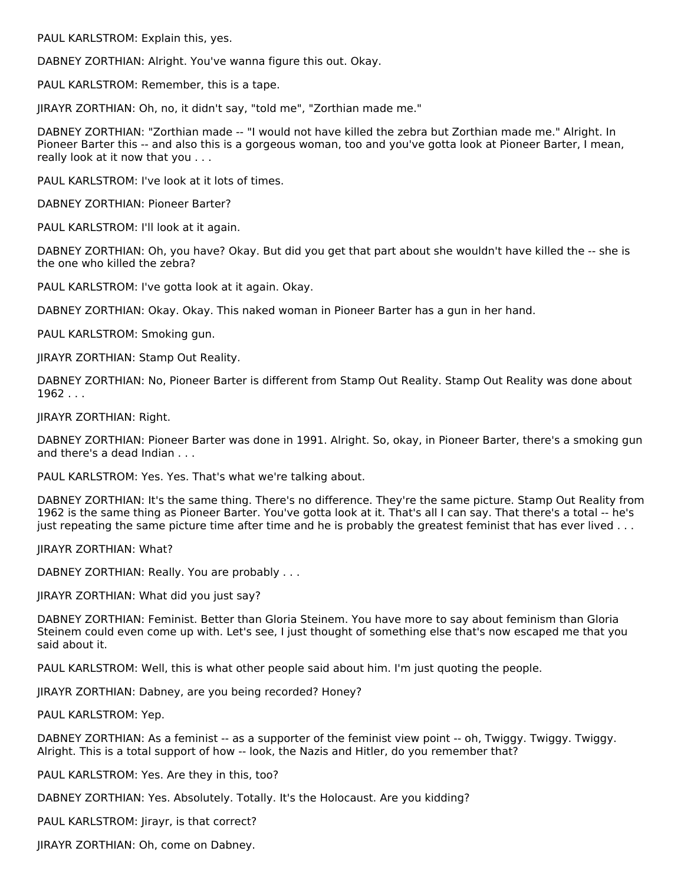PAUL KARLSTROM: Explain this, yes.

DABNEY ZORTHIAN: Alright. You've wanna figure this out. Okay.

PAUL KARLSTROM: Remember, this is a tape.

JIRAYR ZORTHIAN: Oh, no, it didn't say, "told me", "Zorthian made me."

DABNEY ZORTHIAN: "Zorthian made -- "I would not have killed the zebra but Zorthian made me." Alright. In Pioneer Barter this -- and also this is a gorgeous woman, too and you've gotta look at Pioneer Barter, I mean, really look at it now that you . . .

PAUL KARLSTROM: I've look at it lots of times.

DABNEY ZORTHIAN: Pioneer Barter?

PAUL KARLSTROM: I'll look at it again.

DABNEY ZORTHIAN: Oh, you have? Okay. But did you get that part about she wouldn't have killed the -- she is the one who killed the zebra?

PAUL KARLSTROM: I've gotta look at it again. Okay.

DABNEY ZORTHIAN: Okay. Okay. This naked woman in Pioneer Barter has a gun in her hand.

PAUL KARLSTROM: Smoking gun.

JIRAYR ZORTHIAN: Stamp Out Reality.

DABNEY ZORTHIAN: No, Pioneer Barter is different from Stamp Out Reality. Stamp Out Reality was done about 1962 . . .

JIRAYR ZORTHIAN: Right.

DABNEY ZORTHIAN: Pioneer Barter was done in 1991. Alright. So, okay, in Pioneer Barter, there's a smoking gun and there's a dead Indian . . .

PAUL KARLSTROM: Yes. Yes. That's what we're talking about.

DABNEY ZORTHIAN: It's the same thing. There's no difference. They're the same picture. Stamp Out Reality from 1962 is the same thing as Pioneer Barter. You've gotta look at it. That's all I can say. That there's a total -- he's just repeating the same picture time after time and he is probably the greatest feminist that has ever lived . . .

JIRAYR ZORTHIAN: What?

DABNEY ZORTHIAN: Really. You are probably . . .

JIRAYR ZORTHIAN: What did you just say?

DABNEY ZORTHIAN: Feminist. Better than Gloria Steinem. You have more to say about feminism than Gloria Steinem could even come up with. Let's see, I just thought of something else that's now escaped me that you said about it.

PAUL KARLSTROM: Well, this is what other people said about him. I'm just quoting the people.

JIRAYR ZORTHIAN: Dabney, are you being recorded? Honey?

PAUL KARLSTROM: Yep.

DABNEY ZORTHIAN: As a feminist -- as a supporter of the feminist view point -- oh, Twiggy. Twiggy. Twiggy. Alright. This is a total support of how -- look, the Nazis and Hitler, do you remember that?

PAUL KARLSTROM: Yes. Are they in this, too?

DABNEY ZORTHIAN: Yes. Absolutely. Totally. It's the Holocaust. Are you kidding?

PAUL KARLSTROM: Jirayr, is that correct?

JIRAYR ZORTHIAN: Oh, come on Dabney.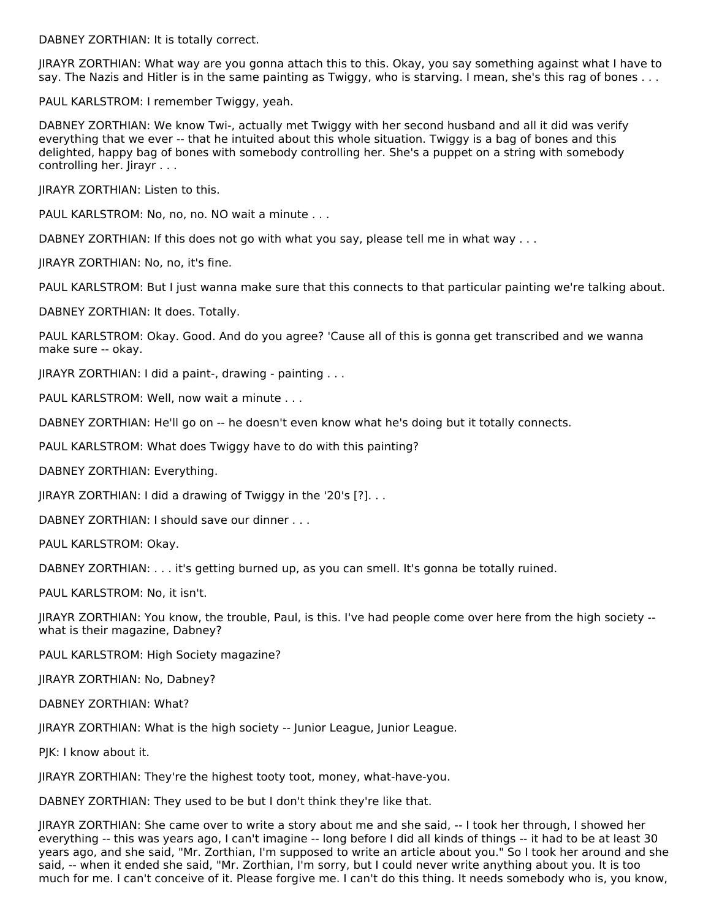DABNEY ZORTHIAN: It is totally correct.

JIRAYR ZORTHIAN: What way are you gonna attach this to this. Okay, you say something against what I have to say. The Nazis and Hitler is in the same painting as Twiggy, who is starving. I mean, she's this rag of bones . . .

PAUL KARLSTROM: I remember Twiggy, yeah.

DABNEY ZORTHIAN: We know Twi-, actually met Twiggy with her second husband and all it did was verify everything that we ever -- that he intuited about this whole situation. Twiggy is a bag of bones and this delighted, happy bag of bones with somebody controlling her. She's a puppet on a string with somebody controlling her. Jirayr . . .

JIRAYR ZORTHIAN: Listen to this.

PAUL KARLSTROM: No, no, no. NO wait a minute . . .

DABNEY ZORTHIAN: If this does not go with what you say, please tell me in what way . . .

JIRAYR ZORTHIAN: No, no, it's fine.

PAUL KARLSTROM: But I just wanna make sure that this connects to that particular painting we're talking about.

DABNEY ZORTHIAN: It does. Totally.

PAUL KARLSTROM: Okay. Good. And do you agree? 'Cause all of this is gonna get transcribed and we wanna make sure -- okay.

JIRAYR ZORTHIAN: I did a paint-, drawing - painting . . .

PAUL KARLSTROM: Well, now wait a minute . . .

DABNEY ZORTHIAN: He'll go on -- he doesn't even know what he's doing but it totally connects.

PAUL KARLSTROM: What does Twiggy have to do with this painting?

DABNEY ZORTHIAN: Everything.

JIRAYR ZORTHIAN: I did a drawing of Twiggy in the '20's [?]. . .

DABNEY ZORTHIAN: I should save our dinner . . .

PAUL KARLSTROM: Okay.

DABNEY ZORTHIAN: . . . it's getting burned up, as you can smell. It's gonna be totally ruined.

PAUL KARLSTROM: No, it isn't.

JIRAYR ZORTHIAN: You know, the trouble, Paul, is this. I've had people come over here from the high society -- what is their magazine, Dabney?

PAUL KARLSTROM: High Society magazine?

JIRAYR ZORTHIAN: No, Dabney?

DABNEY ZORTHIAN: What?

JIRAYR ZORTHIAN: What is the high society -- Junior League, Junior League.

PJK: I know about it.

JIRAYR ZORTHIAN: They're the highest tooty toot, money, what-have-you.

DABNEY ZORTHIAN: They used to be but I don't think they're like that.

JIRAYR ZORTHIAN: She came over to write a story about me and she said, -- I took her through, I showed her everything -- this was years ago, I can't imagine -- long before I did all kinds of things -- it had to be at least 30 years ago, and she said, "Mr. Zorthian, I'm supposed to write an article about you." So I took her around and she said, -- when it ended she said, "Mr. Zorthian, I'm sorry, but I could never write anything about you. It is too much for me. I can't conceive of it. Please forgive me. I can't do this thing. It needs somebody who is, you know,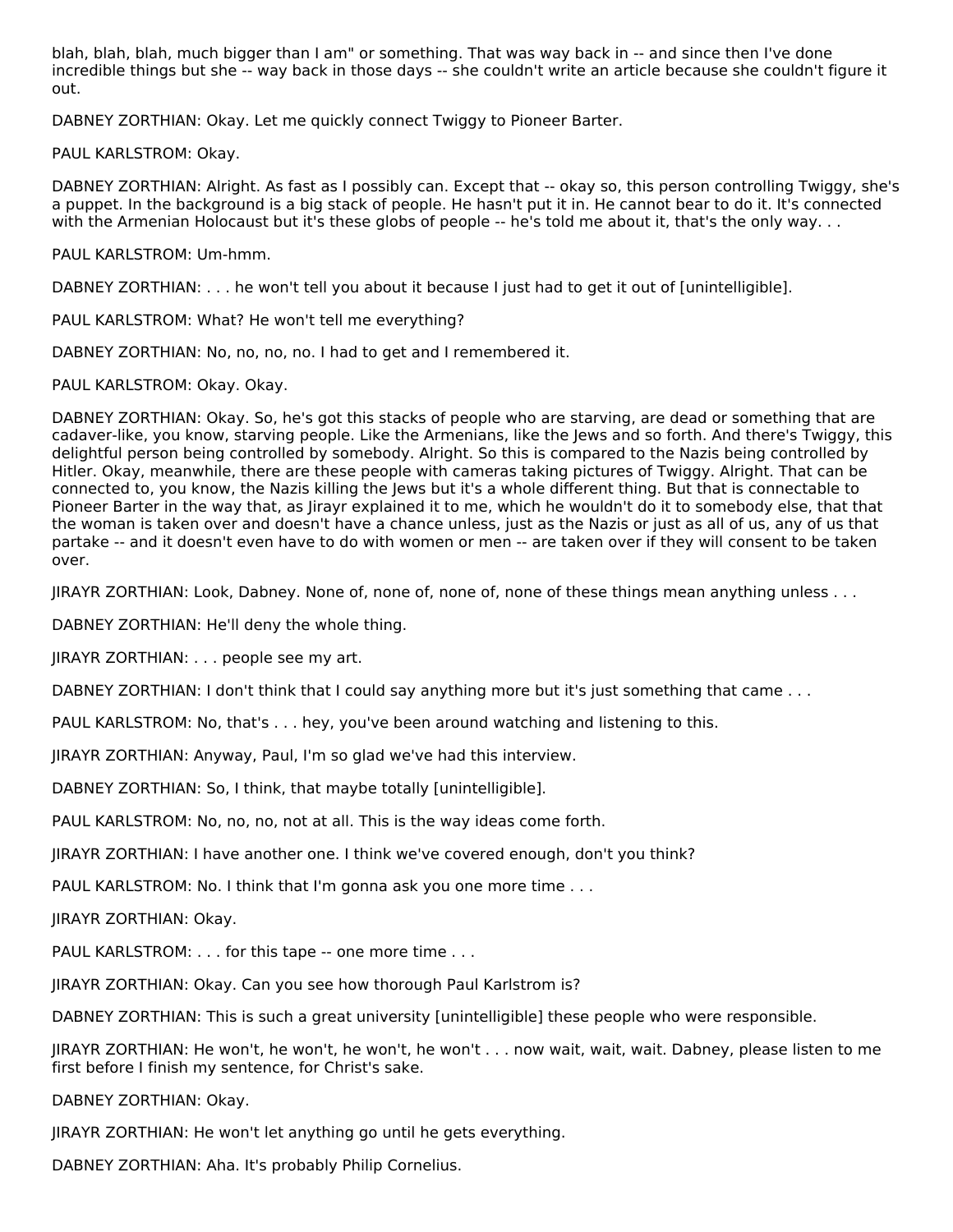blah, blah, blah, much bigger than I am" or something. That was way back in -- and since then I've done incredible things but she -- way back in those days -- she couldn't write an article because she couldn't figure it out.

DABNEY ZORTHIAN: Okay. Let me quickly connect Twiggy to Pioneer Barter.

PAUL KARLSTROM: Okay.

DABNEY ZORTHIAN: Alright. As fast as I possibly can. Except that -- okay so, this person controlling Twiggy, she's a puppet. In the background is a big stack of people. He hasn't put it in. He cannot bear to do it. It's connected with the Armenian Holocaust but it's these globs of people -- he's told me about it, that's the only way. . .

PAUL KARLSTROM: Um-hmm.

DABNEY ZORTHIAN: . . . he won't tell you about it because I just had to get it out of [unintelligible].

PAUL KARLSTROM: What? He won't tell me everything?

DABNEY ZORTHIAN: No, no, no, no. I had to get and I remembered it.

PAUL KARLSTROM: Okay. Okay.

DABNEY ZORTHIAN: Okay. So, he's got this stacks of people who are starving, are dead or something that are cadaver-like, you know, starving people. Like the Armenians, like the Jews and so forth. And there's Twiggy, this delightful person being controlled by somebody. Alright. So this is compared to the Nazis being controlled by Hitler. Okay, meanwhile, there are these people with cameras taking pictures of Twiggy. Alright. That can be connected to, you know, the Nazis killing the Jews but it's a whole different thing. But that is connectable to Pioneer Barter in the way that, as Jirayr explained it to me, which he wouldn't do it to somebody else, that that the woman is taken over and doesn't have a chance unless, just as the Nazis or just as all of us, any of us that partake -- and it doesn't even have to do with women or men -- are taken over if they will consent to be taken over.

JIRAYR ZORTHIAN: Look, Dabney. None of, none of, none of, none of these things mean anything unless . . .

DABNEY ZORTHIAN: He'll deny the whole thing.

JIRAYR ZORTHIAN: . . . people see my art.

DABNEY ZORTHIAN: I don't think that I could say anything more but it's just something that came . . .

PAUL KARLSTROM: No, that's . . . hey, you've been around watching and listening to this.

JIRAYR ZORTHIAN: Anyway, Paul, I'm so glad we've had this interview.

DABNEY ZORTHIAN: So, I think, that maybe totally [unintelligible].

PAUL KARLSTROM: No, no, no, not at all. This is the way ideas come forth.

JIRAYR ZORTHIAN: I have another one. I think we've covered enough, don't you think?

PAUL KARLSTROM: No. I think that I'm gonna ask you one more time . . .

JIRAYR ZORTHIAN: Okay.

PAUL KARLSTROM: . . . for this tape -- one more time . . .

JIRAYR ZORTHIAN: Okay. Can you see how thorough Paul Karlstrom is?

DABNEY ZORTHIAN: This is such a great university [unintelligible] these people who were responsible.

JIRAYR ZORTHIAN: He won't, he won't, he won't, he won't . . . now wait, wait, wait. Dabney, please listen to me first before I finish my sentence, for Christ's sake.

DABNEY ZORTHIAN: Okay.

JIRAYR ZORTHIAN: He won't let anything go until he gets everything.

DABNEY ZORTHIAN: Aha. It's probably Philip Cornelius.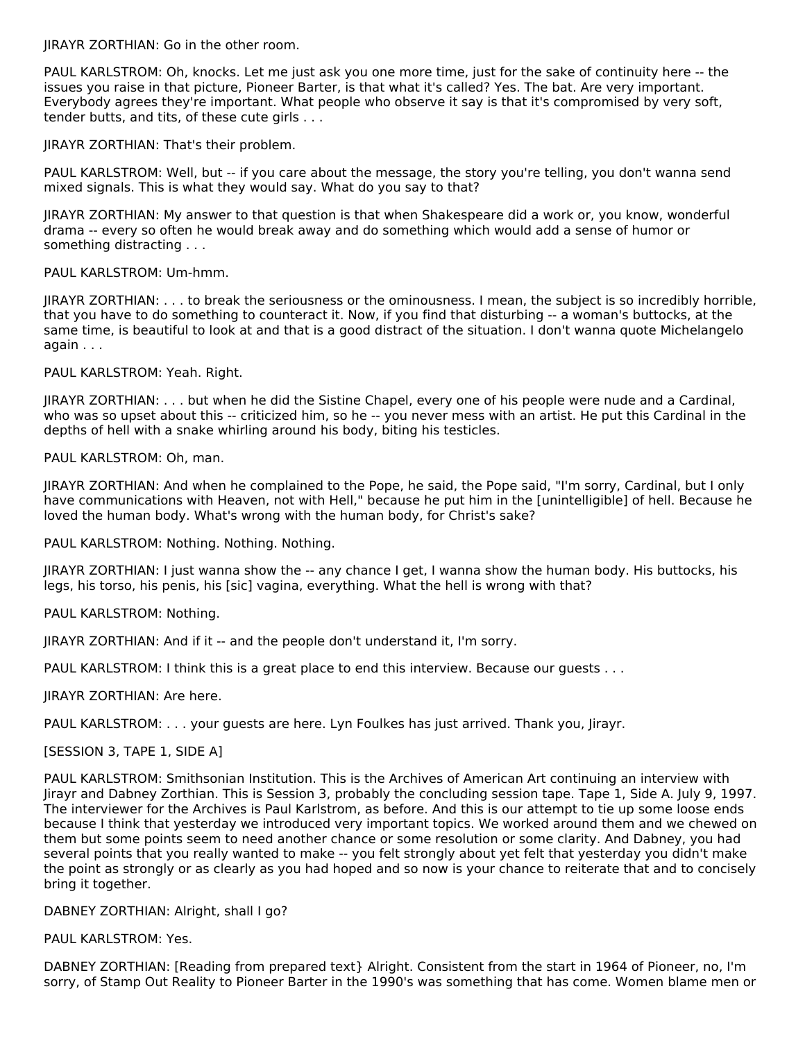JIRAYR ZORTHIAN: Go in the other room.

PAUL KARLSTROM: Oh, knocks. Let me just ask you one more time, just for the sake of continuity here -- the issues you raise in that picture, Pioneer Barter, is that what it's called? Yes. The bat. Are very important. Everybody agrees they're important. What people who observe it say is that it's compromised by very soft, tender butts, and tits, of these cute girls . . .

JIRAYR ZORTHIAN: That's their problem.

PAUL KARLSTROM: Well, but -- if you care about the message, the story you're telling, you don't wanna send mixed signals. This is what they would say. What do you say to that?

JIRAYR ZORTHIAN: My answer to that question is that when Shakespeare did a work or, you know, wonderful drama -- every so often he would break away and do something which would add a sense of humor or something distracting . . .

PAUL KARLSTROM: Um-hmm.

JIRAYR ZORTHIAN: . . . to break the seriousness or the ominousness. I mean, the subject is so incredibly horrible, that you have to do something to counteract it. Now, if you find that disturbing -- a woman's buttocks, at the same time, is beautiful to look at and that is a good distract of the situation. I don't wanna quote Michelangelo again . . .

PAUL KARLSTROM: Yeah. Right.

JIRAYR ZORTHIAN: . . . but when he did the Sistine Chapel, every one of his people were nude and a Cardinal, who was so upset about this -- criticized him, so he -- you never mess with an artist. He put this Cardinal in the depths of hell with a snake whirling around his body, biting his testicles.

PAUL KARLSTROM: Oh, man.

JIRAYR ZORTHIAN: And when he complained to the Pope, he said, the Pope said, "I'm sorry, Cardinal, but I only have communications with Heaven, not with Hell," because he put him in the [unintelligible] of hell. Because he loved the human body. What's wrong with the human body, for Christ's sake?

PAUL KARLSTROM: Nothing. Nothing. Nothing.

JIRAYR ZORTHIAN: I just wanna show the -- any chance I get, I wanna show the human body. His buttocks, his legs, his torso, his penis, his [sic] vagina, everything. What the hell is wrong with that?

PAUL KARLSTROM: Nothing.

JIRAYR ZORTHIAN: And if it -- and the people don't understand it, I'm sorry.

PAUL KARLSTROM: I think this is a great place to end this interview. Because our guests . . .

JIRAYR ZORTHIAN: Are here.

PAUL KARLSTROM: . . . your guests are here. Lyn Foulkes has just arrived. Thank you, Jirayr.

[SESSION 3, TAPE 1, SIDE A]

PAUL KARLSTROM: Smithsonian Institution. This is the Archives of American Art continuing an interview with Jirayr and Dabney Zorthian. This is Session 3, probably the concluding session tape. Tape 1, Side A. July 9, 1997. The interviewer for the Archives is Paul Karlstrom, as before. And this is our attempt to tie up some loose ends because I think that yesterday we introduced very important topics. We worked around them and we chewed on them but some points seem to need another chance or some resolution or some clarity. And Dabney, you had several points that you really wanted to make -- you felt strongly about yet felt that yesterday you didn't make the point as strongly or as clearly as you had hoped and so now is your chance to reiterate that and to concisely bring it together.

DABNEY ZORTHIAN: Alright, shall I go?

PAUL KARLSTROM: Yes.

DABNEY ZORTHIAN: [Reading from prepared text} Alright. Consistent from the start in 1964 of Pioneer, no, I'm sorry, of Stamp Out Reality to Pioneer Barter in the 1990's was something that has come. Women blame men or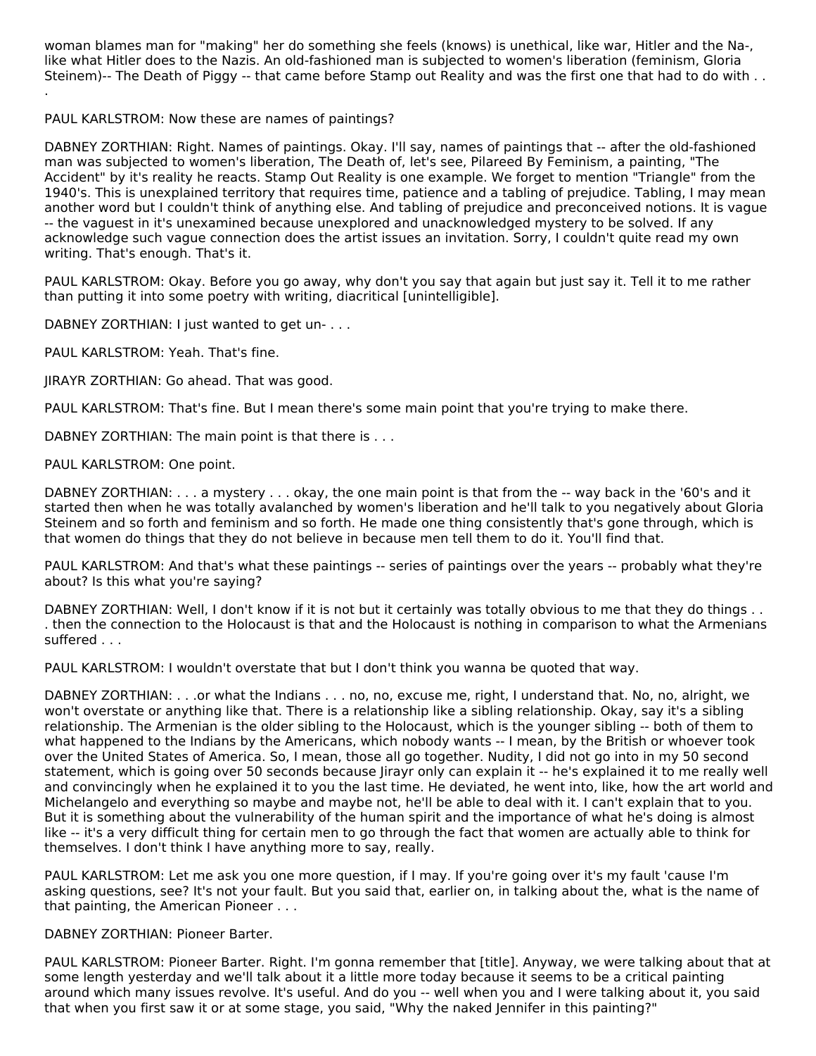woman blames man for "making" her do something she feels (knows) is unethical, like war, Hitler and the Na-, like what Hitler does to the Nazis. An old-fashioned man is subjected to women's liberation (feminism, Gloria Steinem)-- The Death of Piggy -- that came before Stamp out Reality and was the first one that had to do with . . .

PAUL KARLSTROM: Now these are names of paintings?

DABNEY ZORTHIAN: Right. Names of paintings. Okay. I'll say, names of paintings that -- after the old-fashioned man was subjected to women's liberation, The Death of, let's see, Pilareed By Feminism, a painting, "The Accident" by it's reality he reacts. Stamp Out Reality is one example. We forget to mention "Triangle" from the 1940's. This is unexplained territory that requires time, patience and a tabling of prejudice. Tabling, I may mean another word but I couldn't think of anything else. And tabling of prejudice and preconceived notions. It is vague -- the vaguest in it's unexamined because unexplored and unacknowledged mystery to be solved. If any acknowledge such vague connection does the artist issues an invitation. Sorry, I couldn't quite read my own writing. That's enough. That's it.

PAUL KARLSTROM: Okay. Before you go away, why don't you say that again but just say it. Tell it to me rather than putting it into some poetry with writing, diacritical [unintelligible].

DABNEY ZORTHIAN: I just wanted to get un- . . .

PAUL KARLSTROM: Yeah. That's fine.

JIRAYR ZORTHIAN: Go ahead. That was good.

PAUL KARLSTROM: That's fine. But I mean there's some main point that you're trying to make there.

DABNEY ZORTHIAN: The main point is that there is . . .

PAUL KARLSTROM: One point.

DABNEY ZORTHIAN: . . . a mystery . . . okay, the one main point is that from the -- way back in the '60's and it started then when he was totally avalanched by women's liberation and he'll talk to you negatively about Gloria Steinem and so forth and feminism and so forth. He made one thing consistently that's gone through, which is that women do things that they do not believe in because men tell them to do it. You'll find that.

PAUL KARLSTROM: And that's what these paintings -- series of paintings over the years -- probably what they're about? Is this what you're saying?

DABNEY ZORTHIAN: Well, I don't know if it is not but it certainly was totally obvious to me that they do things . . . then the connection to the Holocaust is that and the Holocaust is nothing in comparison to what the Armenians suffered . . .

PAUL KARLSTROM: I wouldn't overstate that but I don't think you wanna be quoted that way.

DABNEY ZORTHIAN: . . .or what the Indians . . . no, no, excuse me, right, I understand that. No, no, alright, we won't overstate or anything like that. There is a relationship like a sibling relationship. Okay, say it's a sibling relationship. The Armenian is the older sibling to the Holocaust, which is the younger sibling -- both of them to what happened to the Indians by the Americans, which nobody wants -- I mean, by the British or whoever took over the United States of America. So, I mean, those all go together. Nudity, I did not go into in my 50 second statement, which is going over 50 seconds because Jirayr only can explain it -- he's explained it to me really well and convincingly when he explained it to you the last time. He deviated, he went into, like, how the art world and Michelangelo and everything so maybe and maybe not, he'll be able to deal with it. I can't explain that to you. But it is something about the vulnerability of the human spirit and the importance of what he's doing is almost like -- it's a very difficult thing for certain men to go through the fact that women are actually able to think for themselves. I don't think I have anything more to say, really.

PAUL KARLSTROM: Let me ask you one more question, if I may. If you're going over it's my fault 'cause I'm asking questions, see? It's not your fault. But you said that, earlier on, in talking about the, what is the name of that painting, the American Pioneer . . .

DABNEY ZORTHIAN: Pioneer Barter.

PAUL KARLSTROM: Pioneer Barter. Right. I'm gonna remember that [title]. Anyway, we were talking about that at some length yesterday and we'll talk about it a little more today because it seems to be a critical painting around which many issues revolve. It's useful. And do you -- well when you and I were talking about it, you said that when you first saw it or at some stage, you said, "Why the naked Jennifer in this painting?"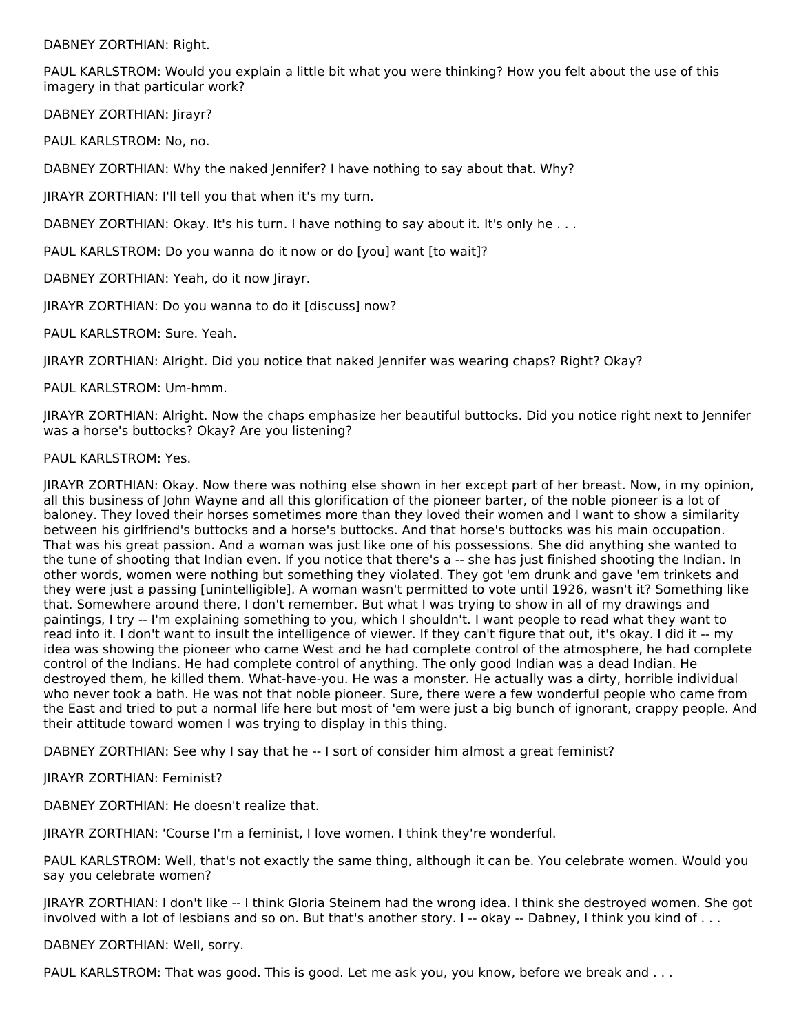DABNEY ZORTHIAN: Right.

PAUL KARLSTROM: Would you explain a little bit what you were thinking? How you felt about the use of this imagery in that particular work?

DABNEY ZORTHIAN: Jirayr?

PAUL KARLSTROM: No, no.

DABNEY ZORTHIAN: Why the naked Jennifer? I have nothing to say about that. Why?

JIRAYR ZORTHIAN: I'll tell you that when it's my turn.

DABNEY ZORTHIAN: Okay. It's his turn. I have nothing to say about it. It's only he . . .

PAUL KARLSTROM: Do you wanna do it now or do [you] want [to wait]?

DABNEY ZORTHIAN: Yeah, do it now Jirayr.

JIRAYR ZORTHIAN: Do you wanna to do it [discuss] now?

PAUL KARLSTROM: Sure. Yeah.

JIRAYR ZORTHIAN: Alright. Did you notice that naked Jennifer was wearing chaps? Right? Okay?

PAUL KARLSTROM: Um-hmm.

JIRAYR ZORTHIAN: Alright. Now the chaps emphasize her beautiful buttocks. Did you notice right next to Jennifer was a horse's buttocks? Okay? Are you listening?

PAUL KARLSTROM: Yes.

JIRAYR ZORTHIAN: Okay. Now there was nothing else shown in her except part of her breast. Now, in my opinion, all this business of John Wayne and all this glorification of the pioneer barter, of the noble pioneer is a lot of baloney. They loved their horses sometimes more than they loved their women and I want to show a similarity between his girlfriend's buttocks and a horse's buttocks. And that horse's buttocks was his main occupation. That was his great passion. And a woman was just like one of his possessions. She did anything she wanted to the tune of shooting that Indian even. If you notice that there's a -- she has just finished shooting the Indian. In other words, women were nothing but something they violated. They got 'em drunk and gave 'em trinkets and they were just a passing [unintelligible]. A woman wasn't permitted to vote until 1926, wasn't it? Something like that. Somewhere around there, I don't remember. But what I was trying to show in all of my drawings and paintings, I try -- I'm explaining something to you, which I shouldn't. I want people to read what they want to read into it. I don't want to insult the intelligence of viewer. If they can't figure that out, it's okay. I did it -- my idea was showing the pioneer who came West and he had complete control of the atmosphere, he had complete control of the Indians. He had complete control of anything. The only good Indian was a dead Indian. He destroyed them, he killed them. What-have-you. He was a monster. He actually was a dirty, horrible individual who never took a bath. He was not that noble pioneer. Sure, there were a few wonderful people who came from the East and tried to put a normal life here but most of 'em were just a big bunch of ignorant, crappy people. And their attitude toward women I was trying to display in this thing.

DABNEY ZORTHIAN: See why I say that he -- I sort of consider him almost a great feminist?

JIRAYR ZORTHIAN: Feminist?

DABNEY ZORTHIAN: He doesn't realize that.

JIRAYR ZORTHIAN: 'Course I'm a feminist, I love women. I think they're wonderful.

PAUL KARLSTROM: Well, that's not exactly the same thing, although it can be. You celebrate women. Would you say you celebrate women?

JIRAYR ZORTHIAN: I don't like -- I think Gloria Steinem had the wrong idea. I think she destroyed women. She got involved with a lot of lesbians and so on. But that's another story. I -- okay -- Dabney, I think you kind of . . .

DABNEY ZORTHIAN: Well, sorry.

PAUL KARLSTROM: That was good. This is good. Let me ask you, you know, before we break and . . .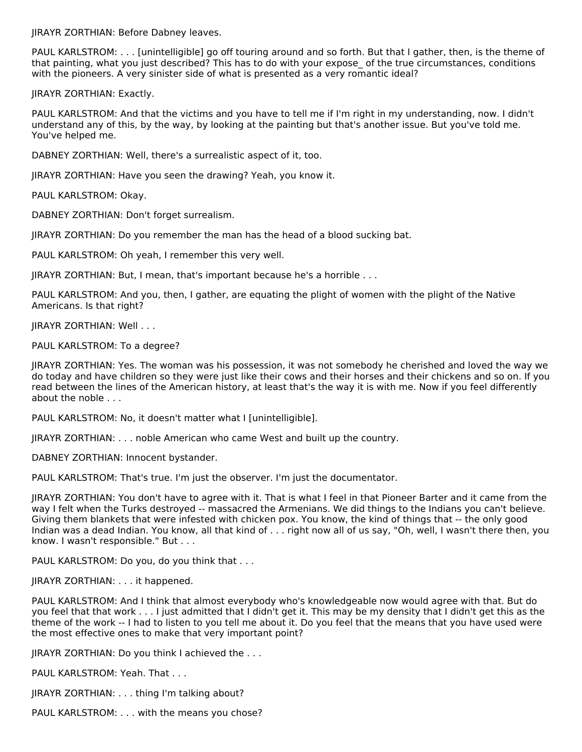JIRAYR ZORTHIAN: Before Dabney leaves.

PAUL KARLSTROM: . . . [unintelligible] go off touring around and so forth. But that I gather, then, is the theme of that painting, what you just described? This has to do with your expose_ of the true circumstances, conditions with the pioneers. A very sinister side of what is presented as a very romantic ideal?

JIRAYR ZORTHIAN: Exactly.

PAUL KARLSTROM: And that the victims and you have to tell me if I'm right in my understanding, now. I didn't understand any of this, by the way, by looking at the painting but that's another issue. But you've told me. You've helped me.

DABNEY ZORTHIAN: Well, there's a surrealistic aspect of it, too.

JIRAYR ZORTHIAN: Have you seen the drawing? Yeah, you know it.

PAUL KARLSTROM: Okay.

DABNEY ZORTHIAN: Don't forget surrealism.

JIRAYR ZORTHIAN: Do you remember the man has the head of a blood sucking bat.

PAUL KARLSTROM: Oh yeah, I remember this very well.

JIRAYR ZORTHIAN: But, I mean, that's important because he's a horrible . . .

PAUL KARLSTROM: And you, then, I gather, are equating the plight of women with the plight of the Native Americans. Is that right?

JIRAYR ZORTHIAN: Well . . .

PAUL KARLSTROM: To a degree?

JIRAYR ZORTHIAN: Yes. The woman was his possession, it was not somebody he cherished and loved the way we do today and have children so they were just like their cows and their horses and their chickens and so on. If you read between the lines of the American history, at least that's the way it is with me. Now if you feel differently about the noble . . .

PAUL KARLSTROM: No, it doesn't matter what I [unintelligible].

JIRAYR ZORTHIAN: . . . noble American who came West and built up the country.

DABNEY ZORTHIAN: Innocent bystander.

PAUL KARLSTROM: That's true. I'm just the observer. I'm just the documentator.

JIRAYR ZORTHIAN: You don't have to agree with it. That is what I feel in that Pioneer Barter and it came from the way I felt when the Turks destroyed -- massacred the Armenians. We did things to the Indians you can't believe. Giving them blankets that were infested with chicken pox. You know, the kind of things that -- the only good Indian was a dead Indian. You know, all that kind of . . . right now all of us say, "Oh, well, I wasn't there then, you know. I wasn't responsible." But . . .

PAUL KARLSTROM: Do you, do you think that . . .

JIRAYR ZORTHIAN: . . . it happened.

PAUL KARLSTROM: And I think that almost everybody who's knowledgeable now would agree with that. But do you feel that that work . . . I just admitted that I didn't get it. This may be my density that I didn't get this as the theme of the work -- I had to listen to you tell me about it. Do you feel that the means that you have used were the most effective ones to make that very important point?

JIRAYR ZORTHIAN: Do you think I achieved the . . .

PAUL KARLSTROM: Yeah. That . . .

JIRAYR ZORTHIAN: . . . thing I'm talking about?

PAUL KARLSTROM: . . . with the means you chose?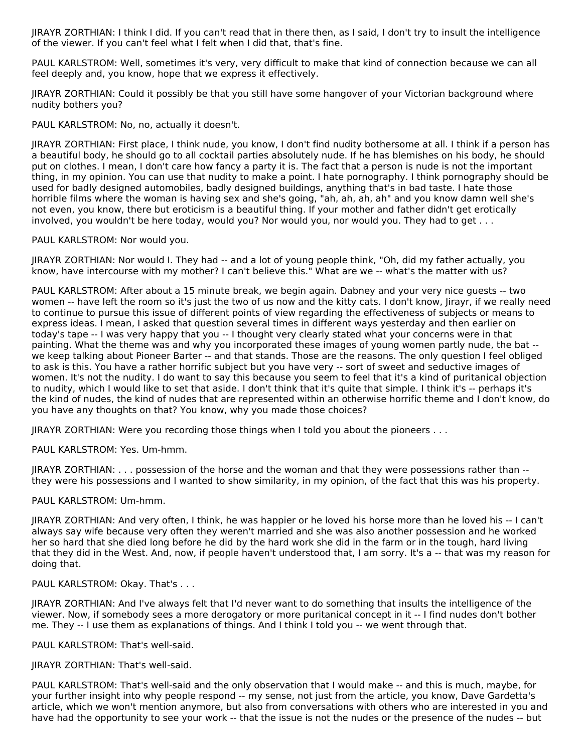JIRAYR ZORTHIAN: I think I did. If you can't read that in there then, as I said, I don't try to insult the intelligence of the viewer. If you can't feel what I felt when I did that, that's fine.

PAUL KARLSTROM: Well, sometimes it's very, very difficult to make that kind of connection because we can all feel deeply and, you know, hope that we express it effectively.

JIRAYR ZORTHIAN: Could it possibly be that you still have some hangover of your Victorian background where nudity bothers you?

PAUL KARLSTROM: No, no, actually it doesn't.

JIRAYR ZORTHIAN: First place, I think nude, you know, I don't find nudity bothersome at all. I think if a person has a beautiful body, he should go to all cocktail parties absolutely nude. If he has blemishes on his body, he should put on clothes. I mean, I don't care how fancy a party it is. The fact that a person is nude is not the important thing, in my opinion. You can use that nudity to make a point. I hate pornography. I think pornography should be used for badly designed automobiles, badly designed buildings, anything that's in bad taste. I hate those horrible films where the woman is having sex and she's going, "ah, ah, ah, ah" and you know damn well she's not even, you know, there but eroticism is a beautiful thing. If your mother and father didn't get erotically involved, you wouldn't be here today, would you? Nor would you, nor would you. They had to get . . .

PAUL KARLSTROM: Nor would you.

JIRAYR ZORTHIAN: Nor would I. They had -- and a lot of young people think, "Oh, did my father actually, you know, have intercourse with my mother? I can't believe this." What are we -- what's the matter with us?

PAUL KARLSTROM: After about a 15 minute break, we begin again. Dabney and your very nice guests -- two women -- have left the room so it's just the two of us now and the kitty cats. I don't know, Jirayr, if we really need to continue to pursue this issue of different points of view regarding the effectiveness of subjects or means to express ideas. I mean, I asked that question several times in different ways yesterday and then earlier on today's tape -- I was very happy that you -- I thought very clearly stated what your concerns were in that painting. What the theme was and why you incorporated these images of young women partly nude, the bat -- we keep talking about Pioneer Barter -- and that stands. Those are the reasons. The only question I feel obliged to ask is this. You have a rather horrific subject but you have very -- sort of sweet and seductive images of women. It's not the nudity. I do want to say this because you seem to feel that it's a kind of puritanical objection to nudity, which I would like to set that aside. I don't think that it's quite that simple. I think it's -- perhaps it's the kind of nudes, the kind of nudes that are represented within an otherwise horrific theme and I don't know, do you have any thoughts on that? You know, why you made those choices?

JIRAYR ZORTHIAN: Were you recording those things when I told you about the pioneers . . .

PAUL KARLSTROM: Yes. Um-hmm.

JIRAYR ZORTHIAN: . . . possession of the horse and the woman and that they were possessions rather than -- they were his possessions and I wanted to show similarity, in my opinion, of the fact that this was his property.

PAUL KARLSTROM: Um-hmm.

JIRAYR ZORTHIAN: And very often, I think, he was happier or he loved his horse more than he loved his -- I can't always say wife because very often they weren't married and she was also another possession and he worked her so hard that she died long before he did by the hard work she did in the farm or in the tough, hard living that they did in the West. And, now, if people haven't understood that, I am sorry. It's a -- that was my reason for doing that.

PAUL KARLSTROM: Okay. That's . . .

JIRAYR ZORTHIAN: And I've always felt that I'd never want to do something that insults the intelligence of the viewer. Now, if somebody sees a more derogatory or more puritanical concept in it -- I find nudes don't bother me. They -- I use them as explanations of things. And I think I told you -- we went through that.

PAUL KARLSTROM: That's well-said.

JIRAYR ZORTHIAN: That's well-said.

PAUL KARLSTROM: That's well-said and the only observation that I would make -- and this is much, maybe, for your further insight into why people respond -- my sense, not just from the article, you know, Dave Gardetta's article, which we won't mention anymore, but also from conversations with others who are interested in you and have had the opportunity to see your work -- that the issue is not the nudes or the presence of the nudes -- but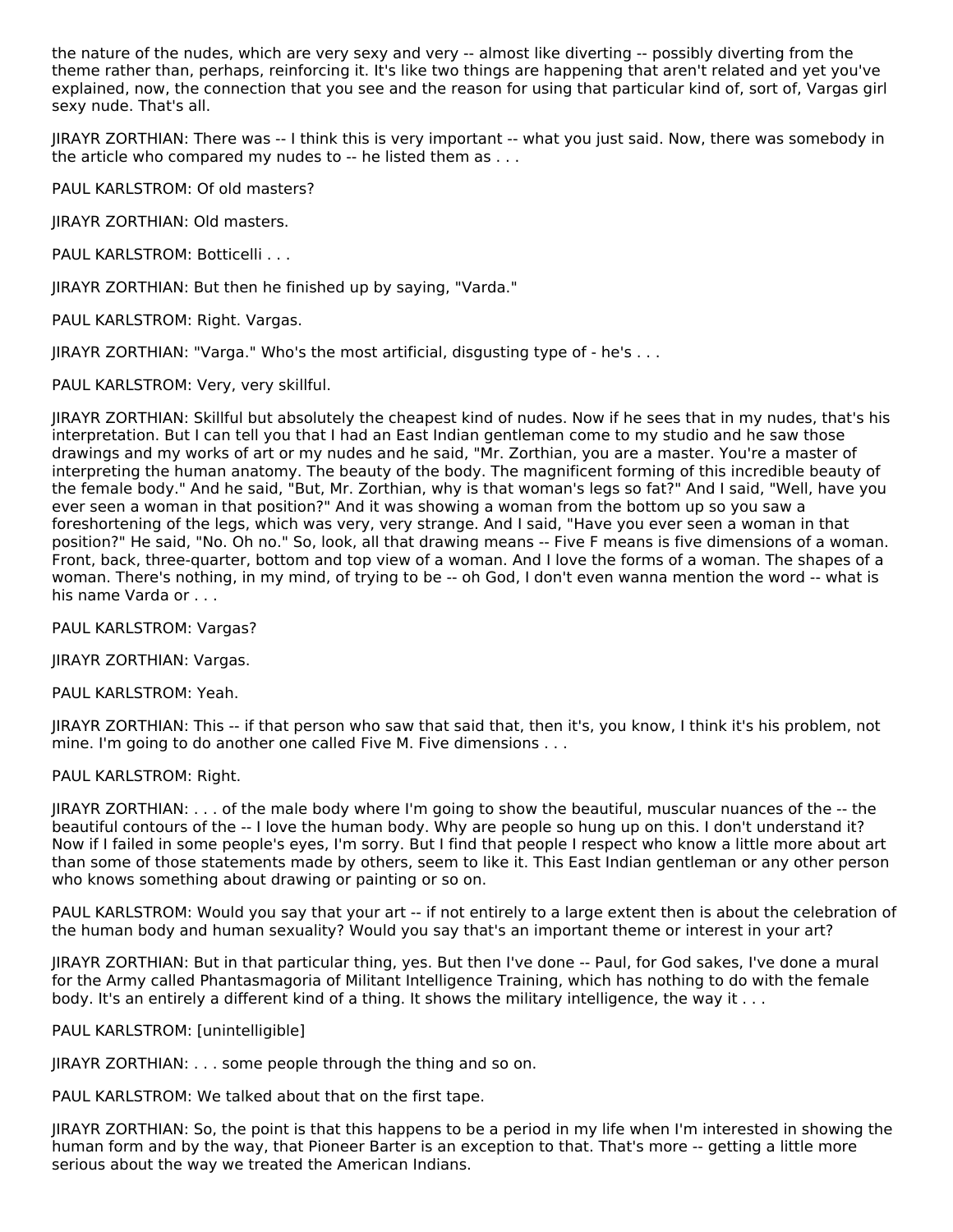the nature of the nudes, which are very sexy and very -- almost like diverting -- possibly diverting from the theme rather than, perhaps, reinforcing it. It's like two things are happening that aren't related and yet you've explained, now, the connection that you see and the reason for using that particular kind of, sort of, Vargas girl sexy nude. That's all.

JIRAYR ZORTHIAN: There was -- I think this is very important -- what you just said. Now, there was somebody in the article who compared my nudes to -- he listed them as . . .

PAUL KARLSTROM: Of old masters?

JIRAYR ZORTHIAN: Old masters.

PAUL KARLSTROM: Botticelli . . .

JIRAYR ZORTHIAN: But then he finished up by saying, "Varda."

PAUL KARLSTROM: Right. Vargas.

JIRAYR ZORTHIAN: "Varga." Who's the most artificial, disgusting type of - he's . . .

PAUL KARLSTROM: Very, very skillful.

JIRAYR ZORTHIAN: Skillful but absolutely the cheapest kind of nudes. Now if he sees that in my nudes, that's his interpretation. But I can tell you that I had an East Indian gentleman come to my studio and he saw those drawings and my works of art or my nudes and he said, "Mr. Zorthian, you are a master. You're a master of interpreting the human anatomy. The beauty of the body. The magnificent forming of this incredible beauty of the female body." And he said, "But, Mr. Zorthian, why is that woman's legs so fat?" And I said, "Well, have you ever seen a woman in that position?" And it was showing a woman from the bottom up so you saw a foreshortening of the legs, which was very, very strange. And I said, "Have you ever seen a woman in that position?" He said, "No. Oh no." So, look, all that drawing means -- Five F means is five dimensions of a woman. Front, back, three-quarter, bottom and top view of a woman. And I love the forms of a woman. The shapes of a woman. There's nothing, in my mind, of trying to be -- oh God, I don't even wanna mention the word -- what is his name Varda or . . .

PAUL KARLSTROM: Vargas?

JIRAYR ZORTHIAN: Vargas.

PAUL KARLSTROM: Yeah.

JIRAYR ZORTHIAN: This -- if that person who saw that said that, then it's, you know, I think it's his problem, not mine. I'm going to do another one called Five M. Five dimensions . . .

PAUL KARLSTROM: Right.

JIRAYR ZORTHIAN: . . . of the male body where I'm going to show the beautiful, muscular nuances of the -- the beautiful contours of the -- I love the human body. Why are people so hung up on this. I don't understand it? Now if I failed in some people's eyes, I'm sorry. But I find that people I respect who know a little more about art than some of those statements made by others, seem to like it. This East Indian gentleman or any other person who knows something about drawing or painting or so on.

PAUL KARLSTROM: Would you say that your art -- if not entirely to a large extent then is about the celebration of the human body and human sexuality? Would you say that's an important theme or interest in your art?

JIRAYR ZORTHIAN: But in that particular thing, yes. But then I've done -- Paul, for God sakes, I've done a mural for the Army called Phantasmagoria of Militant Intelligence Training, which has nothing to do with the female body. It's an entirely a different kind of a thing. It shows the military intelligence, the way it . . .

PAUL KARLSTROM: [unintelligible]

JIRAYR ZORTHIAN: . . . some people through the thing and so on.

PAUL KARLSTROM: We talked about that on the first tape.

JIRAYR ZORTHIAN: So, the point is that this happens to be a period in my life when I'm interested in showing the human form and by the way, that Pioneer Barter is an exception to that. That's more -- getting a little more serious about the way we treated the American Indians.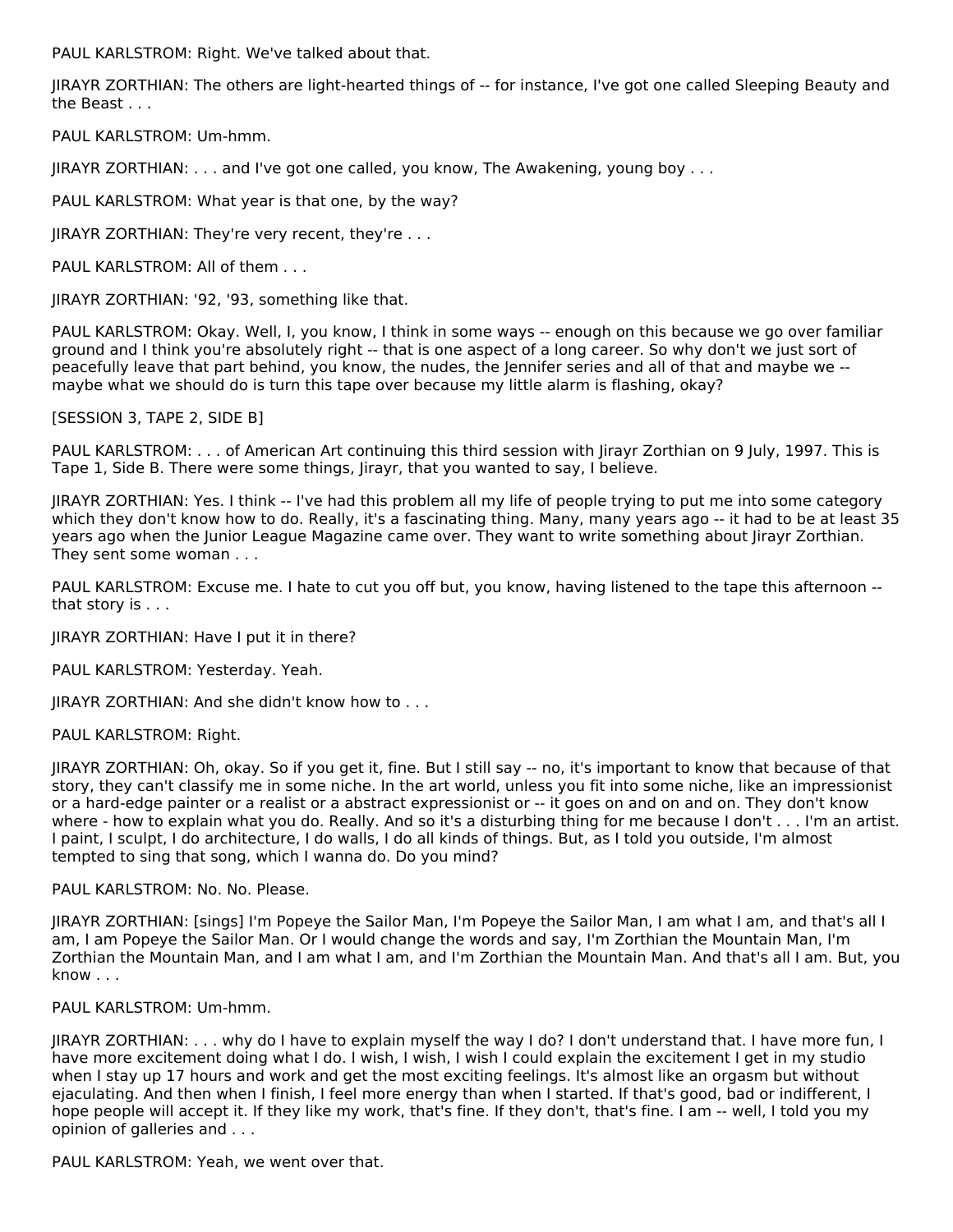PAUL KARLSTROM: Right. We've talked about that.

JIRAYR ZORTHIAN: The others are light-hearted things of -- for instance, I've got one called Sleeping Beauty and the Beast . . .

PAUL KARLSTROM: Um-hmm.

JIRAYR ZORTHIAN: . . . and I've got one called, you know, The Awakening, young boy . . .

PAUL KARLSTROM: What year is that one, by the way?

JIRAYR ZORTHIAN: They're very recent, they're . . .

PAUL KARLSTROM: All of them . . .

JIRAYR ZORTHIAN: '92, '93, something like that.

PAUL KARLSTROM: Okay. Well, I, you know, I think in some ways -- enough on this because we go over familiar ground and I think you're absolutely right -- that is one aspect of a long career. So why don't we just sort of peacefully leave that part behind, you know, the nudes, the Jennifer series and all of that and maybe we -- maybe what we should do is turn this tape over because my little alarm is flashing, okay?

[SESSION 3, TAPE 2, SIDE B]

PAUL KARLSTROM: . . . of American Art continuing this third session with Jirayr Zorthian on 9 July, 1997. This is Tape 1, Side B. There were some things, Jirayr, that you wanted to say, I believe.

JIRAYR ZORTHIAN: Yes. I think -- I've had this problem all my life of people trying to put me into some category which they don't know how to do. Really, it's a fascinating thing. Many, many years ago -- it had to be at least 35 years ago when the Junior League Magazine came over. They want to write something about Jirayr Zorthian. They sent some woman . . .

PAUL KARLSTROM: Excuse me. I hate to cut you off but, you know, having listened to the tape this afternoon -- that story is . . .

JIRAYR ZORTHIAN: Have I put it in there?

PAUL KARLSTROM: Yesterday. Yeah.

JIRAYR ZORTHIAN: And she didn't know how to . . .

PAUL KARLSTROM: Right.

JIRAYR ZORTHIAN: Oh, okay. So if you get it, fine. But I still say -- no, it's important to know that because of that story, they can't classify me in some niche. In the art world, unless you fit into some niche, like an impressionist or a hard-edge painter or a realist or a abstract expressionist or -- it goes on and on and on. They don't know where - how to explain what you do. Really. And so it's a disturbing thing for me because I don't . . . I'm an artist. I paint, I sculpt, I do architecture, I do walls, I do all kinds of things. But, as I told you outside, I'm almost tempted to sing that song, which I wanna do. Do you mind?

PAUL KARLSTROM: No. No. Please.

JIRAYR ZORTHIAN: [sings] I'm Popeye the Sailor Man, I'm Popeye the Sailor Man, I am what I am, and that's all I am, I am Popeye the Sailor Man. Or I would change the words and say, I'm Zorthian the Mountain Man, I'm Zorthian the Mountain Man, and I am what I am, and I'm Zorthian the Mountain Man. And that's all I am. But, you know . . .

PAUL KARLSTROM: Um-hmm.

JIRAYR ZORTHIAN: . . . why do I have to explain myself the way I do? I don't understand that. I have more fun, I have more excitement doing what I do. I wish, I wish, I wish I could explain the excitement I get in my studio when I stay up 17 hours and work and get the most exciting feelings. It's almost like an orgasm but without ejaculating. And then when I finish, I feel more energy than when I started. If that's good, bad or indifferent, I hope people will accept it. If they like my work, that's fine. If they don't, that's fine. I am -- well, I told you my opinion of galleries and . . .

PAUL KARLSTROM: Yeah, we went over that.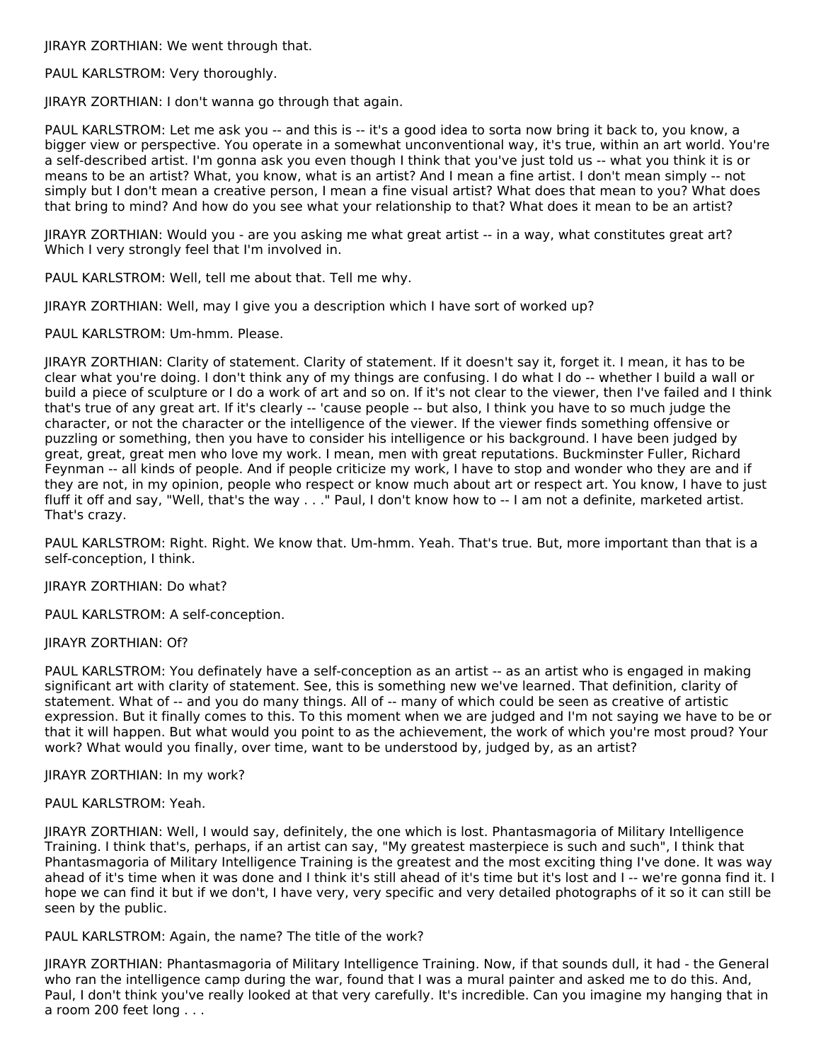JIRAYR ZORTHIAN: We went through that.

PAUL KARLSTROM: Very thoroughly.

JIRAYR ZORTHIAN: I don't wanna go through that again.

PAUL KARLSTROM: Let me ask you -- and this is -- it's a good idea to sorta now bring it back to, you know, a bigger view or perspective. You operate in a somewhat unconventional way, it's true, within an art world. You're a self-described artist. I'm gonna ask you even though I think that you've just told us -- what you think it is or means to be an artist? What, you know, what is an artist? And I mean a fine artist. I don't mean simply -- not simply but I don't mean a creative person, I mean a fine visual artist? What does that mean to you? What does that bring to mind? And how do you see what your relationship to that? What does it mean to be an artist?

JIRAYR ZORTHIAN: Would you - are you asking me what great artist -- in a way, what constitutes great art? Which I very strongly feel that I'm involved in.

PAUL KARLSTROM: Well, tell me about that. Tell me why.

JIRAYR ZORTHIAN: Well, may I give you a description which I have sort of worked up?

PAUL KARLSTROM: Um-hmm. Please.

JIRAYR ZORTHIAN: Clarity of statement. Clarity of statement. If it doesn't say it, forget it. I mean, it has to be clear what you're doing. I don't think any of my things are confusing. I do what I do -- whether I build a wall or build a piece of sculpture or I do a work of art and so on. If it's not clear to the viewer, then I've failed and I think that's true of any great art. If it's clearly -- 'cause people -- but also, I think you have to so much judge the character, or not the character or the intelligence of the viewer. If the viewer finds something offensive or puzzling or something, then you have to consider his intelligence or his background. I have been judged by great, great, great men who love my work. I mean, men with great reputations. Buckminster Fuller, Richard Feynman -- all kinds of people. And if people criticize my work, I have to stop and wonder who they are and if they are not, in my opinion, people who respect or know much about art or respect art. You know, I have to just fluff it off and say, "Well, that's the way . . ." Paul, I don't know how to -- I am not a definite, marketed artist. That's crazy.

PAUL KARLSTROM: Right. Right. We know that. Um-hmm. Yeah. That's true. But, more important than that is a self-conception, I think.

JIRAYR ZORTHIAN: Do what?

PAUL KARLSTROM: A self-conception.

JIRAYR ZORTHIAN: Of?

PAUL KARLSTROM: You definately have a self-conception as an artist -- as an artist who is engaged in making significant art with clarity of statement. See, this is something new we've learned. That definition, clarity of statement. What of -- and you do many things. All of -- many of which could be seen as creative of artistic expression. But it finally comes to this. To this moment when we are judged and I'm not saying we have to be or that it will happen. But what would you point to as the achievement, the work of which you're most proud? Your work? What would you finally, over time, want to be understood by, judged by, as an artist?

JIRAYR ZORTHIAN: In my work?

PAUL KARLSTROM: Yeah.

JIRAYR ZORTHIAN: Well, I would say, definitely, the one which is lost. Phantasmagoria of Military Intelligence Training. I think that's, perhaps, if an artist can say, "My greatest masterpiece is such and such", I think that Phantasmagoria of Military Intelligence Training is the greatest and the most exciting thing I've done. It was way ahead of it's time when it was done and I think it's still ahead of it's time but it's lost and I -- we're gonna find it. I hope we can find it but if we don't, I have very, very specific and very detailed photographs of it so it can still be seen by the public.

PAUL KARLSTROM: Again, the name? The title of the work?

JIRAYR ZORTHIAN: Phantasmagoria of Military Intelligence Training. Now, if that sounds dull, it had - the General who ran the intelligence camp during the war, found that I was a mural painter and asked me to do this. And, Paul, I don't think you've really looked at that very carefully. It's incredible. Can you imagine my hanging that in a room 200 feet long . . .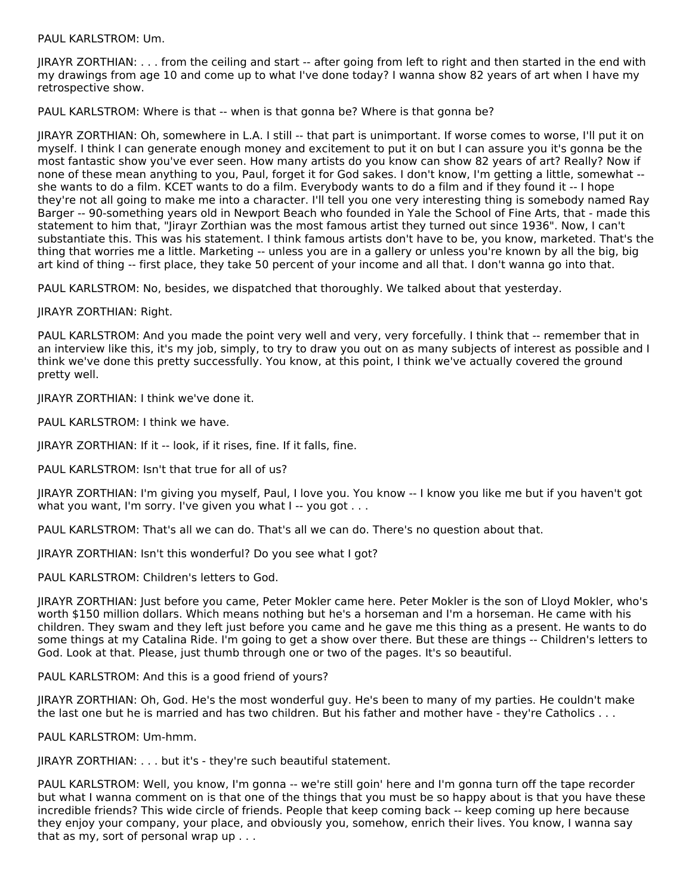PAUL KARLSTROM: Um.

JIRAYR ZORTHIAN: . . . from the ceiling and start -- after going from left to right and then started in the end with my drawings from age 10 and come up to what I've done today? I wanna show 82 years of art when I have my retrospective show.

PAUL KARLSTROM: Where is that -- when is that gonna be? Where is that gonna be?

JIRAYR ZORTHIAN: Oh, somewhere in L.A. I still -- that part is unimportant. If worse comes to worse, I'll put it on myself. I think I can generate enough money and excitement to put it on but I can assure you it's gonna be the most fantastic show you've ever seen. How many artists do you know can show 82 years of art? Really? Now if none of these mean anything to you, Paul, forget it for God sakes. I don't know, I'm getting a little, somewhat -- she wants to do a film. KCET wants to do a film. Everybody wants to do a film and if they found it -- I hope they're not all going to make me into a character. I'll tell you one very interesting thing is somebody named Ray Barger -- 90-something years old in Newport Beach who founded in Yale the School of Fine Arts, that - made this statement to him that, "Jirayr Zorthian was the most famous artist they turned out since 1936". Now, I can't substantiate this. This was his statement. I think famous artists don't have to be, you know, marketed. That's the thing that worries me a little. Marketing -- unless you are in a gallery or unless you're known by all the big, big art kind of thing -- first place, they take 50 percent of your income and all that. I don't wanna go into that.

PAUL KARLSTROM: No, besides, we dispatched that thoroughly. We talked about that yesterday.

JIRAYR ZORTHIAN: Right.

PAUL KARLSTROM: And you made the point very well and very, very forcefully. I think that -- remember that in an interview like this, it's my job, simply, to try to draw you out on as many subjects of interest as possible and I think we've done this pretty successfully. You know, at this point, I think we've actually covered the ground pretty well.

JIRAYR ZORTHIAN: I think we've done it.

PAUL KARLSTROM: I think we have.

JIRAYR ZORTHIAN: If it -- look, if it rises, fine. If it falls, fine.

PAUL KARLSTROM: Isn't that true for all of us?

JIRAYR ZORTHIAN: I'm giving you myself, Paul, I love you. You know -- I know you like me but if you haven't got what you want, I'm sorry. I've given you what I -- you got . . .

PAUL KARLSTROM: That's all we can do. That's all we can do. There's no question about that.

JIRAYR ZORTHIAN: Isn't this wonderful? Do you see what I got?

PAUL KARLSTROM: Children's letters to God.

JIRAYR ZORTHIAN: Just before you came, Peter Mokler came here. Peter Mokler is the son of Lloyd Mokler, who's worth $150 million dollars. Which means nothing but he's a horseman and I'm a horseman. He came with his children. They swam and they left just before you came and he gave me this thing as a present. He wants to do some things at my Catalina Ride. I'm going to get a show over there. But these are things -- Children's letters to God. Look at that. Please, just thumb through one or two of the pages. It's so beautiful.

PAUL KARLSTROM: And this is a good friend of yours?

JIRAYR ZORTHIAN: Oh, God. He's the most wonderful guy. He's been to many of my parties. He couldn't make the last one but he is married and has two children. But his father and mother have - they're Catholics . . .

PAUL KARLSTROM: Um-hmm.

JIRAYR ZORTHIAN: . . . but it's - they're such beautiful statement.

PAUL KARLSTROM: Well, you know, I'm gonna -- we're still goin' here and I'm gonna turn off the tape recorder but what I wanna comment on is that one of the things that you must be so happy about is that you have these incredible friends? This wide circle of friends. People that keep coming back -- keep coming up here because they enjoy your company, your place, and obviously you, somehow, enrich their lives. You know, I wanna say that as my, sort of personal wrap up . . .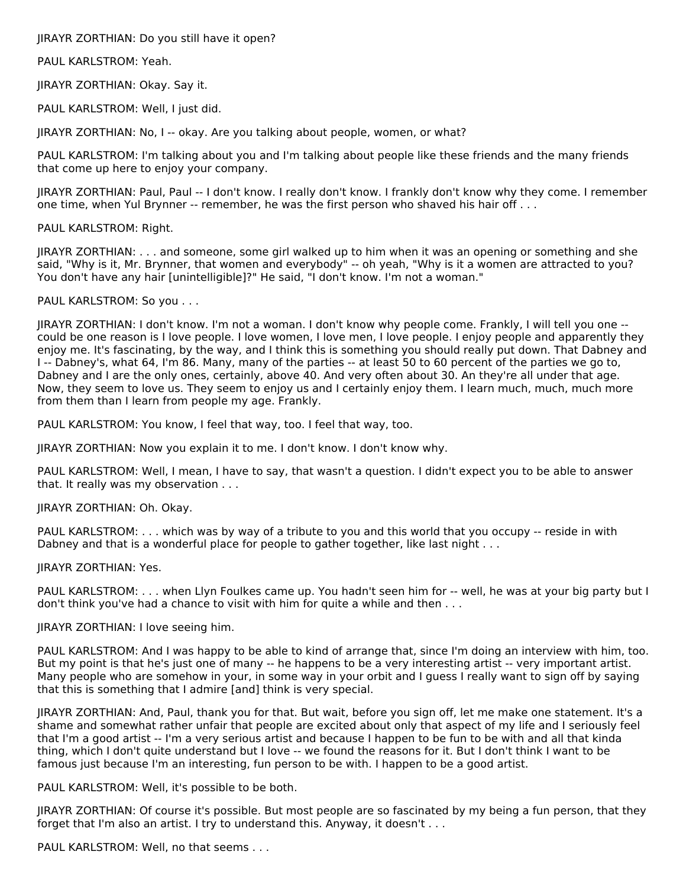JIRAYR ZORTHIAN: Do you still have it open?

PAUL KARLSTROM: Yeah.

JIRAYR ZORTHIAN: Okay. Say it.

PAUL KARLSTROM: Well, I just did.

JIRAYR ZORTHIAN: No, I -- okay. Are you talking about people, women, or what?

PAUL KARLSTROM: I'm talking about you and I'm talking about people like these friends and the many friends that come up here to enjoy your company.

JIRAYR ZORTHIAN: Paul, Paul -- I don't know. I really don't know. I frankly don't know why they come. I remember one time, when Yul Brynner -- remember, he was the first person who shaved his hair off . . .

PAUL KARLSTROM: Right.

JIRAYR ZORTHIAN: . . . and someone, some girl walked up to him when it was an opening or something and she said, "Why is it, Mr. Brynner, that women and everybody" -- oh yeah, "Why is it a women are attracted to you? You don't have any hair [unintelligible]?" He said, "I don't know. I'm not a woman."

PAUL KARLSTROM: So you . . .

JIRAYR ZORTHIAN: I don't know. I'm not a woman. I don't know why people come. Frankly, I will tell you one -- could be one reason is I love people. I love women, I love men, I love people. I enjoy people and apparently they enjoy me. It's fascinating, by the way, and I think this is something you should really put down. That Dabney and I -- Dabney's, what 64, I'm 86. Many, many of the parties -- at least 50 to 60 percent of the parties we go to, Dabney and I are the only ones, certainly, above 40. And very often about 30. An they're all under that age. Now, they seem to love us. They seem to enjoy us and I certainly enjoy them. I learn much, much, much more from them than I learn from people my age. Frankly.

PAUL KARLSTROM: You know, I feel that way, too. I feel that way, too.

JIRAYR ZORTHIAN: Now you explain it to me. I don't know. I don't know why.

PAUL KARLSTROM: Well, I mean, I have to say, that wasn't a question. I didn't expect you to be able to answer that. It really was my observation . . .

JIRAYR ZORTHIAN: Oh. Okay.

PAUL KARLSTROM: . . . which was by way of a tribute to you and this world that you occupy -- reside in with Dabney and that is a wonderful place for people to gather together, like last night . . .

JIRAYR ZORTHIAN: Yes.

PAUL KARLSTROM: . . . when Llyn Foulkes came up. You hadn't seen him for -- well, he was at your big party but I don't think you've had a chance to visit with him for quite a while and then . . .

JIRAYR ZORTHIAN: I love seeing him.

PAUL KARLSTROM: And I was happy to be able to kind of arrange that, since I'm doing an interview with him, too. But my point is that he's just one of many -- he happens to be a very interesting artist -- very important artist. Many people who are somehow in your, in some way in your orbit and I guess I really want to sign off by saying that this is something that I admire [and] think is very special.

JIRAYR ZORTHIAN: And, Paul, thank you for that. But wait, before you sign off, let me make one statement. It's a shame and somewhat rather unfair that people are excited about only that aspect of my life and I seriously feel that I'm a good artist -- I'm a very serious artist and because I happen to be fun to be with and all that kinda thing, which I don't quite understand but I love -- we found the reasons for it. But I don't think I want to be famous just because I'm an interesting, fun person to be with. I happen to be a good artist.

PAUL KARLSTROM: Well, it's possible to be both.

JIRAYR ZORTHIAN: Of course it's possible. But most people are so fascinated by my being a fun person, that they forget that I'm also an artist. I try to understand this. Anyway, it doesn't . . .

PAUL KARLSTROM: Well, no that seems . . .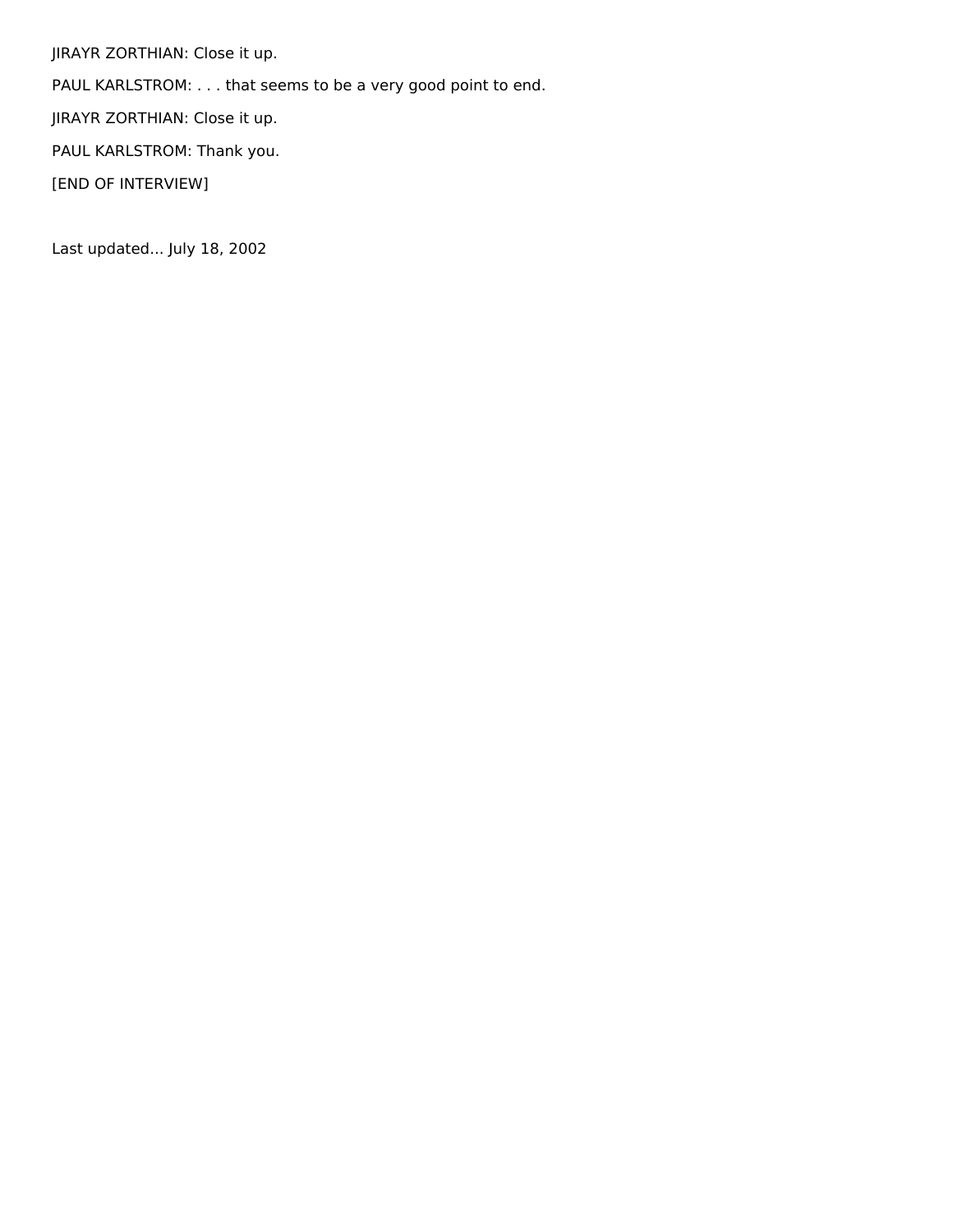JIRAYR ZORTHIAN: Close it up.

PAUL KARLSTROM: . . . that seems to be a very good point to end.

JIRAYR ZORTHIAN: Close it up.

PAUL KARLSTROM: Thank you.

[END OF INTERVIEW]

Last updated... July 18, 2002